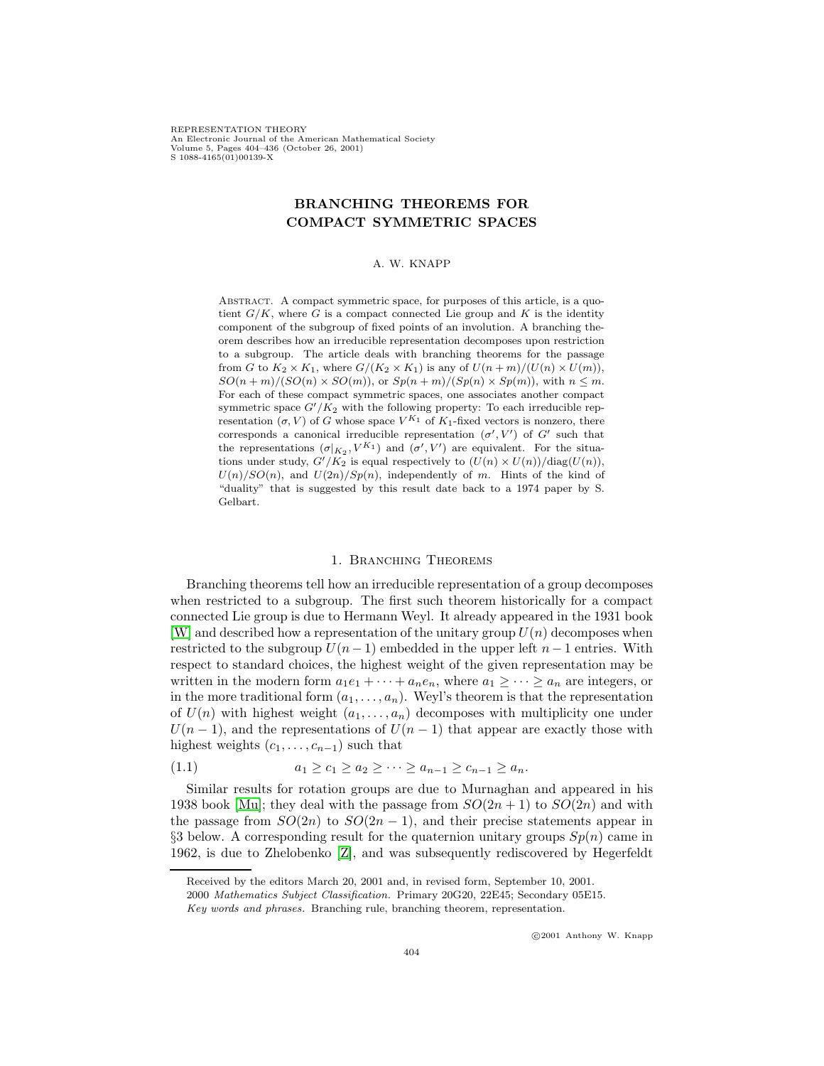REPRESENTATION THEORY
An Electronic Journal of the American Mathematical Society
Volume 5, Pages 404–436 (October 26, 2001)
S 1088-4165(01)00139-X

# BRANCHING THEOREMS FOR COMPACT SYMMETRIC SPACES

A. W. KNAPP

Abstract. A compact symmetric space, for purposes of this article, is a quotient $G/K$, where $G$ is a compact connected Lie group and $K$ is the identity component of the subgroup of fixed points of an involution. A branching theorem describes how an irreducible representation decomposes upon restriction to a subgroup. The article deals with branching theorems for the passage from $G$ to $K_2 \times K_1$, where $G/(K_2 \times K_1)$ is any of $U(n+m)/(U(n) \times U(m))$, $SO(n+m)/(SO(n) \times SO(m))$, or $Sp(n+m)/(Sp(n) \times Sp(m))$, with $n \leq m$. For each of these compact symmetric spaces, one associates another compact symmetric space $G'/K_2$ with the following property: To each irreducible representation $(\sigma, V)$ of $G$ whose space $V^{K_1}$ of $K_1$-fixed vectors is nonzero, there corresponds a canonical irreducible representation $(\sigma', V')$ of $G'$ such that the representations $(\sigma|_{K_2}, V^{K_1})$ and $(\sigma', V')$ are equivalent. For the situations under study, $G'/K_2$ is equal respectively to $(U(n) \times U(n))/\mathrm{diag}(U(n))$, $U(n)/SO(n)$, and $U(2n)/Sp(n)$, independently of $m$. Hints of the kind of "duality" that is suggested by this result date back to a 1974 paper by S. Gelbart.

## 1. Branching Theorems

Branching theorems tell how an irreducible representation of a group decomposes when restricted to a subgroup. The first such theorem historically for a compact connected Lie group is due to Hermann Weyl. It already appeared in the 1931 book [W] and described how a representation of the unitary group $U(n)$ decomposes when restricted to the subgroup $U(n-1)$ embedded in the upper left $n-1$ entries. With respect to standard choices, the highest weight of the given representation may be written in the modern form $a_1e_1 + \cdots + a_ne_n$, where $a_1 \geq \cdots \geq a_n$ are integers, or in the more traditional form $(a_1, \ldots, a_n)$. Weyl's theorem is that the representation of $U(n)$ with highest weight $(a_1, \ldots, a_n)$ decomposes with multiplicity one under $U(n-1)$, and the representations of $U(n-1)$ that appear are exactly those with highest weights $(c_1, \ldots, c_{n-1})$ such that

$$a_1 \geq c_1 \geq a_2 \geq \cdots \geq a_{n-1} \geq c_{n-1} \geq a_n. \tag{1.1}$$

Similar results for rotation groups are due to Murnaghan and appeared in his 1938 book [Mu]; they deal with the passage from $SO(2n+1)$ to $SO(2n)$ and with the passage from $SO(2n)$ to $SO(2n-1)$, and their precise statements appear in §3 below. A corresponding result for the quaternion unitary groups $Sp(n)$ came in 1962, is due to Zhelobenko [Z], and was subsequently rediscovered by Hegerfeldt

Received by the editors March 20, 2001 and, in revised form, September 10, 2001.

2000 *Mathematics Subject Classification.* Primary 20G20, 22E45; Secondary 05E15.

*Key words and phrases.* Branching rule, branching theorem, representation.

©2001 Anthony W. Knapp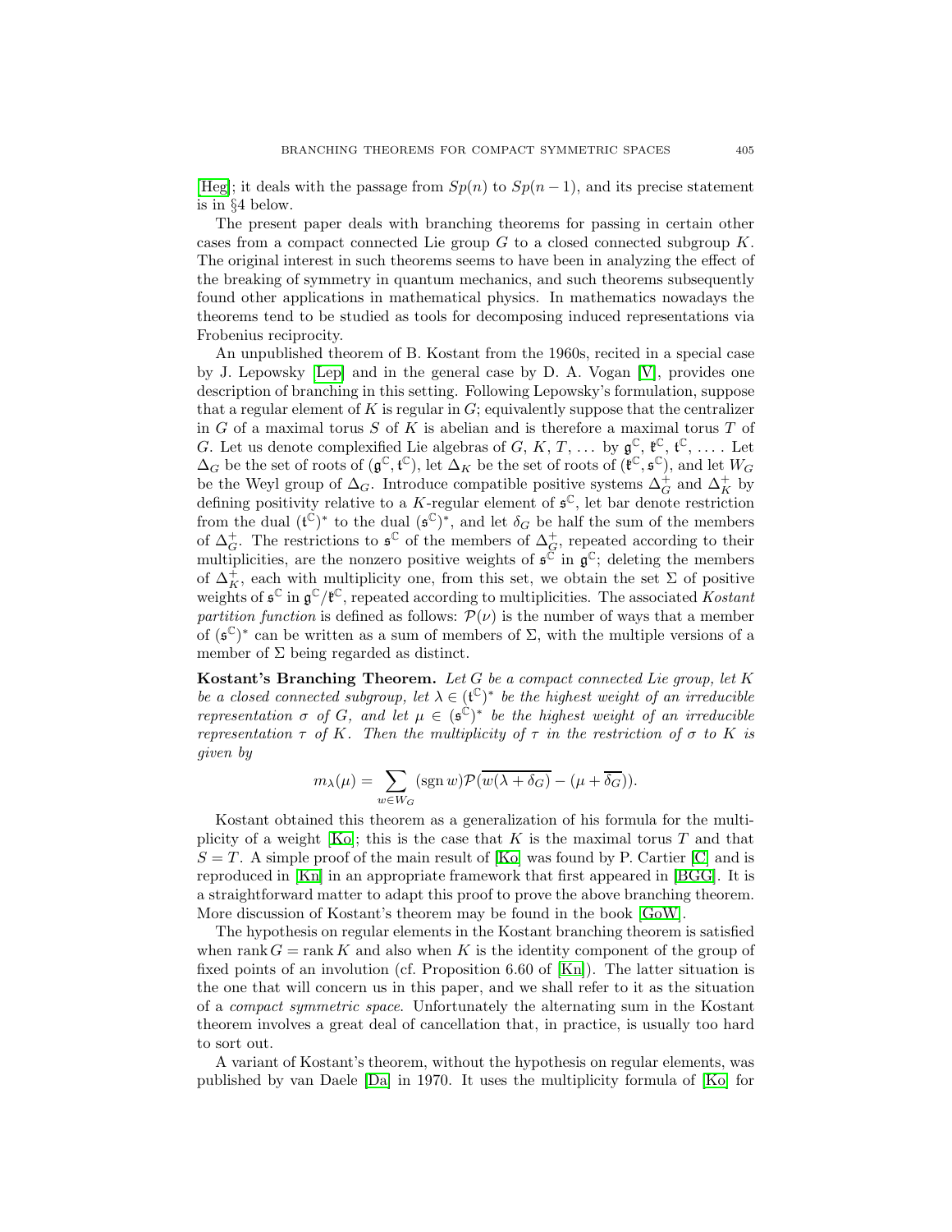[Heg]; it deals with the passage from $Sp(n)$ to $Sp(n-1)$, and its precise statement is in §4 below.

The present paper deals with branching theorems for passing in certain other cases from a compact connected Lie group $G$ to a closed connected subgroup $K$. The original interest in such theorems seems to have been in analyzing the effect of the breaking of symmetry in quantum mechanics, and such theorems subsequently found other applications in mathematical physics. In mathematics nowadays the theorems tend to be studied as tools for decomposing induced representations via Frobenius reciprocity.

An unpublished theorem of B. Kostant from the 1960s, recited in a special case by J. Lepowsky [Lep] and in the general case by D. A. Vogan [V], provides one description of branching in this setting. Following Lepowsky's formulation, suppose that a regular element of $K$ is regular in $G$; equivalently suppose that the centralizer in $G$ of a maximal torus $S$ of $K$ is abelian and is therefore a maximal torus $T$ of $G$. Let us denote complexified Lie algebras of $G$, $K$, $T$, ... by $\mathfrak{g}^{\mathbb{C}}$, $\mathfrak{k}^{\mathbb{C}}$, $\mathfrak{t}^{\mathbb{C}}$, ... . Let $\Delta_G$ be the set of roots of $(\mathfrak{g}^{\mathbb{C}}, \mathfrak{t}^{\mathbb{C}})$, let $\Delta_K$ be the set of roots of $(\mathfrak{k}^{\mathbb{C}}, \mathfrak{s}^{\mathbb{C}})$, and let $W_G$ be the Weyl group of $\Delta_G$. Introduce compatible positive systems $\Delta_G^+$ and $\Delta_K^+$ by defining positivity relative to a $K$-regular element of $\mathfrak{s}^{\mathbb{C}}$, let bar denote restriction from the dual $(\mathfrak{t}^{\mathbb{C}})^*$ to the dual $(\mathfrak{s}^{\mathbb{C}})^*$, and let $\delta_G$ be half the sum of the members of $\Delta_G^+$. The restrictions to $\mathfrak{s}^{\mathbb{C}}$ of the members of $\Delta_G^+$, repeated according to their multiplicities, are the nonzero positive weights of $\mathfrak{s}^{\mathbb{C}}$ in $\mathfrak{g}^{\mathbb{C}}$; deleting the members of $\Delta_K^+$, each with multiplicity one, from this set, we obtain the set $\Sigma$ of positive weights of $\mathfrak{s}^{\mathbb{C}}$ in $\mathfrak{g}^{\mathbb{C}}/\mathfrak{k}^{\mathbb{C}}$, repeated according to multiplicities. The associated *Kostant partition function* is defined as follows: $\mathcal{P}(\nu)$ is the number of ways that a member of $(\mathfrak{s}^{\mathbb{C}})^*$ can be written as a sum of members of $\Sigma$, with the multiple versions of a member of $\Sigma$ being regarded as distinct.

**Kostant's Branching Theorem.** *Let $G$ be a compact connected Lie group, let $K$ be a closed connected subgroup, let $\lambda \in (\mathfrak{t}^{\mathbb{C}})^*$ be the highest weight of an irreducible representation $\sigma$ of $G$, and let $\mu \in (\mathfrak{s}^{\mathbb{C}})^*$ be the highest weight of an irreducible representation $\tau$ of $K$. Then the multiplicity of $\tau$ in the restriction of $\sigma$ to $K$ is given by*

$$m_\lambda(\mu) = \sum_{w \in W_G} (\operatorname{sgn} w) \mathcal{P}(\overline{w(\lambda + \delta_G)} - (\mu + \overline{\delta_G})).$$

Kostant obtained this theorem as a generalization of his formula for the multiplicity of a weight [Ko]; this is the case that $K$ is the maximal torus $T$ and that $S = T$. A simple proof of the main result of [Ko] was found by P. Cartier [C] and is reproduced in [Kn] in an appropriate framework that first appeared in [BGG]. It is a straightforward matter to adapt this proof to prove the above branching theorem. More discussion of Kostant's theorem may be found in the book [GoW].

The hypothesis on regular elements in the Kostant branching theorem is satisfied when $\operatorname{rank} G = \operatorname{rank} K$ and also when $K$ is the identity component of the group of fixed points of an involution (cf. Proposition 6.60 of [Kn]). The latter situation is the one that will concern us in this paper, and we shall refer to it as the situation of a *compact symmetric space*. Unfortunately the alternating sum in the Kostant theorem involves a great deal of cancellation that, in practice, is usually too hard to sort out.

A variant of Kostant's theorem, without the hypothesis on regular elements, was published by van Daele [Da] in 1970. It uses the multiplicity formula of [Ko] for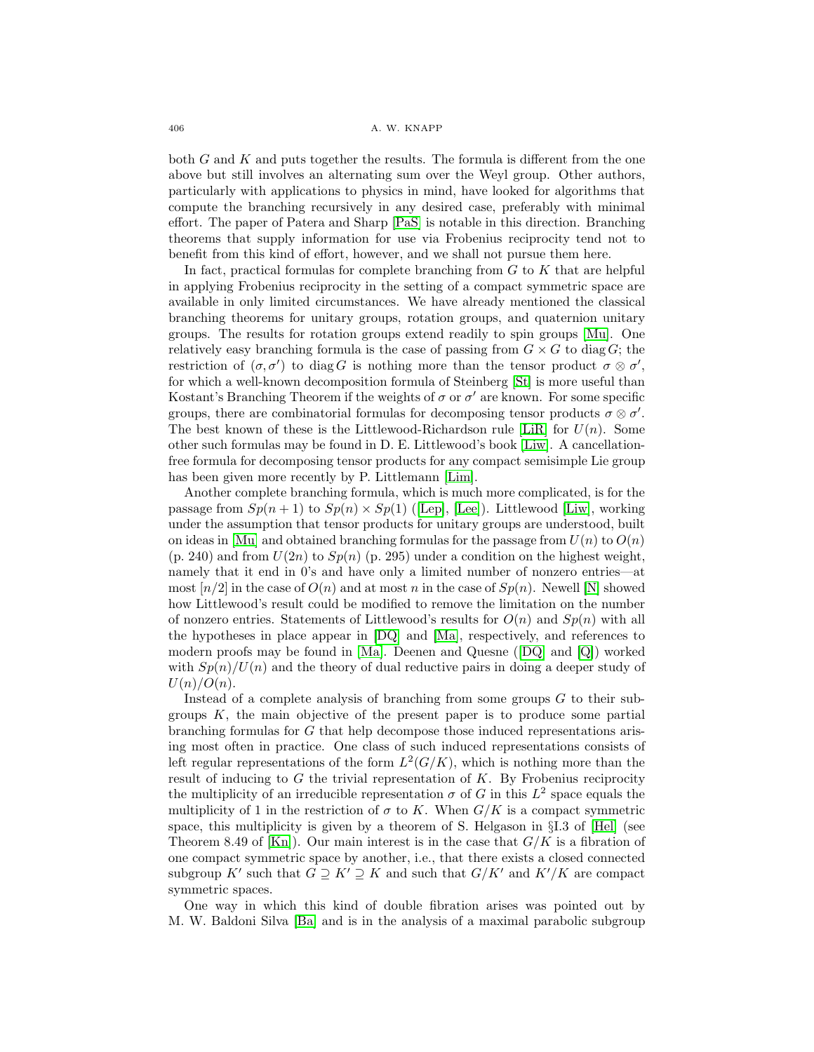both $G$ and $K$ and puts together the results. The formula is different from the one above but still involves an alternating sum over the Weyl group. Other authors, particularly with applications to physics in mind, have looked for algorithms that compute the branching recursively in any desired case, preferably with minimal effort. The paper of Patera and Sharp [PaS] is notable in this direction. Branching theorems that supply information for use via Frobenius reciprocity tend not to benefit from this kind of effort, however, and we shall not pursue them here.

In fact, practical formulas for complete branching from $G$ to $K$ that are helpful in applying Frobenius reciprocity in the setting of a compact symmetric space are available in only limited circumstances. We have already mentioned the classical branching theorems for unitary groups, rotation groups, and quaternion unitary groups. The results for rotation groups extend readily to spin groups [Mu]. One relatively easy branching formula is the case of passing from $G \times G$ to $\operatorname{diag} G$; the restriction of $(\sigma, \sigma')$ to $\operatorname{diag} G$ is nothing more than the tensor product $\sigma \otimes \sigma'$, for which a well-known decomposition formula of Steinberg [St] is more useful than Kostant's Branching Theorem if the weights of $\sigma$ or $\sigma'$ are known. For some specific groups, there are combinatorial formulas for decomposing tensor products $\sigma \otimes \sigma'$. The best known of these is the Littlewood-Richardson rule [LiR] for $U(n)$. Some other such formulas may be found in D. E. Littlewood's book [Liw]. A cancellation-free formula for decomposing tensor products for any compact semisimple Lie group has been given more recently by P. Littlemann [Lim].

Another complete branching formula, which is much more complicated, is for the passage from $Sp(n+1)$ to $Sp(n) \times Sp(1)$ ([Lep], [Lee]). Littlewood [Liw], working under the assumption that tensor products for unitary groups are understood, built on ideas in [Mu] and obtained branching formulas for the passage from $U(n)$ to $O(n)$ (p. 240) and from $U(2n)$ to $Sp(n)$ (p. 295) under a condition on the highest weight, namely that it end in 0's and have only a limited number of nonzero entries—at most $[n/2]$ in the case of $O(n)$ and at most $n$ in the case of $Sp(n)$. Newell [N] showed how Littlewood's result could be modified to remove the limitation on the number of nonzero entries. Statements of Littlewood's results for $O(n)$ and $Sp(n)$ with all the hypotheses in place appear in [DQ] and [Ma], respectively, and references to modern proofs may be found in [Ma]. Deenen and Quesne ([DQ] and [Q]) worked with $Sp(n)/U(n)$ and the theory of dual reductive pairs in doing a deeper study of $U(n)/O(n)$.

Instead of a complete analysis of branching from some groups $G$ to their subgroups $K$, the main objective of the present paper is to produce some partial branching formulas for $G$ that help decompose those induced representations arising most often in practice. One class of such induced representations consists of left regular representations of the form $L^2(G/K)$, which is nothing more than the result of inducing to $G$ the trivial representation of $K$. By Frobenius reciprocity the multiplicity of an irreducible representation $\sigma$ of $G$ in this $L^2$ space equals the multiplicity of 1 in the restriction of $\sigma$ to $K$. When $G/K$ is a compact symmetric space, this multiplicity is given by a theorem of S. Helgason in §I.3 of [Hel] (see Theorem 8.49 of [Kn]). Our main interest is in the case that $G/K$ is a fibration of one compact symmetric space by another, i.e., that there exists a closed connected subgroup $K'$ such that $G \supseteq K' \supseteq K$ and such that $G/K'$ and $K'/K$ are compact symmetric spaces.

One way in which this kind of double fibration arises was pointed out by M. W. Baldoni Silva [Ba] and is in the analysis of a maximal parabolic subgroup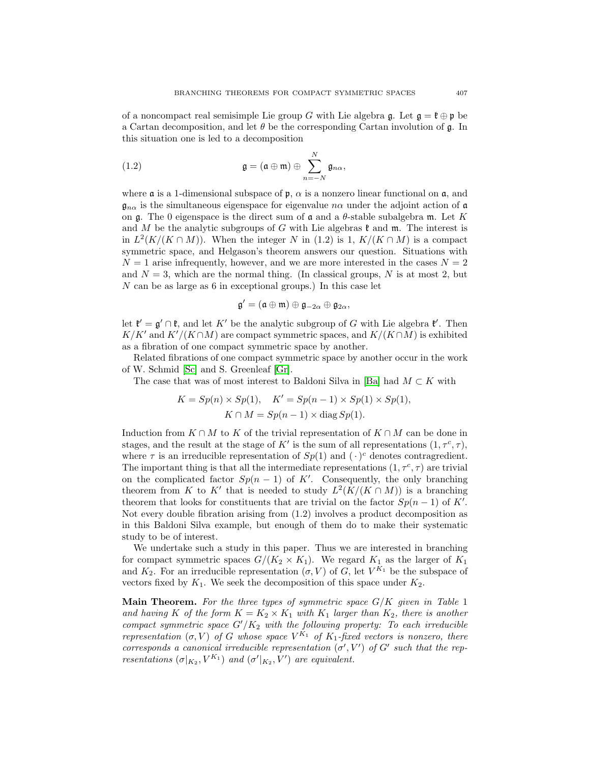of a noncompact real semisimple Lie group $G$ with Lie algebra $\mathfrak{g}$. Let $\mathfrak{g} = \mathfrak{k} \oplus \mathfrak{p}$ be a Cartan decomposition, and let $\theta$ be the corresponding Cartan involution of $\mathfrak{g}$. In this situation one is led to a decomposition

$$\mathfrak{g} = (\mathfrak{a} \oplus \mathfrak{m}) \oplus \sum_{n=-N}^{N} \mathfrak{g}_{n\alpha}, \tag{1.2}$$

where $\mathfrak{a}$ is a 1-dimensional subspace of $\mathfrak{p}$, $\alpha$ is a nonzero linear functional on $\mathfrak{a}$, and $\mathfrak{g}_{n\alpha}$ is the simultaneous eigenspace for eigenvalue $n\alpha$ under the adjoint action of $\mathfrak{a}$ on $\mathfrak{g}$. The 0 eigenspace is the direct sum of $\mathfrak{a}$ and a $\theta$-stable subalgebra $\mathfrak{m}$. Let $K$ and $M$ be the analytic subgroups of $G$ with Lie algebras $\mathfrak{k}$ and $\mathfrak{m}$. The interest is in $L^2(K/(K \cap M))$. When the integer $N$ in (1.2) is 1, $K/(K \cap M)$ is a compact symmetric space, and Helgason's theorem answers our question. Situations with $N = 1$ arise infrequently, however, and we are more interested in the cases $N = 2$ and $N = 3$, which are the normal thing. (In classical groups, $N$ is at most 2, but $N$ can be as large as 6 in exceptional groups.) In this case let

$$\mathfrak{g}' = (\mathfrak{a} \oplus \mathfrak{m}) \oplus \mathfrak{g}_{-2\alpha} \oplus \mathfrak{g}_{2\alpha},$$

let $\mathfrak{k}' = \mathfrak{g}' \cap \mathfrak{k}$, and let $K'$ be the analytic subgroup of $G$ with Lie algebra $\mathfrak{k}'$. Then $K/K'$ and $K'/(K \cap M)$ are compact symmetric spaces, and $K/(K \cap M)$ is exhibited as a fibration of one compact symmetric space by another.

Related fibrations of one compact symmetric space by another occur in the work of W. Schmid [Sc] and S. Greenleaf [Gr].

The case that was of most interest to Baldoni Silva in [Ba] had $M \subset K$ with

$$K = Sp(n) \times Sp(1), \quad K' = Sp(n-1) \times Sp(1) \times Sp(1),$$
$$K \cap M = Sp(n-1) \times \operatorname{diag} Sp(1).$$

Induction from $K \cap M$ to $K$ of the trivial representation of $K \cap M$ can be done in stages, and the result at the stage of $K'$ is the sum of all representations $(1, \tau^c, \tau)$, where $\tau$ is an irreducible representation of $Sp(1)$ and $(\,\cdot\,)^c$ denotes contragredient. The important thing is that all the intermediate representations $(1, \tau^c, \tau)$ are trivial on the complicated factor $Sp(n-1)$ of $K'$. Consequently, the only branching theorem from $K$ to $K'$ that is needed to study $L^2(K/(K \cap M))$ is a branching theorem that looks for constituents that are trivial on the factor $Sp(n-1)$ of $K'$. Not every double fibration arising from (1.2) involves a product decomposition as in this Baldoni Silva example, but enough of them do to make their systematic study to be of interest.

We undertake such a study in this paper. Thus we are interested in branching for compact symmetric spaces $G/(K_2 \times K_1)$. We regard $K_1$ as the larger of $K_1$ and $K_2$. For an irreducible representation $(\sigma, V)$ of $G$, let $V^{K_1}$ be the subspace of vectors fixed by $K_1$. We seek the decomposition of this space under $K_2$.

**Main Theorem.** *For the three types of symmetric space $G/K$ given in Table 1 and having $K$ of the form $K = K_2 \times K_1$ with $K_1$ larger than $K_2$, there is another compact symmetric space $G'/K_2$ with the following property: To each irreducible representation $(\sigma, V)$ of $G$ whose space $V^{K_1}$ of $K_1$-fixed vectors is nonzero, there corresponds a canonical irreducible representation $(\sigma', V')$ of $G'$ such that the representations $(\sigma|_{K_2}, V^{K_1})$ and $(\sigma'|_{K_2}, V')$ are equivalent.*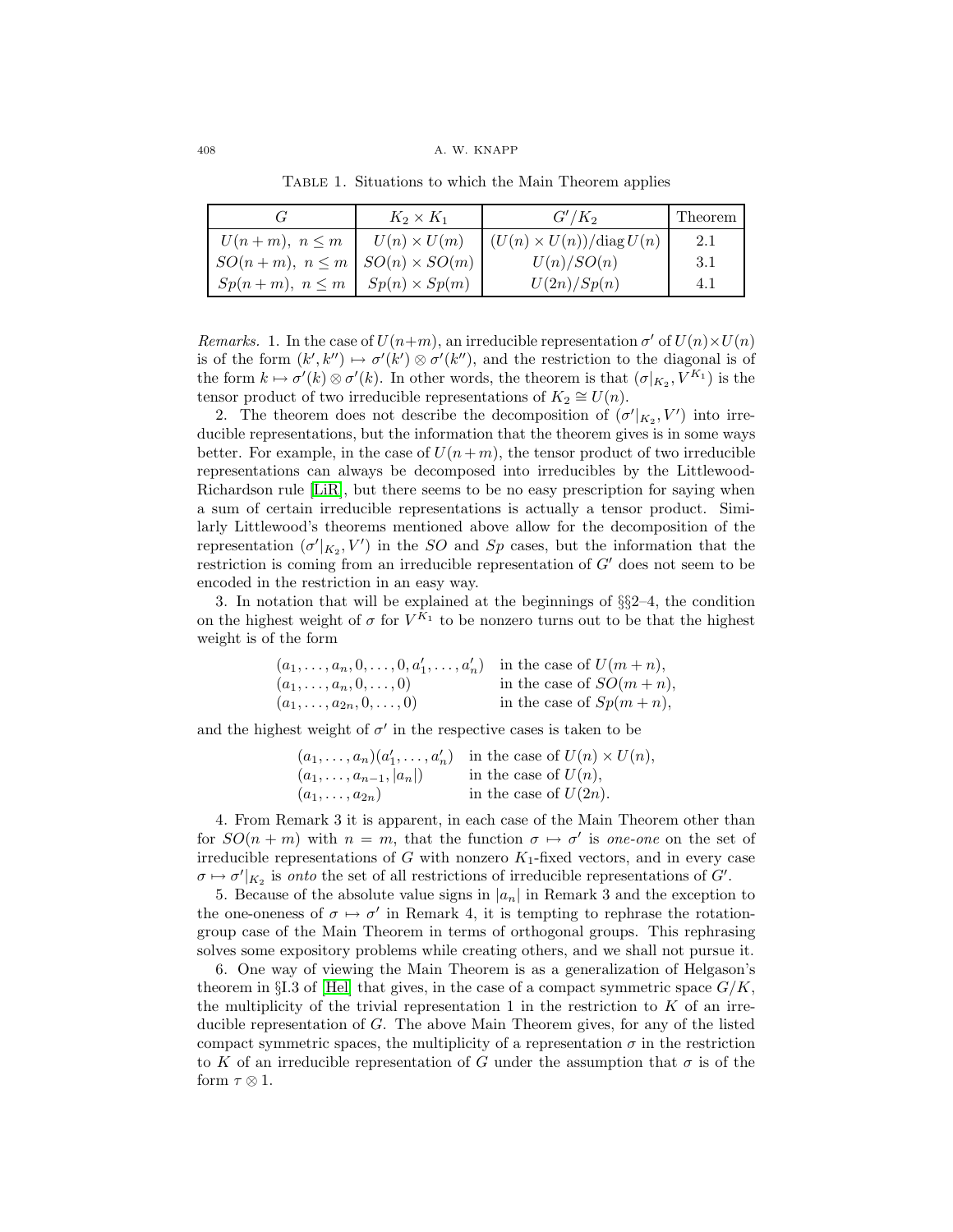Table 1. Situations to which the Main Theorem applies

| $G$ | $K_2 \times K_1$ | $G'/K_2$ | Theorem |
|---|---|---|---|
| $U(n+m),\ n \le m$ | $U(n) \times U(m)$ | $(U(n) \times U(n))/\operatorname{diag} U(n)$ | 2.1 |
| $SO(n+m),\ n \le m$ | $SO(n) \times SO(m)$ | $U(n)/SO(n)$ | 3.1 |
| $Sp(n+m),\ n \le m$ | $Sp(n) \times Sp(m)$ | $U(2n)/Sp(n)$ | 4.1 |

*Remarks.* 1. In the case of $U(n+m)$, an irreducible representation $\sigma'$ of $U(n)\times U(n)$ is of the form $(k', k'') \mapsto \sigma'(k') \otimes \sigma'(k'')$, and the restriction to the diagonal is of the form $k \mapsto \sigma'(k) \otimes \sigma'(k)$. In other words, the theorem is that $(\sigma|_{K_2}, V^{K_1})$ is the tensor product of two irreducible representations of $K_2 \cong U(n)$.

2. The theorem does not describe the decomposition of $(\sigma'|_{K_2}, V')$ into irreducible representations, but the information that the theorem gives is in some ways better. For example, in the case of $U(n+m)$, the tensor product of two irreducible representations can always be decomposed into irreducibles by the Littlewood-Richardson rule [LiR], but there seems to be no easy prescription for saying when a sum of certain irreducible representations is actually a tensor product. Similarly Littlewood's theorems mentioned above allow for the decomposition of the representation $(\sigma'|_{K_2}, V')$ in the $SO$ and $Sp$ cases, but the information that the restriction is coming from an irreducible representation of $G'$ does not seem to be encoded in the restriction in an easy way.

3. In notation that will be explained at the beginnings of §§2–4, the condition on the highest weight of $\sigma$ for $V^{K_1}$ to be nonzero turns out to be that the highest weight is of the form

$$
\begin{array}{ll}
(a_1, \dots, a_n, 0, \dots, 0, a_1', \dots, a_n') & \text{in the case of } U(m+n),\\
(a_1, \dots, a_n, 0, \dots, 0) & \text{in the case of } SO(m+n),\\
(a_1, \dots, a_{2n}, 0, \dots, 0) & \text{in the case of } Sp(m+n),
\end{array}
$$

and the highest weight of $\sigma'$ in the respective cases is taken to be

$$
\begin{array}{ll}
(a_1, \dots, a_n)(a_1', \dots, a_n') & \text{in the case of } U(n) \times U(n),\\
(a_1, \dots, a_{n-1}, |a_n|) & \text{in the case of } U(n),\\
(a_1, \dots, a_{2n}) & \text{in the case of } U(2n).
\end{array}
$$

4. From Remark 3 it is apparent, in each case of the Main Theorem other than for $SO(n+m)$ with $n = m$, that the function $\sigma \mapsto \sigma'$ is *one-one* on the set of irreducible representations of $G$ with nonzero $K_1$-fixed vectors, and in every case $\sigma \mapsto \sigma'|_{K_2}$ is *onto* the set of all restrictions of irreducible representations of $G'$.

5. Because of the absolute value signs in $|a_n|$ in Remark 3 and the exception to the one-oneness of $\sigma \mapsto \sigma'$ in Remark 4, it is tempting to rephrase the rotation-group case of the Main Theorem in terms of orthogonal groups. This rephrasing solves some expository problems while creating others, and we shall not pursue it.

6. One way of viewing the Main Theorem is as a generalization of Helgason's theorem in §I.3 of [Hel] that gives, in the case of a compact symmetric space $G/K$, the multiplicity of the trivial representation 1 in the restriction to $K$ of an irreducible representation of $G$. The above Main Theorem gives, for any of the listed compact symmetric spaces, the multiplicity of a representation $\sigma$ in the restriction to $K$ of an irreducible representation of $G$ under the assumption that $\sigma$ is of the form $\tau \otimes 1$.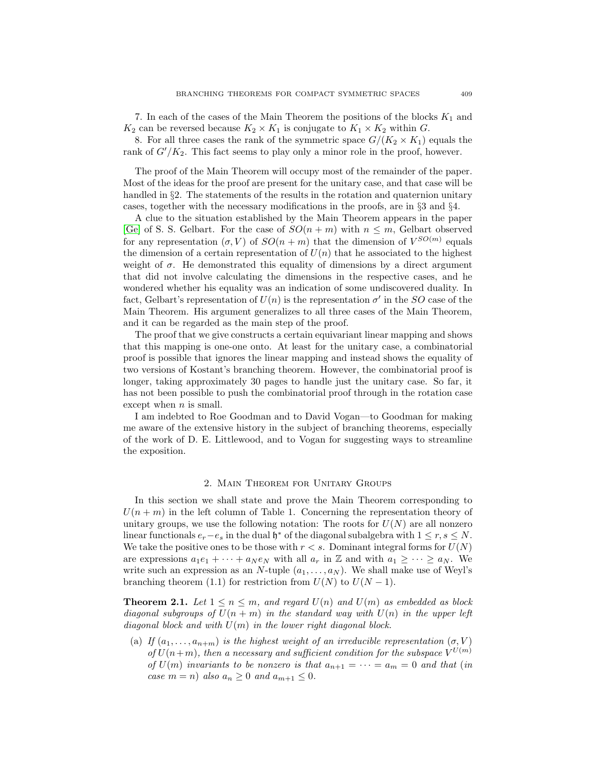7. In each of the cases of the Main Theorem the positions of the blocks $K_1$ and $K_2$ can be reversed because $K_2 \times K_1$ is conjugate to $K_1 \times K_2$ within $G$.

8. For all three cases the rank of the symmetric space $G/(K_2 \times K_1)$ equals the rank of $G'/K_2$. This fact seems to play only a minor role in the proof, however.

The proof of the Main Theorem will occupy most of the remainder of the paper. Most of the ideas for the proof are present for the unitary case, and that case will be handled in §2. The statements of the results in the rotation and quaternion unitary cases, together with the necessary modifications in the proofs, are in §3 and §4.

A clue to the situation established by the Main Theorem appears in the paper [Ge] of S. S. Gelbart. For the case of $SO(n+m)$ with $n \leq m$, Gelbart observed for any representation $(\sigma, V)$ of $SO(n+m)$ that the dimension of $V^{SO(m)}$ equals the dimension of a certain representation of $U(n)$ that he associated to the highest weight of $\sigma$. He demonstrated this equality of dimensions by a direct argument that did not involve calculating the dimensions in the respective cases, and he wondered whether his equality was an indication of some undiscovered duality. In fact, Gelbart's representation of $U(n)$ is the representation $\sigma'$ in the $SO$ case of the Main Theorem. His argument generalizes to all three cases of the Main Theorem, and it can be regarded as the main step of the proof.

The proof that we give constructs a certain equivariant linear mapping and shows that this mapping is one-one onto. At least for the unitary case, a combinatorial proof is possible that ignores the linear mapping and instead shows the equality of two versions of Kostant's branching theorem. However, the combinatorial proof is longer, taking approximately 30 pages to handle just the unitary case. So far, it has not been possible to push the combinatorial proof through in the rotation case except when $n$ is small.

I am indebted to Roe Goodman and to David Vogan—to Goodman for making me aware of the extensive history in the subject of branching theorems, especially of the work of D. E. Littlewood, and to Vogan for suggesting ways to streamline the exposition.

## 2. Main Theorem for Unitary Groups

In this section we shall state and prove the Main Theorem corresponding to $U(n+m)$ in the left column of Table 1. Concerning the representation theory of unitary groups, we use the following notation: The roots for $U(N)$ are all nonzero linear functionals $e_r - e_s$ in the dual $\mathfrak{h}^*$ of the diagonal subalgebra with $1 \leq r, s \leq N$. We take the positive ones to be those with $r < s$. Dominant integral forms for $U(N)$ are expressions $a_1 e_1 + \cdots + a_N e_N$ with all $a_r$ in $\mathbb{Z}$ and with $a_1 \geq \cdots \geq a_N$. We write such an expression as an $N$-tuple $(a_1, \ldots, a_N)$. We shall make use of Weyl's branching theorem (1.1) for restriction from $U(N)$ to $U(N-1)$.

**Theorem 2.1.** *Let $1 \leq n \leq m$, and regard $U(n)$ and $U(m)$ as embedded as block diagonal subgroups of $U(n+m)$ in the standard way with $U(n)$ in the upper left diagonal block and with $U(m)$ in the lower right diagonal block.*

- (a) *If $(a_1, \ldots, a_{n+m})$ is the highest weight of an irreducible representation $(\sigma, V)$ of $U(n+m)$, then a necessary and sufficient condition for the subspace $V^{U(m)}$ of $U(m)$ invariants to be nonzero is that $a_{n+1} = \cdots = a_m = 0$ and that (in case $m = n$) also $a_n \geq 0$ and $a_{m+1} \leq 0$.*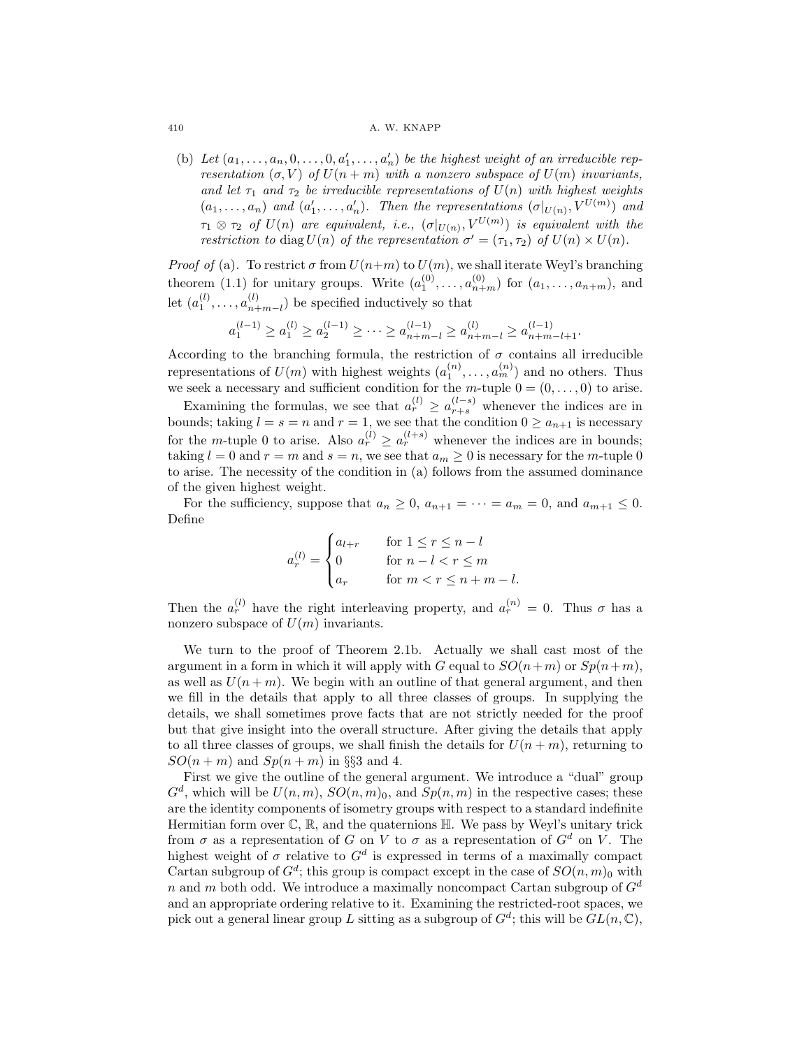(b) *Let* $(a_1, \dots, a_n, 0, \dots, 0, a'_1, \dots, a'_n)$ *be the highest weight of an irreducible representation* $(\sigma, V)$ *of* $U(n+m)$ *with a nonzero subspace of* $U(m)$ *invariants, and let* $\tau_1$ *and* $\tau_2$ *be irreducible representations of* $U(n)$ *with highest weights* $(a_1, \dots, a_n)$ *and* $(a'_1, \dots, a'_n)$*. Then the representations* $(\sigma|_{U(n)}, V^{U(m)})$ *and* $\tau_1 \otimes \tau_2$ *of* $U(n)$ *are equivalent, i.e.,* $(\sigma|_{U(n)}, V^{U(m)})$ *is equivalent with the restriction to* $\operatorname{diag} U(n)$ *of the representation* $\sigma' = (\tau_1, \tau_2)$ *of* $U(n) \times U(n)$*.*

*Proof of* (a). To restrict $\sigma$ from $U(n+m)$ to $U(m)$, we shall iterate Weyl's branching theorem (1.1) for unitary groups. Write $(a_1^{(0)}, \dots, a_{n+m}^{(0)})$ for $(a_1, \dots, a_{n+m})$, and let $(a_1^{(l)}, \dots, a_{n+m-l}^{(l)})$ be specified inductively so that

$$a_1^{(l-1)} \geq a_1^{(l)} \geq a_2^{(l-1)} \geq \cdots \geq a_{n+m-l}^{(l-1)} \geq a_{n+m-l}^{(l)} \geq a_{n+m-l+1}^{(l-1)}.$$

According to the branching formula, the restriction of $\sigma$ contains all irreducible representations of $U(m)$ with highest weights $(a_1^{(n)}, \dots, a_m^{(n)})$ and no others. Thus we seek a necessary and sufficient condition for the $m$-tuple $0 = (0, \dots, 0)$ to arise.

Examining the formulas, we see that $a_r^{(l)} \geq a_{r+s}^{(l-s)}$ whenever the indices are in bounds; taking $l = s = n$ and $r = 1$, we see that the condition $0 \geq a_{n+1}$ is necessary for the $m$-tuple 0 to arise. Also $a_r^{(l)} \geq a_r^{(l+s)}$ whenever the indices are in bounds; taking $l = 0$ and $r = m$ and $s = n$, we see that $a_m \geq 0$ is necessary for the $m$-tuple 0 to arise. The necessity of the condition in (a) follows from the assumed dominance of the given highest weight.

For the sufficiency, suppose that $a_n \geq 0$, $a_{n+1} = \cdots = a_m = 0$, and $a_{m+1} \leq 0$. Define

$$a_r^{(l)} = \begin{cases} a_{l+r} & \text{for } 1 \leq r \leq n-l \\ 0 & \text{for } n-l < r \leq m \\ a_r & \text{for } m < r \leq n+m-l. \end{cases}$$

Then the $a_r^{(l)}$ have the right interleaving property, and $a_r^{(n)} = 0$. Thus $\sigma$ has a nonzero subspace of $U(m)$ invariants.

We turn to the proof of Theorem 2.1b. Actually we shall cast most of the argument in a form in which it will apply with $G$ equal to $SO(n+m)$ or $Sp(n+m)$, as well as $U(n+m)$. We begin with an outline of that general argument, and then we fill in the details that apply to all three classes of groups. In supplying the details, we shall sometimes prove facts that are not strictly needed for the proof but that give insight into the overall structure. After giving the details that apply to all three classes of groups, we shall finish the details for $U(n+m)$, returning to $SO(n+m)$ and $Sp(n+m)$ in §§3 and 4.

First we give the outline of the general argument. We introduce a "dual" group $G^d$, which will be $U(n,m)$, $SO(n,m)_0$, and $Sp(n,m)$ in the respective cases; these are the identity components of isometry groups with respect to a standard indefinite Hermitian form over $\mathbb{C}$, $\mathbb{R}$, and the quaternions $\mathbb{H}$. We pass by Weyl's unitary trick from $\sigma$ as a representation of $G$ on $V$ to $\sigma$ as a representation of $G^d$ on $V$. The highest weight of $\sigma$ relative to $G^d$ is expressed in terms of a maximally compact Cartan subgroup of $G^d$; this group is compact except in the case of $SO(n,m)_0$ with $n$ and $m$ both odd. We introduce a maximally noncompact Cartan subgroup of $G^d$ and an appropriate ordering relative to it. Examining the restricted-root spaces, we pick out a general linear group $L$ sitting as a subgroup of $G^d$; this will be $GL(n, \mathbb{C})$,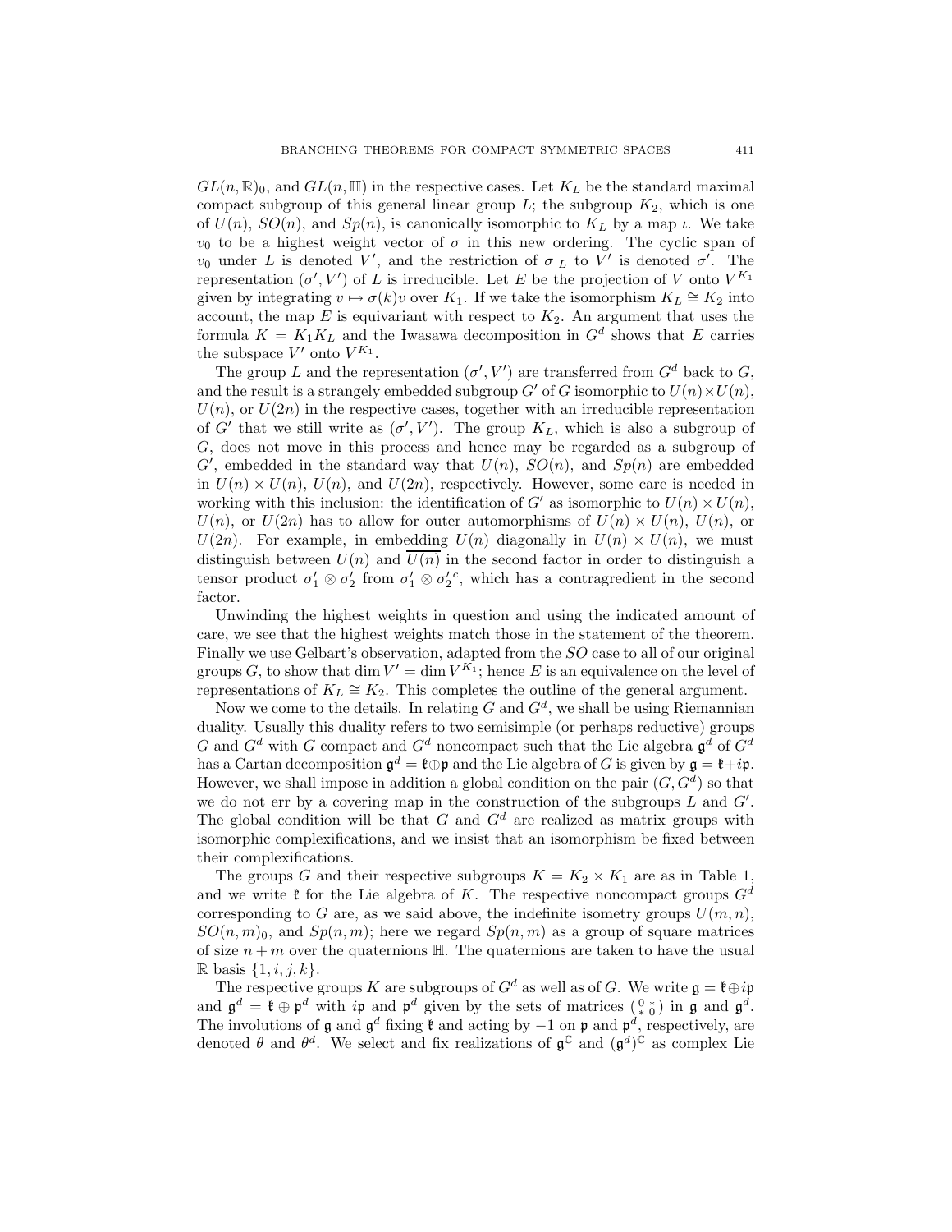$GL(n,\mathbb{R})_0$, and $GL(n,\mathbb{H})$ in the respective cases. Let $K_L$ be the standard maximal compact subgroup of this general linear group $L$; the subgroup $K_2$, which is one of $U(n)$, $SO(n)$, and $Sp(n)$, is canonically isomorphic to $K_L$ by a map $\iota$. We take $v_0$ to be a highest weight vector of $\sigma$ in this new ordering. The cyclic span of $v_0$ under $L$ is denoted $V'$, and the restriction of $\sigma|_L$ to $V'$ is denoted $\sigma'$. The representation $(\sigma', V')$ of $L$ is irreducible. Let $E$ be the projection of $V$ onto $V^{K_1}$ given by integrating $v \mapsto \sigma(k)v$ over $K_1$. If we take the isomorphism $K_L \cong K_2$ into account, the map $E$ is equivariant with respect to $K_2$. An argument that uses the formula $K = K_1 K_L$ and the Iwasawa decomposition in $G^d$ shows that $E$ carries the subspace $V'$ onto $V^{K_1}$.

The group $L$ and the representation $(\sigma', V')$ are transferred from $G^d$ back to $G$, and the result is a strangely embedded subgroup $G'$ of $G$ isomorphic to $U(n)\times U(n)$, $U(n)$, or $U(2n)$ in the respective cases, together with an irreducible representation of $G'$ that we still write as $(\sigma', V')$. The group $K_L$, which is also a subgroup of $G$, does not move in this process and hence may be regarded as a subgroup of $G'$, embedded in the standard way that $U(n)$, $SO(n)$, and $Sp(n)$ are embedded in $U(n)\times U(n)$, $U(n)$, and $U(2n)$, respectively. However, some care is needed in working with this inclusion: the identification of $G'$ as isomorphic to $U(n)\times U(n)$, $U(n)$, or $U(2n)$ has to allow for outer automorphisms of $U(n)\times U(n)$, $U(n)$, or $U(2n)$. For example, in embedding $U(n)$ diagonally in $U(n)\times U(n)$, we must distinguish between $U(n)$ and $\overline{U(n)}$ in the second factor in order to distinguish a tensor product $\sigma_1' \otimes \sigma_2'$ from $\sigma_1' \otimes {\sigma_2'}^c$, which has a contragredient in the second factor.

Unwinding the highest weights in question and using the indicated amount of care, we see that the highest weights match those in the statement of the theorem. Finally we use Gelbart's observation, adapted from the $SO$ case to all of our original groups $G$, to show that $\dim V' = \dim V^{K_1}$; hence $E$ is an equivalence on the level of representations of $K_L \cong K_2$. This completes the outline of the general argument.

Now we come to the details. In relating $G$ and $G^d$, we shall be using Riemannian duality. Usually this duality refers to two semisimple (or perhaps reductive) groups $G$ and $G^d$ with $G$ compact and $G^d$ noncompact such that the Lie algebra $\mathfrak{g}^d$ of $G^d$ has a Cartan decomposition $\mathfrak{g}^d = \mathfrak{k}\oplus\mathfrak{p}$ and the Lie algebra of $G$ is given by $\mathfrak{g} = \mathfrak{k}+i\mathfrak{p}$. However, we shall impose in addition a global condition on the pair $(G, G^d)$ so that we do not err by a covering map in the construction of the subgroups $L$ and $G'$. The global condition will be that $G$ and $G^d$ are realized as matrix groups with isomorphic complexifications, and we insist that an isomorphism be fixed between their complexifications.

The groups $G$ and their respective subgroups $K = K_2 \times K_1$ are as in Table 1, and we write $\mathfrak{k}$ for the Lie algebra of $K$. The respective noncompact groups $G^d$ corresponding to $G$ are, as we said above, the indefinite isometry groups $U(m,n)$, $SO(n,m)_0$, and $Sp(n,m)$; here we regard $Sp(n,m)$ as a group of square matrices of size $n+m$ over the quaternions $\mathbb{H}$. The quaternions are taken to have the usual $\mathbb{R}$ basis $\{1, i, j, k\}$.

The respective groups $K$ are subgroups of $G^d$ as well as of $G$. We write $\mathfrak{g} = \mathfrak{k}\oplus i\mathfrak{p}$ and $\mathfrak{g}^d = \mathfrak{k}\oplus\mathfrak{p}^d$ with $i\mathfrak{p}$ and $\mathfrak{p}^d$ given by the sets of matrices $\left(\begin{smallmatrix} 0 & * \\ * & 0 \end{smallmatrix}\right)$ in $\mathfrak{g}$ and $\mathfrak{g}^d$. The involutions of $\mathfrak{g}$ and $\mathfrak{g}^d$ fixing $\mathfrak{k}$ and acting by $-1$ on $\mathfrak{p}$ and $\mathfrak{p}^d$, respectively, are denoted $\theta$ and $\theta^d$. We select and fix realizations of $\mathfrak{g}^{\mathbb{C}}$ and $(\mathfrak{g}^d)^{\mathbb{C}}$ as complex Lie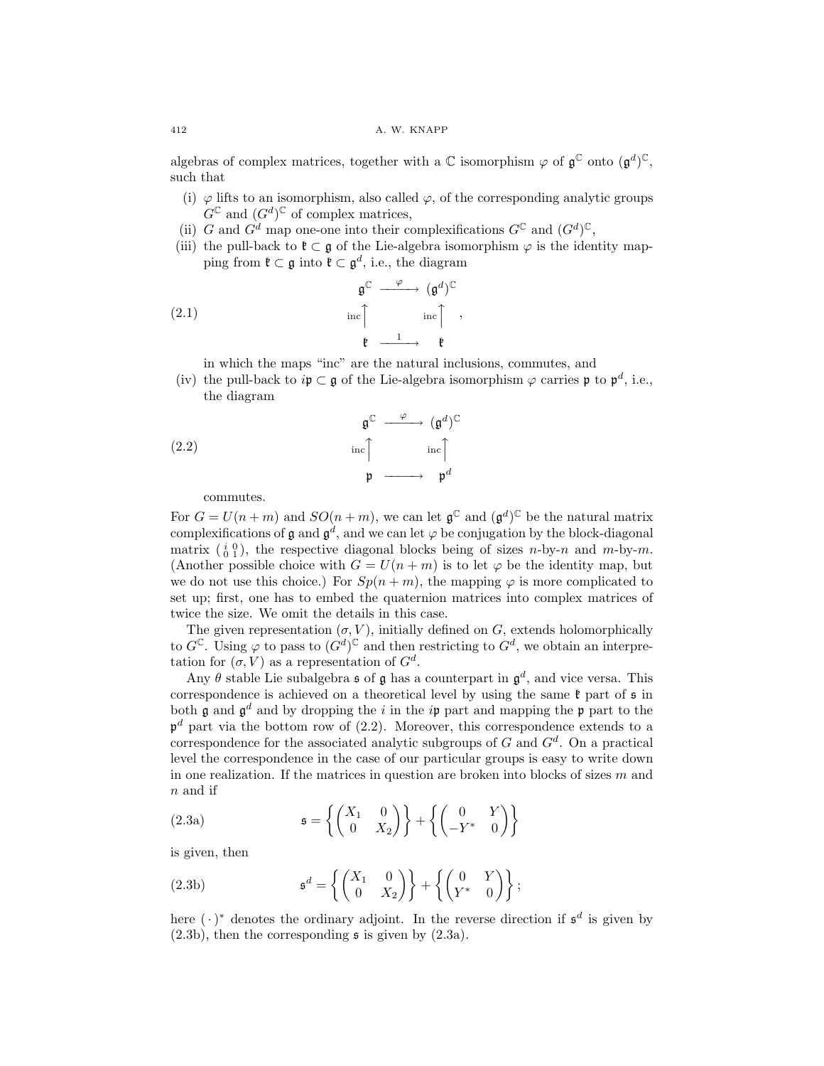algebras of complex matrices, together with a $\mathbb{C}$ isomorphism $\varphi$ of $\mathfrak{g}^{\mathbb{C}}$ onto $(\mathfrak{g}^d)^{\mathbb{C}}$, such that

(i) $\varphi$ lifts to an isomorphism, also called $\varphi$, of the corresponding analytic groups $G^{\mathbb{C}}$ and $(G^d)^{\mathbb{C}}$ of complex matrices,

(ii) $G$ and $G^d$ map one-one into their complexifications $G^{\mathbb{C}}$ and $(G^d)^{\mathbb{C}}$,

(iii) the pull-back to $\mathfrak{k} \subset \mathfrak{g}$ of the Lie-algebra isomorphism $\varphi$ is the identity mapping from $\mathfrak{k} \subset \mathfrak{g}$ into $\mathfrak{k} \subset \mathfrak{g}^d$, i.e., the diagram

$$\begin{array}{ccc} \mathfrak{g}^{\mathbb{C}} & \xrightarrow{\ \varphi\ } & (\mathfrak{g}^d)^{\mathbb{C}} \\ {\scriptstyle \text{inc}}\uparrow & & {\scriptstyle \text{inc}}\uparrow \\ \mathfrak{k} & \xrightarrow{\ 1\ } & \mathfrak{k} \end{array} \tag{2.1}$$

in which the maps "inc" are the natural inclusions, commutes, and

(iv) the pull-back to $i\mathfrak{p} \subset \mathfrak{g}$ of the Lie-algebra isomorphism $\varphi$ carries $\mathfrak{p}$ to $\mathfrak{p}^d$, i.e., the diagram

$$\begin{array}{ccc} \mathfrak{g}^{\mathbb{C}} & \xrightarrow{\ \varphi\ } & (\mathfrak{g}^d)^{\mathbb{C}} \\ {\scriptstyle \text{inc}}\uparrow & & {\scriptstyle \text{inc}}\uparrow \\ \mathfrak{p} & \longrightarrow & \mathfrak{p}^d \end{array} \tag{2.2}$$

commutes.

For $G = U(n+m)$ and $SO(n+m)$, we can let $\mathfrak{g}^{\mathbb{C}}$ and $(\mathfrak{g}^d)^{\mathbb{C}}$ be the natural matrix complexifications of $\mathfrak{g}$ and $\mathfrak{g}^d$, and we can let $\varphi$ be conjugation by the block-diagonal matrix $\left(\begin{smallmatrix} i & 0 \\ 0 & 1 \end{smallmatrix}\right)$, the respective diagonal blocks being of sizes $n$-by-$n$ and $m$-by-$m$. (Another possible choice with $G = U(n+m)$ is to let $\varphi$ be the identity map, but we do not use this choice.) For $Sp(n+m)$, the mapping $\varphi$ is more complicated to set up; first, one has to embed the quaternion matrices into complex matrices of twice the size. We omit the details in this case.

The given representation $(\sigma, V)$, initially defined on $G$, extends holomorphically to $G^{\mathbb{C}}$. Using $\varphi$ to pass to $(G^d)^{\mathbb{C}}$ and then restricting to $G^d$, we obtain an interpretation for $(\sigma, V)$ as a representation of $G^d$.

Any $\theta$ stable Lie subalgebra $\mathfrak{s}$ of $\mathfrak{g}$ has a counterpart in $\mathfrak{g}^d$, and vice versa. This correspondence is achieved on a theoretical level by using the same $\mathfrak{k}$ part of $\mathfrak{s}$ in both $\mathfrak{g}$ and $\mathfrak{g}^d$ and by dropping the $i$ in the $i\mathfrak{p}$ part and mapping the $\mathfrak{p}$ part to the $\mathfrak{p}^d$ part via the bottom row of (2.2). Moreover, this correspondence extends to a correspondence for the associated analytic subgroups of $G$ and $G^d$. On a practical level the correspondence in the case of our particular groups is easy to write down in one realization. If the matrices in question are broken into blocks of sizes $m$ and $n$ and if

$$\mathfrak{s} = \left\{ \begin{pmatrix} X_1 & 0 \\ 0 & X_2 \end{pmatrix} \right\} + \left\{ \begin{pmatrix} 0 & Y \\ -Y^* & 0 \end{pmatrix} \right\} \tag{2.3a}$$

is given, then

$$\mathfrak{s}^d = \left\{ \begin{pmatrix} X_1 & 0 \\ 0 & X_2 \end{pmatrix} \right\} + \left\{ \begin{pmatrix} 0 & Y \\ Y^* & 0 \end{pmatrix} \right\}; \tag{2.3b}$$

here $(\,\cdot\,)^*$ denotes the ordinary adjoint. In the reverse direction if $\mathfrak{s}^d$ is given by (2.3b), then the corresponding $\mathfrak{s}$ is given by (2.3a).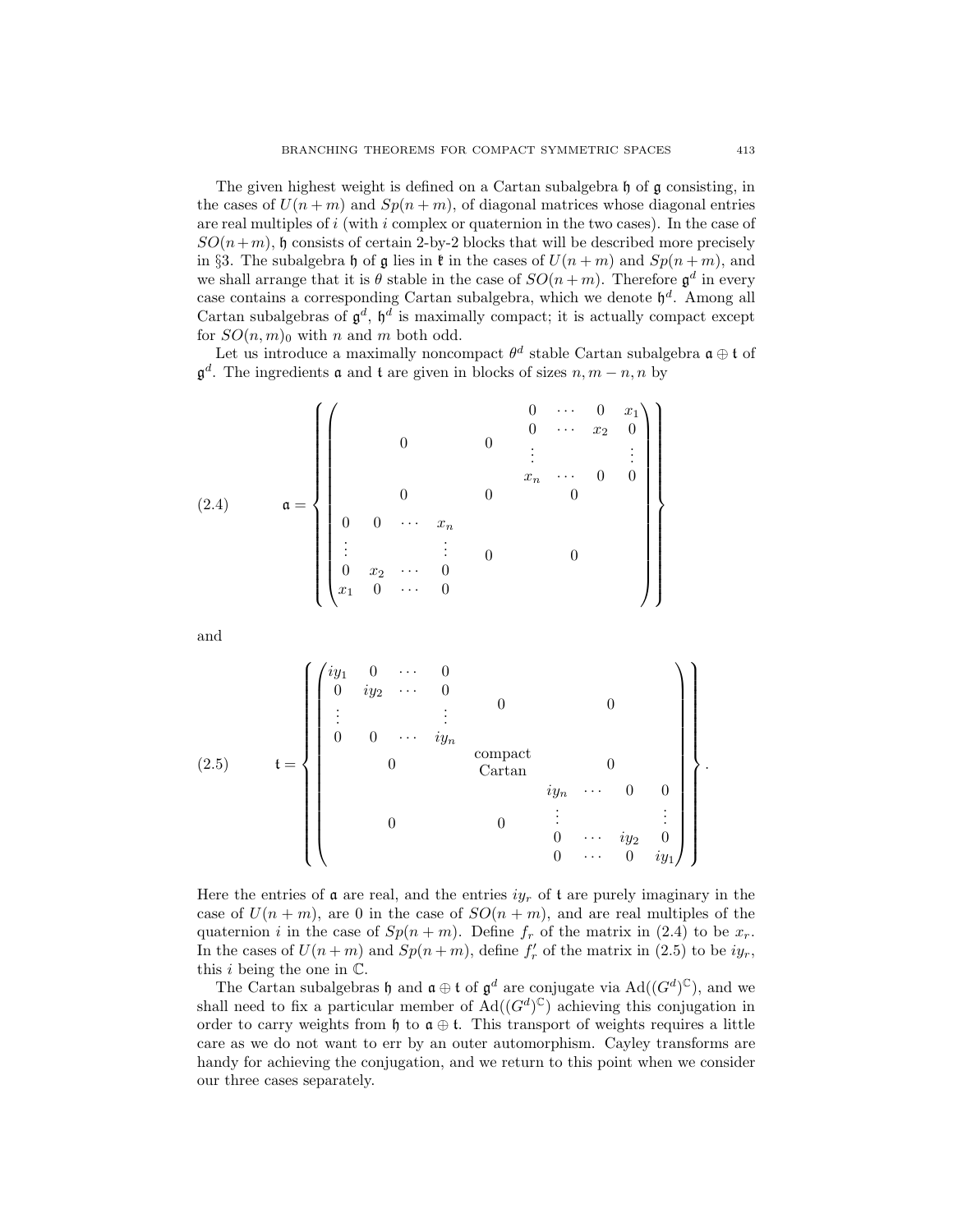The given highest weight is defined on a Cartan subalgebra $\mathfrak{h}$ of $\mathfrak{g}$ consisting, in the cases of $U(n+m)$ and $Sp(n+m)$, of diagonal matrices whose diagonal entries are real multiples of $i$ (with $i$ complex or quaternion in the two cases). In the case of $SO(n+m)$, $\mathfrak{h}$ consists of certain 2-by-2 blocks that will be described more precisely in §3. The subalgebra $\mathfrak{h}$ of $\mathfrak{g}$ lies in $\mathfrak{k}$ in the cases of $U(n+m)$ and $Sp(n+m)$, and we shall arrange that it is $\theta$ stable in the case of $SO(n+m)$. Therefore $\mathfrak{g}^d$ in every case contains a corresponding Cartan subalgebra, which we denote $\mathfrak{h}^d$. Among all Cartan subalgebras of $\mathfrak{g}^d$, $\mathfrak{h}^d$ is maximally compact; it is actually compact except for $SO(n,m)_0$ with $n$ and $m$ both odd.

Let us introduce a maximally noncompact $\theta^d$ stable Cartan subalgebra $\mathfrak{a}\oplus\mathfrak{t}$ of $\mathfrak{g}^d$. The ingredients $\mathfrak{a}$ and $\mathfrak{t}$ are given in blocks of sizes $n, m-n, n$ by

$$
\mathfrak{a} = \left\{ \begin{pmatrix} 0 & 0 & \begin{matrix} 0 & \cdots & 0 & x_1 \\ 0 & \cdots & x_2 & 0 \\ \vdots & & & \vdots \\ x_n & \cdots & 0 & 0 \end{matrix} \\ 0 & 0 & 0 \\ \begin{matrix} 0 & 0 & \cdots & x_n \\ \vdots & & & \vdots \\ 0 & x_2 & \cdots & 0 \\ x_1 & 0 & \cdots & 0 \end{matrix} & 0 & 0 \end{pmatrix} \right\} \tag{2.4}
$$

and

$$
\mathfrak{t} = \left\{ \begin{pmatrix} \begin{matrix} iy_1 & 0 & \cdots & 0 \\ 0 & iy_2 & \cdots & 0 \\ \vdots & & & \vdots \\ 0 & 0 & \cdots & iy_n \end{matrix} & 0 & 0 \\ 0 & \begin{matrix}\text{compact} \\ \text{Cartan}\end{matrix} & 0 \\ 0 & 0 & \begin{matrix} iy_n & \cdots & 0 & 0 \\ \vdots & & & \vdots \\ 0 & \cdots & iy_2 & 0 \\ 0 & \cdots & 0 & iy_1 \end{matrix} \end{pmatrix} \right\}. \tag{2.5}
$$

Here the entries of $\mathfrak{a}$ are real, and the entries $iy_r$ of $\mathfrak{t}$ are purely imaginary in the case of $U(n+m)$, are 0 in the case of $SO(n+m)$, and are real multiples of the quaternion $i$ in the case of $Sp(n+m)$. Define $f_r$ of the matrix in (2.4) to be $x_r$. In the cases of $U(n+m)$ and $Sp(n+m)$, define $f'_r$ of the matrix in (2.5) to be $iy_r$, this $i$ being the one in $\mathbb{C}$.

The Cartan subalgebras $\mathfrak{h}$ and $\mathfrak{a}\oplus\mathfrak{t}$ of $\mathfrak{g}^d$ are conjugate via $\operatorname{Ad}((G^d)^{\mathbb{C}})$, and we shall need to fix a particular member of $\operatorname{Ad}((G^d)^{\mathbb{C}})$ achieving this conjugation in order to carry weights from $\mathfrak{h}$ to $\mathfrak{a}\oplus\mathfrak{t}$. This transport of weights requires a little care as we do not want to err by an outer automorphism. Cayley transforms are handy for achieving the conjugation, and we return to this point when we consider our three cases separately.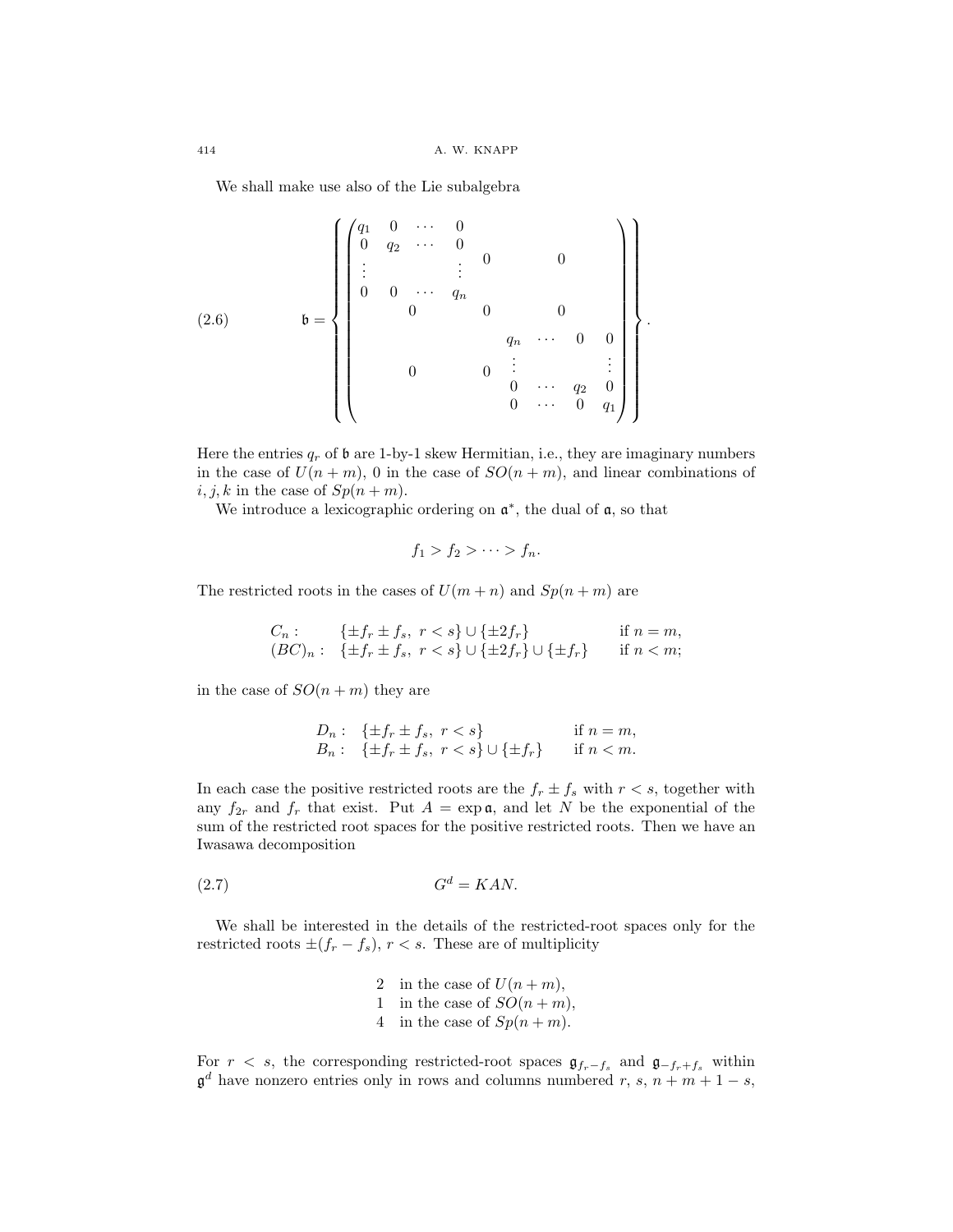We shall make use also of the Lie subalgebra

$$
\mathfrak{b} = \left\{ \begin{pmatrix} \begin{matrix} q_1 & 0 & \cdots & 0 \\ 0 & q_2 & \cdots & 0 \\ \vdots & & & \vdots \\ 0 & 0 & \cdots & q_n \end{matrix} & 0 & 0 \\ 0 & 0 & 0 \\ 0 & 0 & \begin{matrix} q_n & \cdots & 0 & 0 \\ \vdots & & & \vdots \\ 0 & \cdots & q_2 & 0 \\ 0 & \cdots & 0 & q_1 \end{matrix} \end{pmatrix} \right\}. \tag{2.6}
$$

Here the entries $q_r$ of $\mathfrak{b}$ are 1-by-1 skew Hermitian, i.e., they are imaginary numbers in the case of $U(n+m)$, 0 in the case of $SO(n+m)$, and linear combinations of $i, j, k$ in the case of $Sp(n+m)$.

We introduce a lexicographic ordering on $\mathfrak{a}^*$, the dual of $\mathfrak{a}$, so that

$$
f_1 > f_2 > \cdots > f_n.
$$

The restricted roots in the cases of $U(m+n)$ and $Sp(n+m)$ are

$$
\begin{array}{lll}
C_n: & \{\pm f_r \pm f_s,\ r < s\} \cup \{\pm 2f_r\} & \text{if } n = m, \\
(BC)_n: & \{\pm f_r \pm f_s,\ r < s\} \cup \{\pm 2f_r\} \cup \{\pm f_r\} & \text{if } n < m;
\end{array}
$$

in the case of $SO(n+m)$ they are

$$
\begin{array}{lll}
D_n: & \{\pm f_r \pm f_s,\ r < s\} & \text{if } n = m, \\
B_n: & \{\pm f_r \pm f_s,\ r < s\} \cup \{\pm f_r\} & \text{if } n < m.
\end{array}
$$

In each case the positive restricted roots are the $f_r \pm f_s$ with $r < s$, together with any $f_{2r}$ and $f_r$ that exist. Put $A = \exp \mathfrak{a}$, and let $N$ be the exponential of the sum of the restricted root spaces for the positive restricted roots. Then we have an Iwasawa decomposition

$$
G^d = KAN. \tag{2.7}
$$

We shall be interested in the details of the restricted-root spaces only for the restricted roots $\pm(f_r - f_s)$, $r < s$. These are of multiplicity

$$
\begin{array}{ll}
2 & \text{in the case of } U(n+m), \\
1 & \text{in the case of } SO(n+m), \\
4 & \text{in the case of } Sp(n+m).
\end{array}
$$

For $r < s$, the corresponding restricted-root spaces $\mathfrak{g}_{f_r - f_s}$ and $\mathfrak{g}_{-f_r + f_s}$ within $\mathfrak{g}^d$ have nonzero entries only in rows and columns numbered $r$, $s$, $n+m+1-s$,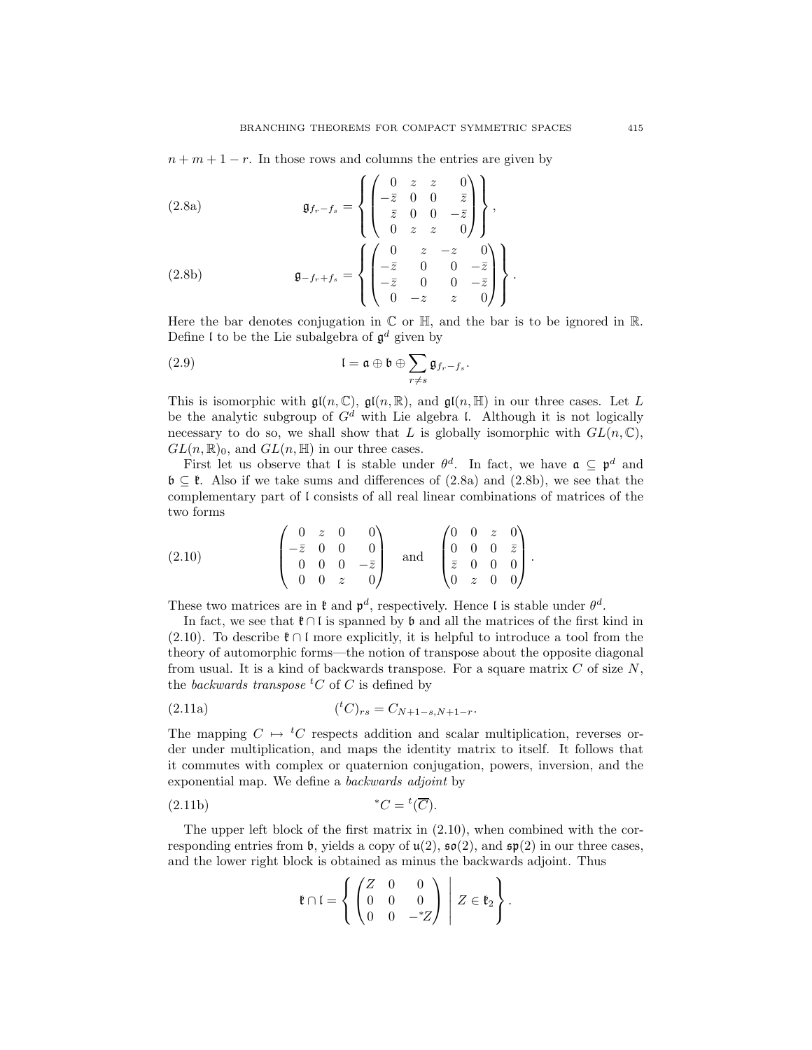$n+m+1-r$. In those rows and columns the entries are given by

$$\mathfrak{g}_{f_r-f_s} = \left\{ \begin{pmatrix} 0 & z & z & 0 \\ -\bar{z} & 0 & 0 & \bar{z} \\ \bar{z} & 0 & 0 & -\bar{z} \\ 0 & z & z & 0 \end{pmatrix} \right\}, \tag{2.8a}$$

$$\mathfrak{g}_{-f_r+f_s} = \left\{ \begin{pmatrix} 0 & z & -z & 0 \\ -\bar{z} & 0 & 0 & -\bar{z} \\ -\bar{z} & 0 & 0 & -\bar{z} \\ 0 & -z & z & 0 \end{pmatrix} \right\}. \tag{2.8b}$$

Here the bar denotes conjugation in $\mathbb{C}$ or $\mathbb{H}$, and the bar is to be ignored in $\mathbb{R}$. Define $\mathfrak{l}$ to be the Lie subalgebra of $\mathfrak{g}^d$ given by

$$\mathfrak{l} = \mathfrak{a} \oplus \mathfrak{b} \oplus \sum_{r \neq s} \mathfrak{g}_{f_r - f_s}. \tag{2.9}$$

This is isomorphic with $\mathfrak{gl}(n,\mathbb{C})$, $\mathfrak{gl}(n,\mathbb{R})$, and $\mathfrak{gl}(n,\mathbb{H})$ in our three cases. Let $L$ be the analytic subgroup of $G^d$ with Lie algebra $\mathfrak{l}$. Although it is not logically necessary to do so, we shall show that $L$ is globally isomorphic with $GL(n,\mathbb{C})$, $GL(n,\mathbb{R})_0$, and $GL(n,\mathbb{H})$ in our three cases.

First let us observe that $\mathfrak{l}$ is stable under $\theta^d$. In fact, we have $\mathfrak{a} \subseteq \mathfrak{p}^d$ and $\mathfrak{b} \subseteq \mathfrak{k}$. Also if we take sums and differences of (2.8a) and (2.8b), we see that the complementary part of $\mathfrak{l}$ consists of all real linear combinations of matrices of the two forms

$$\begin{pmatrix} 0 & z & 0 & 0 \\ -\bar{z} & 0 & 0 & 0 \\ 0 & 0 & 0 & -\bar{z} \\ 0 & 0 & z & 0 \end{pmatrix} \quad \text{and} \quad \begin{pmatrix} 0 & 0 & z & 0 \\ 0 & 0 & 0 & \bar{z} \\ \bar{z} & 0 & 0 & 0 \\ 0 & z & 0 & 0 \end{pmatrix}. \tag{2.10}$$

These two matrices are in $\mathfrak{k}$ and $\mathfrak{p}^d$, respectively. Hence $\mathfrak{l}$ is stable under $\theta^d$.

In fact, we see that $\mathfrak{k} \cap \mathfrak{l}$ is spanned by $\mathfrak{b}$ and all the matrices of the first kind in (2.10). To describe $\mathfrak{k} \cap \mathfrak{l}$ more explicitly, it is helpful to introduce a tool from the theory of automorphic forms—the notion of transpose about the opposite diagonal from usual. It is a kind of backwards transpose. For a square matrix $C$ of size $N$, the *backwards transpose* ${}^tC$ of $C$ is defined by

$$({}^tC)_{rs} = C_{N+1-s,N+1-r}. \tag{2.11a}$$

The mapping $C \mapsto {}^tC$ respects addition and scalar multiplication, reverses order under multiplication, and maps the identity matrix to itself. It follows that it commutes with complex or quaternion conjugation, powers, inversion, and the exponential map. We define a *backwards adjoint* by

$${}^*C = {}^t(\overline{C}). \tag{2.11b}$$

The upper left block of the first matrix in (2.10), when combined with the corresponding entries from $\mathfrak{b}$, yields a copy of $\mathfrak{u}(2)$, $\mathfrak{so}(2)$, and $\mathfrak{sp}(2)$ in our three cases, and the lower right block is obtained as minus the backwards adjoint. Thus

$$\mathfrak{k} \cap \mathfrak{l} = \left\{ \begin{pmatrix} Z & 0 & 0 \\ 0 & 0 & 0 \\ 0 & 0 & -{}^*Z \end{pmatrix} \;\middle|\; Z \in \mathfrak{k}_2 \right\}.$$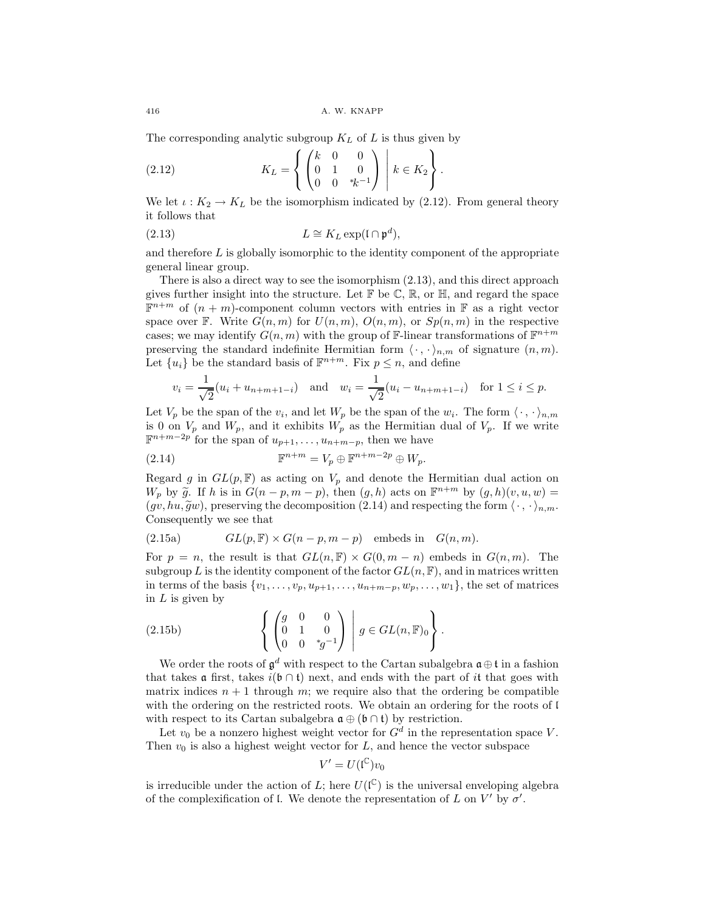The corresponding analytic subgroup $K_L$ of $L$ is thus given by

$$K_L = \left\{ \begin{pmatrix} k & 0 & 0 \\ 0 & 1 & 0 \\ 0 & 0 & {}^*k^{-1} \end{pmatrix} \;\middle|\; k \in K_2 \right\}. \tag{2.12}$$

We let $\iota : K_2 \to K_L$ be the isomorphism indicated by (2.12). From general theory it follows that

$$L \cong K_L \exp(\mathfrak{l} \cap \mathfrak{p}^d), \tag{2.13}$$

and therefore $L$ is globally isomorphic to the identity component of the appropriate general linear group.

There is also a direct way to see the isomorphism (2.13), and this direct approach gives further insight into the structure. Let $\mathbb{F}$ be $\mathbb{C}$, $\mathbb{R}$, or $\mathbb{H}$, and regard the space $\mathbb{F}^{n+m}$ of $(n+m)$-component column vectors with entries in $\mathbb{F}$ as a right vector space over $\mathbb{F}$. Write $G(n,m)$ for $U(n,m)$, $O(n,m)$, or $Sp(n,m)$ in the respective cases; we may identify $G(n,m)$ with the group of $\mathbb{F}$-linear transformations of $\mathbb{F}^{n+m}$ preserving the standard indefinite Hermitian form $\langle \cdot, \cdot \rangle_{n,m}$ of signature $(n,m)$. Let $\{u_i\}$ be the standard basis of $\mathbb{F}^{n+m}$. Fix $p \le n$, and define

$$v_i = \frac{1}{\sqrt{2}}(u_i + u_{n+m+1-i}) \quad \text{and} \quad w_i = \frac{1}{\sqrt{2}}(u_i - u_{n+m+1-i}) \quad \text{for } 1 \le i \le p.$$

Let $V_p$ be the span of the $v_i$, and let $W_p$ be the span of the $w_i$. The form $\langle \cdot, \cdot \rangle_{n,m}$ is 0 on $V_p$ and $W_p$, and it exhibits $W_p$ as the Hermitian dual of $V_p$. If we write $\mathbb{F}^{n+m-2p}$ for the span of $u_{p+1}, \dots, u_{n+m-p}$, then we have

$$\mathbb{F}^{n+m} = V_p \oplus \mathbb{F}^{n+m-2p} \oplus W_p. \tag{2.14}$$

Regard $g$ in $GL(p,\mathbb{F})$ as acting on $V_p$ and denote the Hermitian dual action on $W_p$ by $\widetilde{g}$. If $h$ is in $G(n-p, m-p)$, then $(g,h)$ acts on $\mathbb{F}^{n+m}$ by $(g,h)(v,u,w) = (gv, hu, \widetilde{g}w)$, preserving the decomposition (2.14) and respecting the form $\langle \cdot, \cdot \rangle_{n,m}$. Consequently we see that

$$GL(p,\mathbb{F}) \times G(n-p, m-p) \quad \text{embeds in} \quad G(n,m). \tag{2.15a}$$

For $p = n$, the result is that $GL(n,\mathbb{F}) \times G(0, m-n)$ embeds in $G(n,m)$. The subgroup $L$ is the identity component of the factor $GL(n,\mathbb{F})$, and in matrices written in terms of the basis $\{v_1, \dots, v_p, u_{p+1}, \dots, u_{n+m-p}, w_p, \dots, w_1\}$, the set of matrices in $L$ is given by

$$\left\{ \begin{pmatrix} g & 0 & 0 \\ 0 & 1 & 0 \\ 0 & 0 & {}^*g^{-1} \end{pmatrix} \;\middle|\; g \in GL(n,\mathbb{F})_0 \right\}. \tag{2.15b}$$

We order the roots of $\mathfrak{g}^d$ with respect to the Cartan subalgebra $\mathfrak{a} \oplus \mathfrak{t}$ in a fashion that takes $\mathfrak{a}$ first, takes $i(\mathfrak{b} \cap \mathfrak{t})$ next, and ends with the part of $i\mathfrak{t}$ that goes with matrix indices $n+1$ through $m$; we require also that the ordering be compatible with the ordering on the restricted roots. We obtain an ordering for the roots of $\mathfrak{l}$ with respect to its Cartan subalgebra $\mathfrak{a} \oplus (\mathfrak{b} \cap \mathfrak{t})$ by restriction.

Let $v_0$ be a nonzero highest weight vector for $G^d$ in the representation space $V$. Then $v_0$ is also a highest weight vector for $L$, and hence the vector subspace

$$V' = U(\mathfrak{l}^{\mathbb{C}})v_0$$

is irreducible under the action of $L$; here $U(\mathfrak{l}^{\mathbb{C}})$ is the universal enveloping algebra of the complexification of $\mathfrak{l}$. We denote the representation of $L$ on $V'$ by $\sigma'$.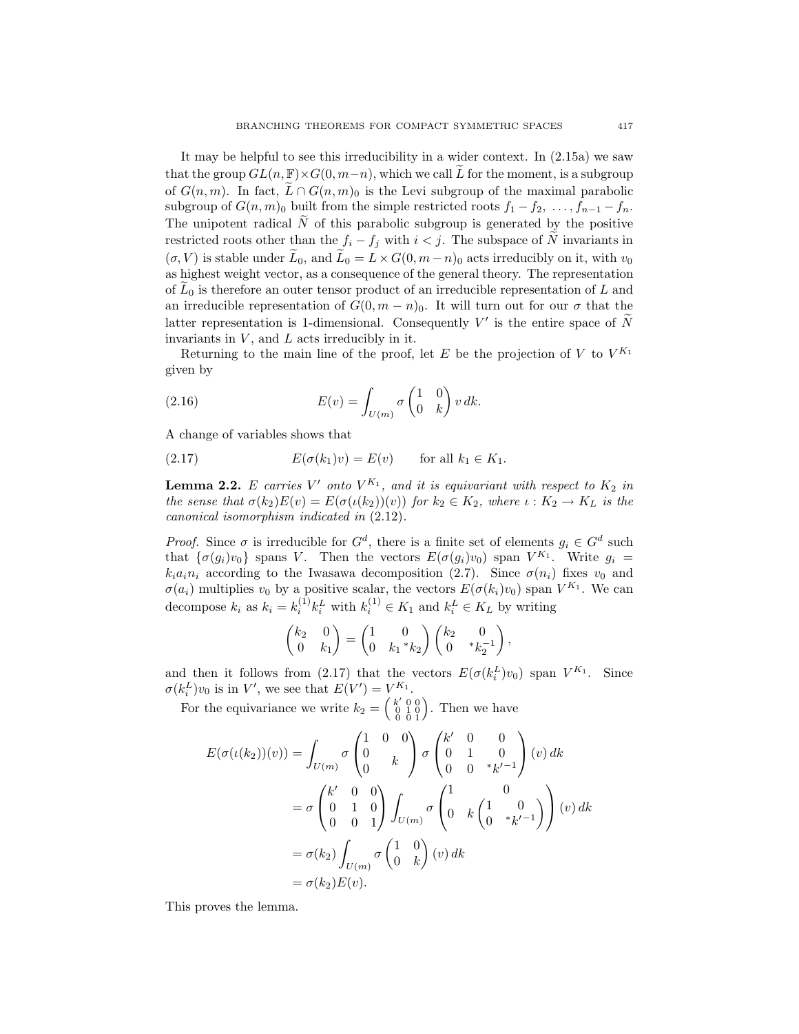It may be helpful to see this irreducibility in a wider context. In (2.15a) we saw that the group $GL(n,\mathbb{F})\times G(0,m-n)$, which we call $\widetilde{L}$ for the moment, is a subgroup of $G(n,m)$. In fact, $\widetilde{L}\cap G(n,m)_0$ is the Levi subgroup of the maximal parabolic subgroup of $G(n,m)_0$ built from the simple restricted roots $f_1-f_2,\ \dots, f_{n-1}-f_n$. The unipotent radical $\widetilde{N}$ of this parabolic subgroup is generated by the positive restricted roots other than the $f_i-f_j$ with $i<j$. The subspace of $\widetilde{N}$ invariants in $(\sigma, V)$ is stable under $\widetilde{L}_0$, and $\widetilde{L}_0 = L\times G(0,m-n)_0$ acts irreducibly on it, with $v_0$ as highest weight vector, as a consequence of the general theory. The representation of $\widetilde{L}_0$ is therefore an outer tensor product of an irreducible representation of $L$ and an irreducible representation of $G(0,m-n)_0$. It will turn out for our $\sigma$ that the latter representation is 1-dimensional. Consequently $V'$ is the entire space of $\widetilde{N}$ invariants in $V$, and $L$ acts irreducibly in it.

Returning to the main line of the proof, let $E$ be the projection of $V$ to $V^{K_1}$ given by

$$E(v) = \int_{U(m)} \sigma\begin{pmatrix} 1 & 0 \\ 0 & k\end{pmatrix} v\, dk. \tag{2.16}$$

A change of variables shows that

$$E(\sigma(k_1)v) = E(v) \qquad \text{for all } k_1\in K_1. \tag{2.17}$$

**Lemma 2.2.** *$E$ carries $V'$ onto $V^{K_1}$, and it is equivariant with respect to $K_2$ in the sense that $\sigma(k_2)E(v) = E(\sigma(\iota(k_2))(v))$ for $k_2\in K_2$, where $\iota : K_2\to K_L$ is the canonical isomorphism indicated in* (2.12).

*Proof.* Since $\sigma$ is irreducible for $G^d$, there is a finite set of elements $g_i\in G^d$ such that $\{\sigma(g_i)v_0\}$ spans $V$. Then the vectors $E(\sigma(g_i)v_0)$ span $V^{K_1}$. Write $g_i = k_ia_in_i$ according to the Iwasawa decomposition (2.7). Since $\sigma(n_i)$ fixes $v_0$ and $\sigma(a_i)$ multiplies $v_0$ by a positive scalar, the vectors $E(\sigma(k_i)v_0)$ span $V^{K_1}$. We can decompose $k_i$ as $k_i = k_i^{(1)}k_i^L$ with $k_i^{(1)}\in K_1$ and $k_i^L\in K_L$ by writing

$$\begin{pmatrix} k_2 & 0\\ 0 & k_1\end{pmatrix} = \begin{pmatrix} 1 & 0\\ 0 & k_1\,{}^*k_2\end{pmatrix}\begin{pmatrix} k_2 & 0\\ 0 & {}^*k_2^{-1}\end{pmatrix},$$

and then it follows from (2.17) that the vectors $E(\sigma(k_i^L)v_0)$ span $V^{K_1}$. Since $\sigma(k_i^L)v_0$ is in $V'$, we see that $E(V') = V^{K_1}$.

For the equivariance we write $k_2 = \left(\begin{smallmatrix} k' & 0 & 0\\ 0 & 1 & 0\\ 0 & 0 & 1\end{smallmatrix}\right)$. Then we have

$$\begin{aligned}
E(\sigma(\iota(k_2))(v)) &= \int_{U(m)} \sigma\begin{pmatrix} 1 & 0 & 0\\ 0 & & \\ 0 & & k\end{pmatrix}\sigma\begin{pmatrix} k' & 0 & 0\\ 0 & 1 & 0\\ 0 & 0 & {}^*k'^{-1}\end{pmatrix}(v)\,dk\\
&= \sigma\begin{pmatrix} k' & 0 & 0\\ 0 & 1 & 0\\ 0 & 0 & 1\end{pmatrix}\int_{U(m)}\sigma\begin{pmatrix} 1 & 0\\ 0 & k\begin{pmatrix} 1 & 0\\ 0 & {}^*k'^{-1}\end{pmatrix}\end{pmatrix}(v)\,dk\\
&= \sigma(k_2)\int_{U(m)}\sigma\begin{pmatrix} 1 & 0\\ 0 & k\end{pmatrix}(v)\,dk\\
&= \sigma(k_2)E(v).
\end{aligned}$$

This proves the lemma.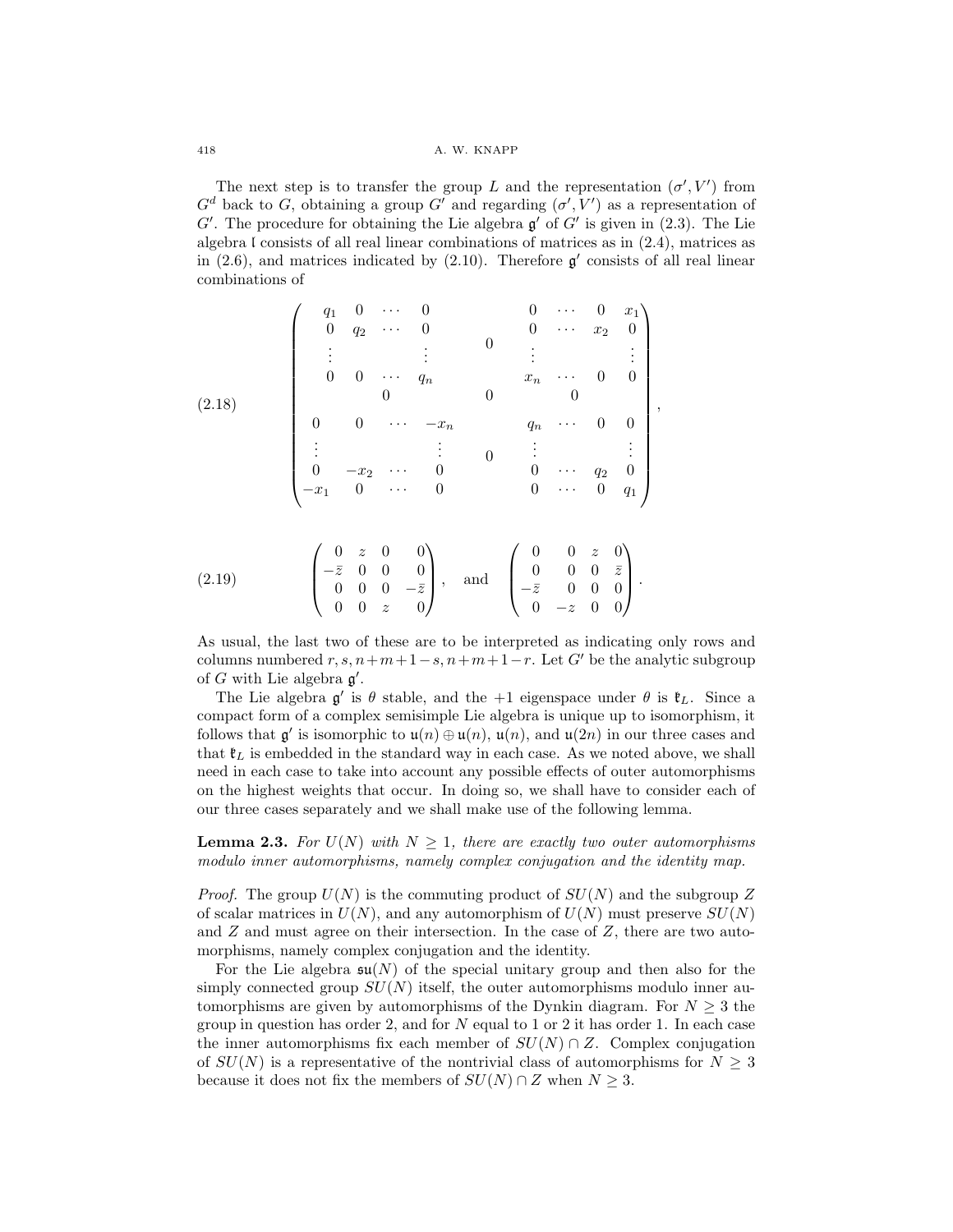The next step is to transfer the group $L$ and the representation $(\sigma', V')$ from $G^d$ back to $G$, obtaining a group $G'$ and regarding $(\sigma', V')$ as a representation of $G'$. The procedure for obtaining the Lie algebra $\mathfrak{g}'$ of $G'$ is given in (2.3). The Lie algebra $\mathfrak{l}$ consists of all real linear combinations of matrices as in (2.4), matrices as in (2.6), and matrices indicated by (2.10). Therefore $\mathfrak{g}'$ consists of all real linear combinations of

$$
\left(\begin{array}{cccc|c|cccc}
q_1 & 0 & \cdots & 0 & & 0 & \cdots & 0 & x_1 \\
0 & q_2 & \cdots & 0 & & 0 & \cdots & x_2 & 0 \\
\vdots & & & \vdots & 0 & \vdots & & & \vdots \\
0 & 0 & \cdots & q_n & & x_n & \cdots & 0 & 0 \\
 & & 0 & & 0 & & 0 & & \\
0 & 0 & \cdots & -x_n & & q_n & \cdots & 0 & 0 \\
\vdots & & & \vdots & 0 & \vdots & & & \vdots \\
0 & -x_2 & \cdots & 0 & & 0 & \cdots & q_2 & 0 \\
-x_1 & 0 & \cdots & 0 & & 0 & \cdots & 0 & q_1
\end{array}\right), \tag{2.18}
$$

$$
\begin{pmatrix} 0 & z & 0 & 0 \\ -\bar{z} & 0 & 0 & 0 \\ 0 & 0 & 0 & -\bar{z} \\ 0 & 0 & z & 0 \end{pmatrix}, \quad \text{and} \quad \begin{pmatrix} 0 & 0 & z & 0 \\ 0 & 0 & 0 & \bar{z} \\ -\bar{z} & 0 & 0 & 0 \\ 0 & -z & 0 & 0 \end{pmatrix}. \tag{2.19}
$$

As usual, the last two of these are to be interpreted as indicating only rows and columns numbered $r, s, n+m+1-s, n+m+1-r$. Let $G'$ be the analytic subgroup of $G$ with Lie algebra $\mathfrak{g}'$.

The Lie algebra $\mathfrak{g}'$ is $\theta$ stable, and the $+1$ eigenspace under $\theta$ is $\mathfrak{k}_L$. Since a compact form of a complex semisimple Lie algebra is unique up to isomorphism, it follows that $\mathfrak{g}'$ is isomorphic to $\mathfrak{u}(n) \oplus \mathfrak{u}(n)$, $\mathfrak{u}(n)$, and $\mathfrak{u}(2n)$ in our three cases and that $\mathfrak{k}_L$ is embedded in the standard way in each case. As we noted above, we shall need in each case to take into account any possible effects of outer automorphisms on the highest weights that occur. In doing so, we shall have to consider each of our three cases separately and we shall make use of the following lemma.

**Lemma 2.3.** *For $U(N)$ with $N \geq 1$, there are exactly two outer automorphisms modulo inner automorphisms, namely complex conjugation and the identity map.*

*Proof.* The group $U(N)$ is the commuting product of $SU(N)$ and the subgroup $Z$ of scalar matrices in $U(N)$, and any automorphism of $U(N)$ must preserve $SU(N)$ and $Z$ and must agree on their intersection. In the case of $Z$, there are two automorphisms, namely complex conjugation and the identity.

For the Lie algebra $\mathfrak{su}(N)$ of the special unitary group and then also for the simply connected group $SU(N)$ itself, the outer automorphisms modulo inner automorphisms are given by automorphisms of the Dynkin diagram. For $N \geq 3$ the group in question has order 2, and for $N$ equal to 1 or 2 it has order 1. In each case the inner automorphisms fix each member of $SU(N) \cap Z$. Complex conjugation of $SU(N)$ is a representative of the nontrivial class of automorphisms for $N \geq 3$ because it does not fix the members of $SU(N) \cap Z$ when $N \geq 3$.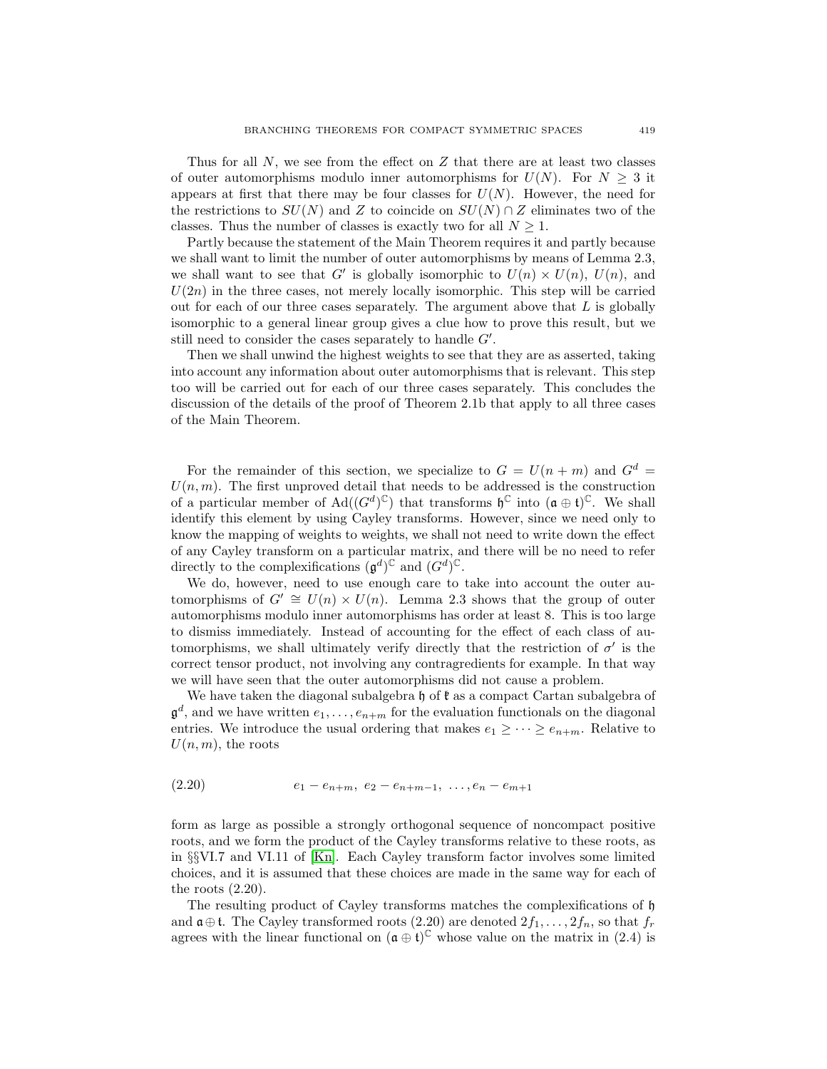Thus for all $N$, we see from the effect on $Z$ that there are at least two classes of outer automorphisms modulo inner automorphisms for $U(N)$. For $N \geq 3$ it appears at first that there may be four classes for $U(N)$. However, the need for the restrictions to $SU(N)$ and $Z$ to coincide on $SU(N) \cap Z$ eliminates two of the classes. Thus the number of classes is exactly two for all $N \geq 1$.

Partly because the statement of the Main Theorem requires it and partly because we shall want to limit the number of outer automorphisms by means of Lemma 2.3, we shall want to see that $G'$ is globally isomorphic to $U(n) \times U(n)$, $U(n)$, and $U(2n)$ in the three cases, not merely locally isomorphic. This step will be carried out for each of our three cases separately. The argument above that $L$ is globally isomorphic to a general linear group gives a clue how to prove this result, but we still need to consider the cases separately to handle $G'$.

Then we shall unwind the highest weights to see that they are as asserted, taking into account any information about outer automorphisms that is relevant. This step too will be carried out for each of our three cases separately. This concludes the discussion of the details of the proof of Theorem 2.1b that apply to all three cases of the Main Theorem.

For the remainder of this section, we specialize to $G = U(n+m)$ and $G^d = U(n,m)$. The first unproved detail that needs to be addressed is the construction of a particular member of $\mathrm{Ad}((G^d)^{\mathbb{C}})$ that transforms $\mathfrak{h}^{\mathbb{C}}$ into $(\mathfrak{a} \oplus \mathfrak{t})^{\mathbb{C}}$. We shall identify this element by using Cayley transforms. However, since we need only to know the mapping of weights to weights, we shall not need to write down the effect of any Cayley transform on a particular matrix, and there will be no need to refer directly to the complexifications $(\mathfrak{g}^d)^{\mathbb{C}}$ and $(G^d)^{\mathbb{C}}$.

We do, however, need to use enough care to take into account the outer automorphisms of $G' \cong U(n) \times U(n)$. Lemma 2.3 shows that the group of outer automorphisms modulo inner automorphisms has order at least 8. This is too large to dismiss immediately. Instead of accounting for the effect of each class of automorphisms, we shall ultimately verify directly that the restriction of $\sigma'$ is the correct tensor product, not involving any contragredients for example. In that way we will have seen that the outer automorphisms did not cause a problem.

We have taken the diagonal subalgebra $\mathfrak{h}$ of $\mathfrak{k}$ as a compact Cartan subalgebra of $\mathfrak{g}^d$, and we have written $e_1, \ldots, e_{n+m}$ for the evaluation functionals on the diagonal entries. We introduce the usual ordering that makes $e_1 \geq \cdots \geq e_{n+m}$. Relative to $U(n,m)$, the roots

$$e_1 - e_{n+m},\ e_2 - e_{n+m-1},\ \ldots, e_n - e_{m+1} \tag{2.20}$$

form as large as possible a strongly orthogonal sequence of noncompact positive roots, and we form the product of the Cayley transforms relative to these roots, as in §§VI.7 and VI.11 of [Kn]. Each Cayley transform factor involves some limited choices, and it is assumed that these choices are made in the same way for each of the roots (2.20).

The resulting product of Cayley transforms matches the complexifications of $\mathfrak{h}$ and $\mathfrak{a} \oplus \mathfrak{t}$. The Cayley transformed roots (2.20) are denoted $2f_1, \ldots, 2f_n$, so that $f_r$ agrees with the linear functional on $(\mathfrak{a} \oplus \mathfrak{t})^{\mathbb{C}}$ whose value on the matrix in (2.4) is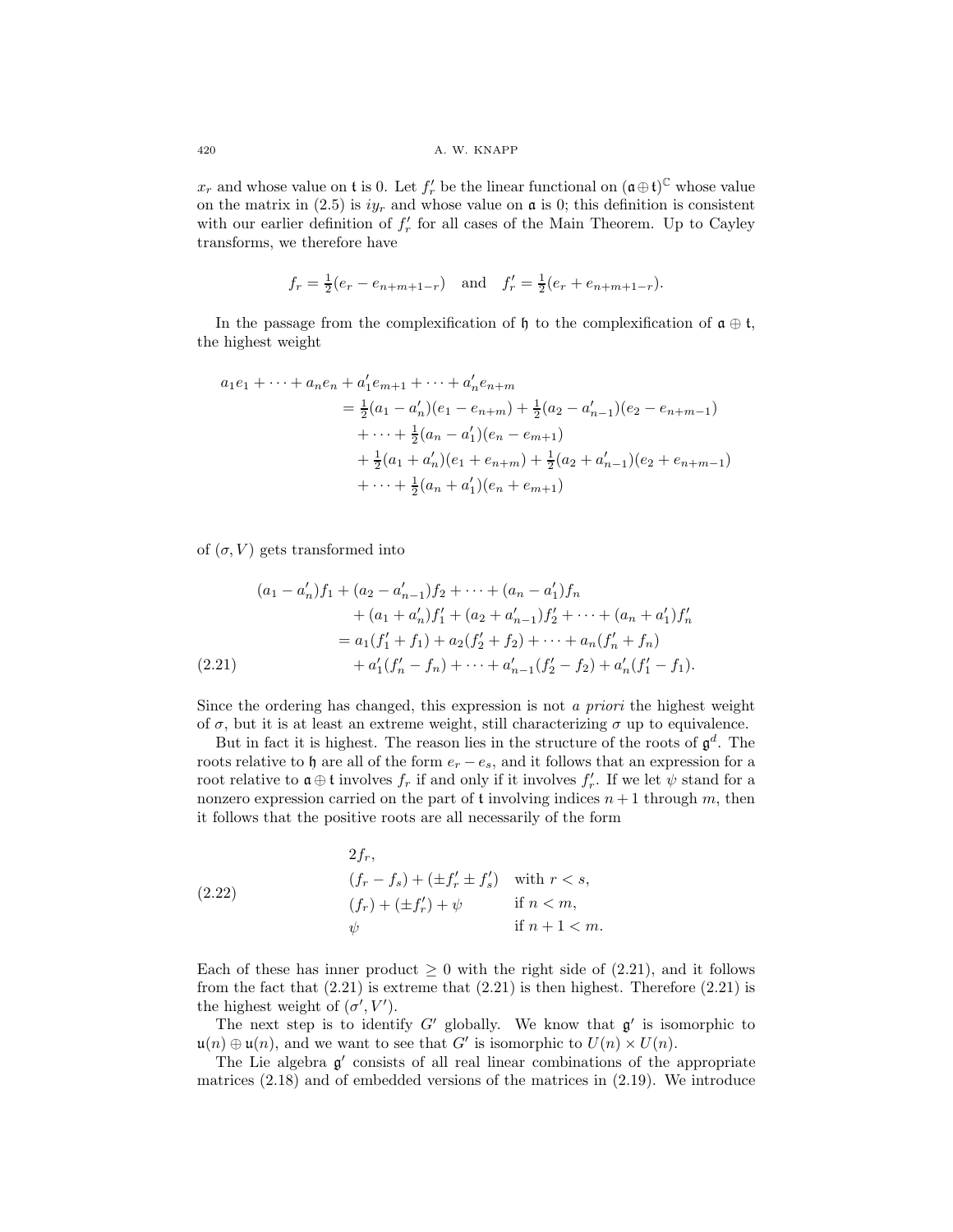$x_r$ and whose value on $\mathfrak{t}$ is 0. Let $f'_r$ be the linear functional on $(\mathfrak{a}\oplus\mathfrak{t})^{\mathbb{C}}$ whose value on the matrix in (2.5) is $iy_r$ and whose value on $\mathfrak{a}$ is 0; this definition is consistent with our earlier definition of $f'_r$ for all cases of the Main Theorem. Up to Cayley transforms, we therefore have

$$f_r = \tfrac{1}{2}(e_r - e_{n+m+1-r}) \quad \text{and} \quad f'_r = \tfrac{1}{2}(e_r + e_{n+m+1-r}).$$

In the passage from the complexification of $\mathfrak{h}$ to the complexification of $\mathfrak{a}\oplus\mathfrak{t}$, the highest weight

$$\begin{aligned}
a_1e_1 + \cdots + a_ne_n &+ a'_1e_{m+1} + \cdots + a'_ne_{n+m} \\
&= \tfrac{1}{2}(a_1 - a'_n)(e_1 - e_{n+m}) + \tfrac{1}{2}(a_2 - a'_{n-1})(e_2 - e_{n+m-1}) \\
&\quad + \cdots + \tfrac{1}{2}(a_n - a'_1)(e_n - e_{m+1}) \\
&\quad + \tfrac{1}{2}(a_1 + a'_n)(e_1 + e_{n+m}) + \tfrac{1}{2}(a_2 + a'_{n-1})(e_2 + e_{n+m-1}) \\
&\quad + \cdots + \tfrac{1}{2}(a_n + a'_1)(e_n + e_{m+1})
\end{aligned}$$

of $(\sigma, V)$ gets transformed into

$$\begin{aligned}
(a_1 - a'_n)f_1 &+ (a_2 - a'_{n-1})f_2 + \cdots + (a_n - a'_1)f_n \\
&+ (a_1 + a'_n)f'_1 + (a_2 + a'_{n-1})f'_2 + \cdots + (a_n + a'_1)f'_n \\
&= a_1(f'_1 + f_1) + a_2(f'_2 + f_2) + \cdots + a_n(f'_n + f_n) \\
&\quad + a'_1(f'_n - f_n) + \cdots + a'_{n-1}(f'_2 - f_2) + a'_n(f'_1 - f_1).
\end{aligned} \tag{2.21}$$

Since the ordering has changed, this expression is not *a priori* the highest weight of $\sigma$, but it is at least an extreme weight, still characterizing $\sigma$ up to equivalence.

But in fact it is highest. The reason lies in the structure of the roots of $\mathfrak{g}^d$. The roots relative to $\mathfrak{h}$ are all of the form $e_r - e_s$, and it follows that an expression for a root relative to $\mathfrak{a}\oplus\mathfrak{t}$ involves $f_r$ if and only if it involves $f'_r$. If we let $\psi$ stand for a nonzero expression carried on the part of $\mathfrak{t}$ involving indices $n+1$ through $m$, then it follows that the positive roots are all necessarily of the form

$$\begin{array}{ll}
2f_r, & \\
(f_r - f_s) + (\pm f'_r \pm f'_s) & \text{with } r < s, \\
(f_r) + (\pm f'_r) + \psi & \text{if } n < m, \\
\psi & \text{if } n+1 < m.
\end{array} \tag{2.22}$$

Each of these has inner product $\geq 0$ with the right side of (2.21), and it follows from the fact that (2.21) is extreme that (2.21) is then highest. Therefore (2.21) is the highest weight of $(\sigma', V')$.

The next step is to identify $G'$ globally. We know that $\mathfrak{g}'$ is isomorphic to $\mathfrak{u}(n)\oplus\mathfrak{u}(n)$, and we want to see that $G'$ is isomorphic to $U(n)\times U(n)$.

The Lie algebra $\mathfrak{g}'$ consists of all real linear combinations of the appropriate matrices (2.18) and of embedded versions of the matrices in (2.19). We introduce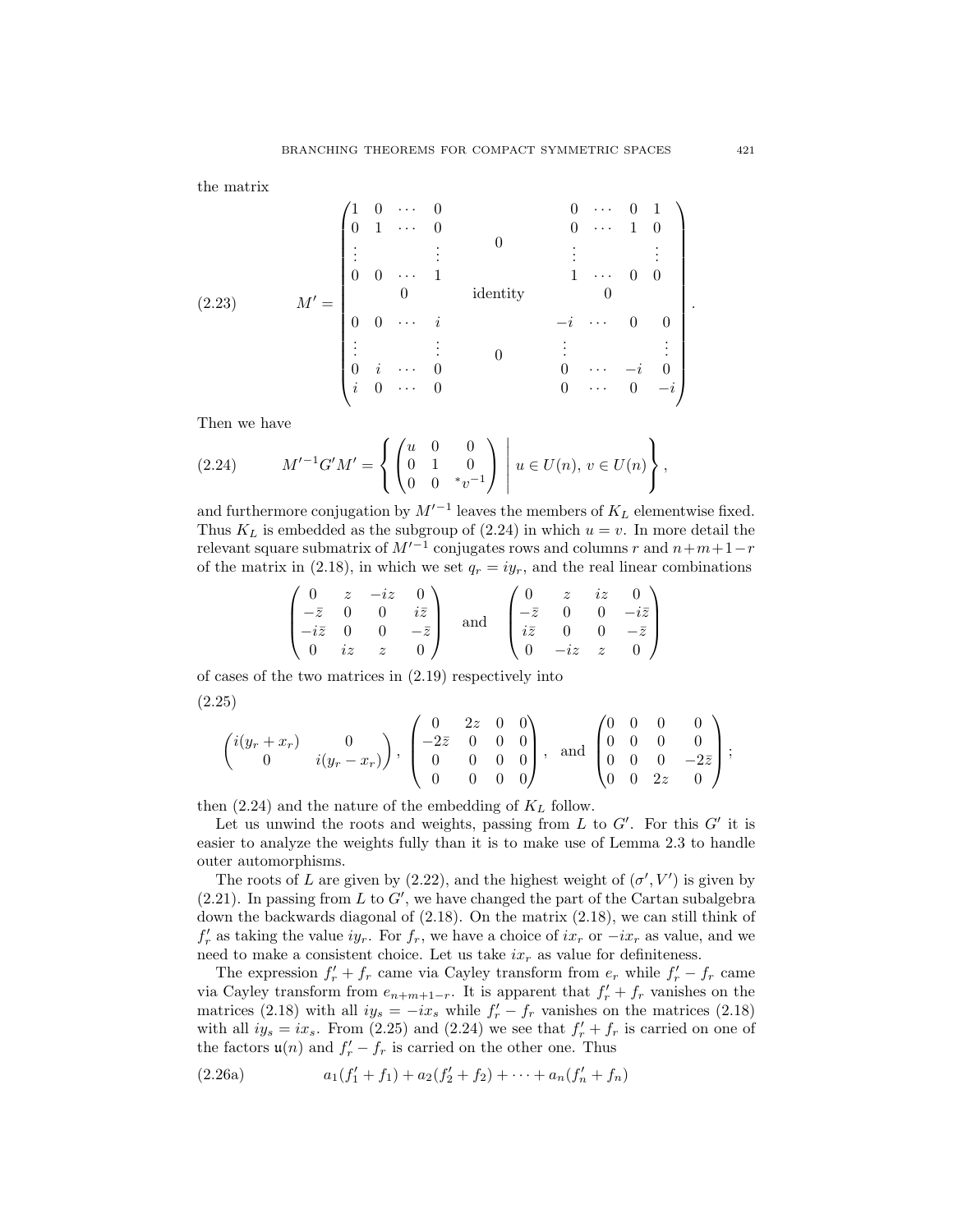the matrix

$$
(2.23) \qquad M' = \begin{pmatrix}
\begin{matrix} 1 & 0 & \cdots & 0 \\ 0 & 1 & \cdots & 0 \\ \vdots & & & \vdots \\ 0 & 0 & \cdots & 1 \end{matrix} & 0 & \begin{matrix} 0 & \cdots & 0 & 1 \\ 0 & \cdots & 1 & 0 \\ \vdots & & & \vdots \\ 1 & \cdots & 0 & 0 \end{matrix} \\
0 & \text{identity} & 0 \\
\begin{matrix} 0 & 0 & \cdots & i \\ \vdots & & & \vdots \\ 0 & i & \cdots & 0 \\ i & 0 & \cdots & 0 \end{matrix} & 0 & \begin{matrix} -i & \cdots & 0 & 0 \\ \vdots & & & \vdots \\ 0 & \cdots & -i & 0 \\ 0 & \cdots & 0 & -i \end{matrix}
\end{pmatrix}.
$$

Then we have

$$
(2.24) \qquad M'^{-1} G' M' = \left\{ \begin{pmatrix} u & 0 & 0 \\ 0 & 1 & 0 \\ 0 & 0 & {}^*v^{-1} \end{pmatrix} \;\middle|\; u \in U(n),\ v \in U(n) \right\},
$$

and furthermore conjugation by $M'^{-1}$ leaves the members of $K_L$ elementwise fixed. Thus $K_L$ is embedded as the subgroup of (2.24) in which $u = v$. In more detail the relevant square submatrix of $M'^{-1}$ conjugates rows and columns $r$ and $n+m+1-r$ of the matrix in (2.18), in which we set $q_r = iy_r$, and the real linear combinations

$$
\begin{pmatrix} 0 & z & -iz & 0 \\ -\bar z & 0 & 0 & i\bar z \\ -i\bar z & 0 & 0 & -\bar z \\ 0 & iz & z & 0 \end{pmatrix} \quad \text{and} \quad \begin{pmatrix} 0 & z & iz & 0 \\ -\bar z & 0 & 0 & -i\bar z \\ i\bar z & 0 & 0 & -\bar z \\ 0 & -iz & z & 0 \end{pmatrix}
$$

of cases of the two matrices in (2.19) respectively into

(2.25)

$$
\begin{pmatrix} i(y_r + x_r) & 0 \\ 0 & i(y_r - x_r) \end{pmatrix}, \quad \begin{pmatrix} 0 & 2z & 0 & 0 \\ -2\bar z & 0 & 0 & 0 \\ 0 & 0 & 0 & 0 \\ 0 & 0 & 0 & 0 \end{pmatrix}, \quad \text{and} \quad \begin{pmatrix} 0 & 0 & 0 & 0 \\ 0 & 0 & 0 & 0 \\ 0 & 0 & 0 & -2\bar z \\ 0 & 0 & 2z & 0 \end{pmatrix};
$$

then (2.24) and the nature of the embedding of $K_L$ follow.

Let us unwind the roots and weights, passing from $L$ to $G'$. For this $G'$ it is easier to analyze the weights fully than it is to make use of Lemma 2.3 to handle outer automorphisms.

The roots of $L$ are given by (2.22), and the highest weight of $(\sigma', V')$ is given by (2.21). In passing from $L$ to $G'$, we have changed the part of the Cartan subalgebra down the backwards diagonal of (2.18). On the matrix (2.18), we can still think of $f'_r$ as taking the value $iy_r$. For $f_r$, we have a choice of $ix_r$ or $-ix_r$ as value, and we need to make a consistent choice. Let us take $ix_r$ as value for definiteness.

The expression $f'_r + f_r$ came via Cayley transform from $e_r$ while $f'_r - f_r$ came via Cayley transform from $e_{n+m+1-r}$. It is apparent that $f'_r + f_r$ vanishes on the matrices (2.18) with all $iy_s = -ix_s$ while $f'_r - f_r$ vanishes on the matrices (2.18) with all $iy_s = ix_s$. From (2.25) and (2.24) we see that $f'_r + f_r$ is carried on one of the factors $\mathfrak{u}(n)$ and $f'_r - f_r$ is carried on the other one. Thus

$$
(2.26\text{a}) \qquad a_1(f'_1 + f_1) + a_2(f'_2 + f_2) + \cdots + a_n(f'_n + f_n)
$$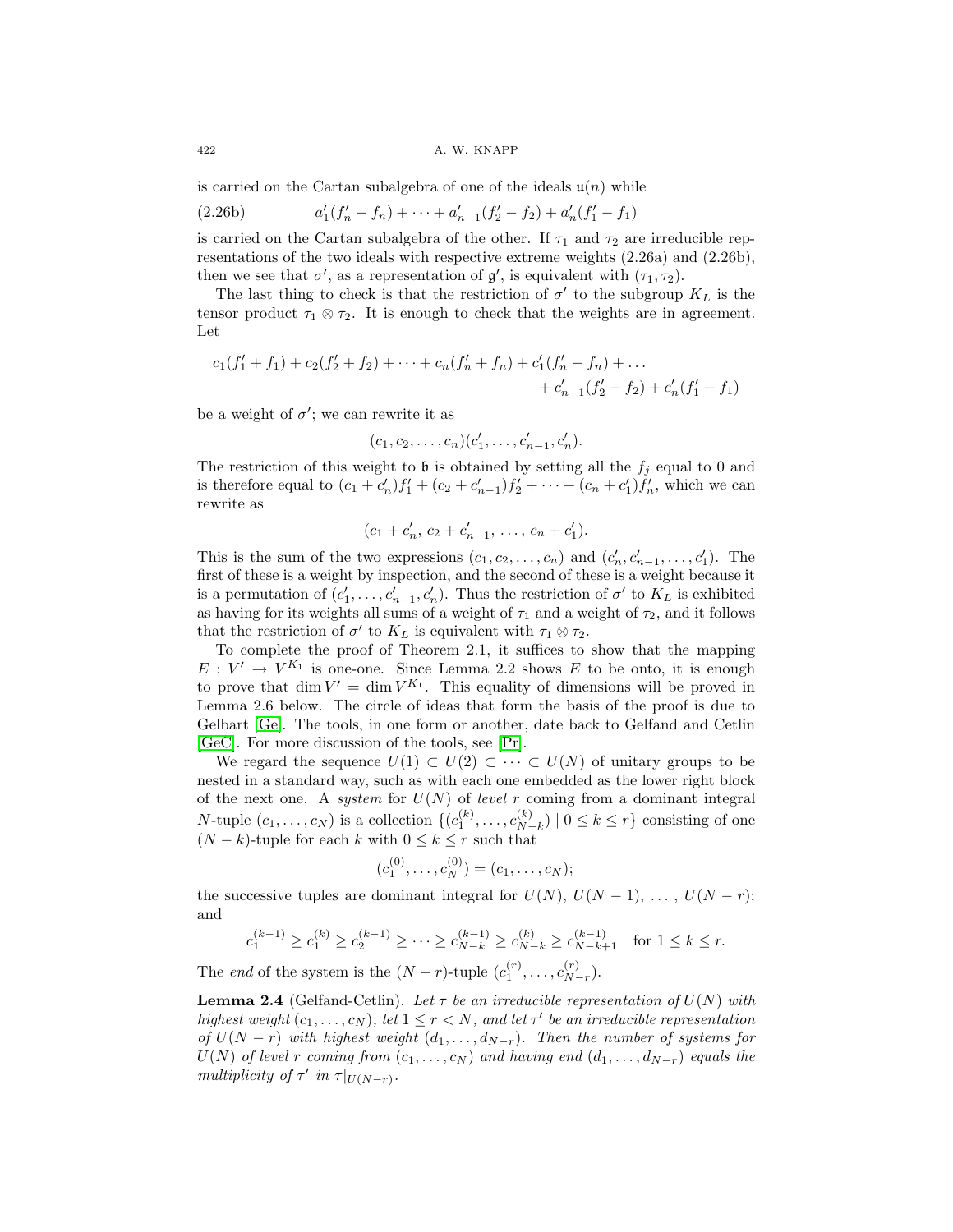is carried on the Cartan subalgebra of one of the ideals $\mathfrak{u}(n)$ while

$$a_1'(f_n' - f_n) + \cdots + a_{n-1}'(f_2' - f_2) + a_n'(f_1' - f_1) \tag{2.26b}$$

is carried on the Cartan subalgebra of the other. If $\tau_1$ and $\tau_2$ are irreducible representations of the two ideals with respective extreme weights (2.26a) and (2.26b), then we see that $\sigma'$, as a representation of $\mathfrak{g}'$, is equivalent with $(\tau_1, \tau_2)$.

The last thing to check is that the restriction of $\sigma'$ to the subgroup $K_L$ is the tensor product $\tau_1 \otimes \tau_2$. It is enough to check that the weights are in agreement. Let

$$c_1(f_1' + f_1) + c_2(f_2' + f_2) + \cdots + c_n(f_n' + f_n) + c_1'(f_n' - f_n) + \ldots \\ + c_{n-1}'(f_2' - f_2) + c_n'(f_1' - f_1)$$

be a weight of $\sigma'$; we can rewrite it as

$$(c_1, c_2, \ldots, c_n)(c_1', \ldots, c_{n-1}', c_n').$$

The restriction of this weight to $\mathfrak{b}$ is obtained by setting all the $f_j$ equal to 0 and is therefore equal to $(c_1 + c_n')f_1' + (c_2 + c_{n-1}')f_2' + \cdots + (c_n + c_1')f_n'$, which we can rewrite as

$$(c_1 + c_n',\ c_2 + c_{n-1}',\ \ldots,\ c_n + c_1').$$

This is the sum of the two expressions $(c_1, c_2, \ldots, c_n)$ and $(c_n', c_{n-1}', \ldots, c_1')$. The first of these is a weight by inspection, and the second of these is a weight because it is a permutation of $(c_1', \ldots, c_{n-1}', c_n')$. Thus the restriction of $\sigma'$ to $K_L$ is exhibited as having for its weights all sums of a weight of $\tau_1$ and a weight of $\tau_2$, and it follows that the restriction of $\sigma'$ to $K_L$ is equivalent with $\tau_1 \otimes \tau_2$.

To complete the proof of Theorem 2.1, it suffices to show that the mapping $E : V' \to V^{K_1}$ is one-one. Since Lemma 2.2 shows $E$ to be onto, it is enough to prove that $\dim V' = \dim V^{K_1}$. This equality of dimensions will be proved in Lemma 2.6 below. The circle of ideas that form the basis of the proof is due to Gelbart [Ge]. The tools, in one form or another, date back to Gelfand and Cetlin [GeC]. For more discussion of the tools, see [Pr].

We regard the sequence $U(1) \subset U(2) \subset \cdots \subset U(N)$ of unitary groups to be nested in a standard way, such as with each one embedded as the lower right block of the next one. A *system* for $U(N)$ of *level* $r$ coming from a dominant integral $N$-tuple $(c_1, \ldots, c_N)$ is a collection $\{(c_1^{(k)}, \ldots, c_{N-k}^{(k)}) \mid 0 \le k \le r\}$ consisting of one $(N-k)$-tuple for each $k$ with $0 \le k \le r$ such that

$$(c_1^{(0)}, \ldots, c_N^{(0)}) = (c_1, \ldots, c_N);$$

the successive tuples are dominant integral for $U(N)$, $U(N-1)$, $\ldots$, $U(N-r)$; and

$$c_1^{(k-1)} \ge c_1^{(k)} \ge c_2^{(k-1)} \ge \cdots \ge c_{N-k}^{(k-1)} \ge c_{N-k}^{(k)} \ge c_{N-k+1}^{(k-1)} \quad \text{for } 1 \le k \le r.$$

The *end* of the system is the $(N-r)$-tuple $(c_1^{(r)}, \ldots, c_{N-r}^{(r)})$.

**Lemma 2.4** (Gelfand-Cetlin). *Let $\tau$ be an irreducible representation of $U(N)$ with highest weight $(c_1, \ldots, c_N)$, let $1 \le r < N$, and let $\tau'$ be an irreducible representation of $U(N-r)$ with highest weight $(d_1, \ldots, d_{N-r})$. Then the number of systems for $U(N)$ of level $r$ coming from $(c_1, \ldots, c_N)$ and having end $(d_1, \ldots, d_{N-r})$ equals the multiplicity of $\tau'$ in $\tau|_{U(N-r)}$.*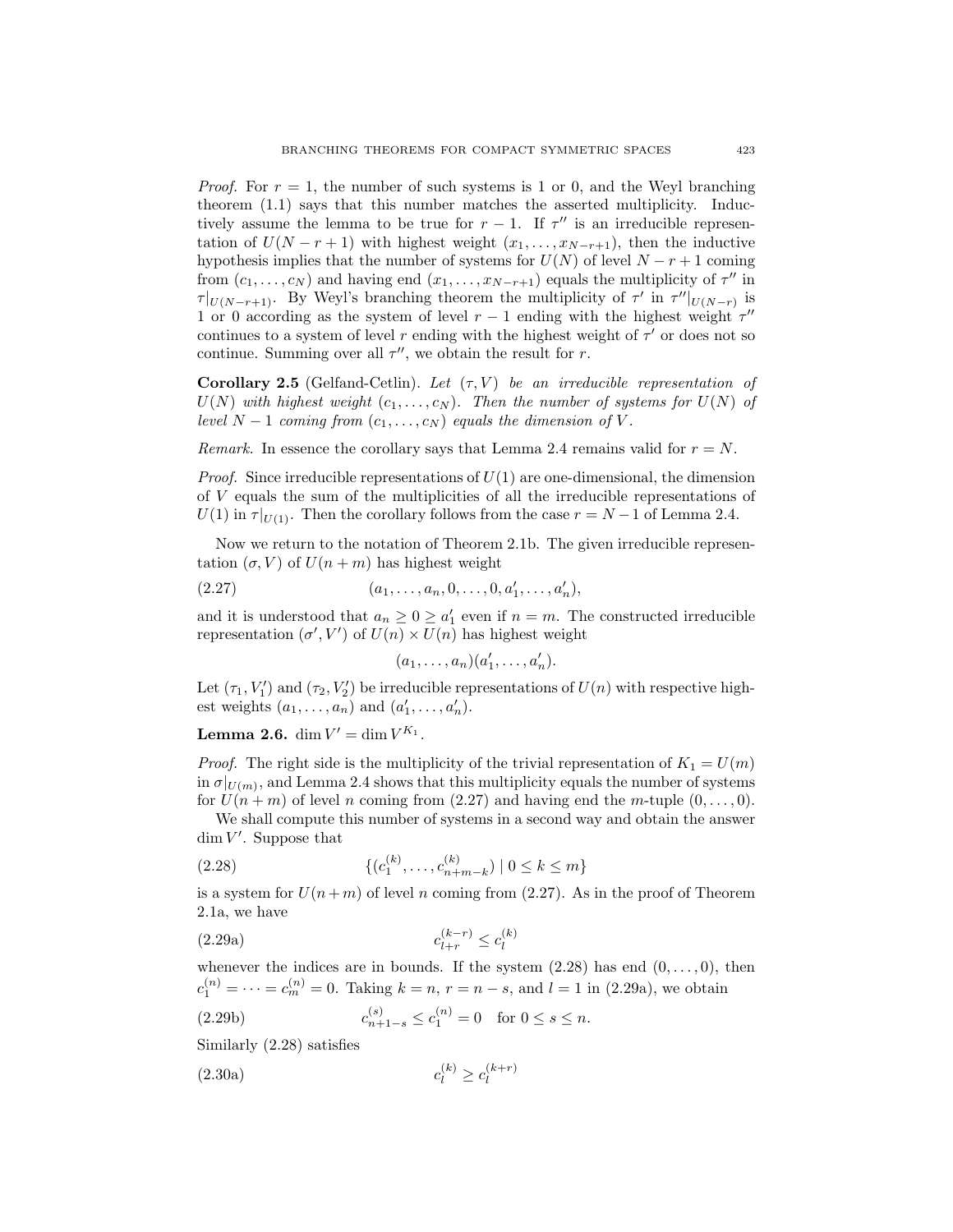*Proof.* For $r = 1$, the number of such systems is 1 or 0, and the Weyl branching theorem (1.1) says that this number matches the asserted multiplicity. Inductively assume the lemma to be true for $r - 1$. If $\tau''$ is an irreducible representation of $U(N - r + 1)$ with highest weight $(x_1, \ldots, x_{N-r+1})$, then the inductive hypothesis implies that the number of systems for $U(N)$ of level $N - r + 1$ coming from $(c_1, \ldots, c_N)$ and having end $(x_1, \ldots, x_{N-r+1})$ equals the multiplicity of $\tau''$ in $\tau|_{U(N-r+1)}$. By Weyl's branching theorem the multiplicity of $\tau'$ in $\tau''|_{U(N-r)}$ is 1 or 0 according as the system of level $r - 1$ ending with the highest weight $\tau''$ continues to a system of level $r$ ending with the highest weight of $\tau'$ or does not so continue. Summing over all $\tau''$, we obtain the result for $r$.

**Corollary 2.5** (Gelfand-Cetlin). *Let $(\tau, V)$ be an irreducible representation of $U(N)$ with highest weight $(c_1, \ldots, c_N)$. Then the number of systems for $U(N)$ of level $N - 1$ coming from $(c_1, \ldots, c_N)$ equals the dimension of $V$.*

*Remark.* In essence the corollary says that Lemma 2.4 remains valid for $r = N$.

*Proof.* Since irreducible representations of $U(1)$ are one-dimensional, the dimension of $V$ equals the sum of the multiplicities of all the irreducible representations of $U(1)$ in $\tau|_{U(1)}$. Then the corollary follows from the case $r = N - 1$ of Lemma 2.4.

Now we return to the notation of Theorem 2.1b. The given irreducible representation $(\sigma, V)$ of $U(n + m)$ has highest weight

$$(a_1, \ldots, a_n, 0, \ldots, 0, a_1', \ldots, a_n'), \tag{2.27}$$

and it is understood that $a_n \geq 0 \geq a_1'$ even if $n = m$. The constructed irreducible representation $(\sigma', V')$ of $U(n) \times U(n)$ has highest weight

$$(a_1, \ldots, a_n)(a_1', \ldots, a_n').$$

Let $(\tau_1, V_1')$ and $(\tau_2, V_2')$ be irreducible representations of $U(n)$ with respective highest weights $(a_1, \ldots, a_n)$ and $(a_1', \ldots, a_n')$.

**Lemma 2.6.** $\dim V' = \dim V^{K_1}$.

*Proof.* The right side is the multiplicity of the trivial representation of $K_1 = U(m)$ in $\sigma|_{U(m)}$, and Lemma 2.4 shows that this multiplicity equals the number of systems for $U(n + m)$ of level $n$ coming from (2.27) and having end the $m$-tuple $(0, \ldots, 0)$.

We shall compute this number of systems in a second way and obtain the answer $\dim V'$. Suppose that

$$\{(c_1^{(k)}, \ldots, c_{n+m-k}^{(k)}) \mid 0 \leq k \leq m\} \tag{2.28}$$

is a system for $U(n + m)$ of level $n$ coming from (2.27). As in the proof of Theorem 2.1a, we have

$$c_{l+r}^{(k-r)} \leq c_l^{(k)} \tag{2.29a}$$

whenever the indices are in bounds. If the system (2.28) has end $(0, \ldots, 0)$, then $c_1^{(n)} = \cdots = c_m^{(n)} = 0$. Taking $k = n$, $r = n - s$, and $l = 1$ in (2.29a), we obtain

$$c_{n+1-s}^{(s)} \leq c_1^{(n)} = 0 \quad \text{for } 0 \leq s \leq n. \tag{2.29b}$$

Similarly (2.28) satisfies

$$c_l^{(k)} \geq c_l^{(k+r)} \tag{2.30a}$$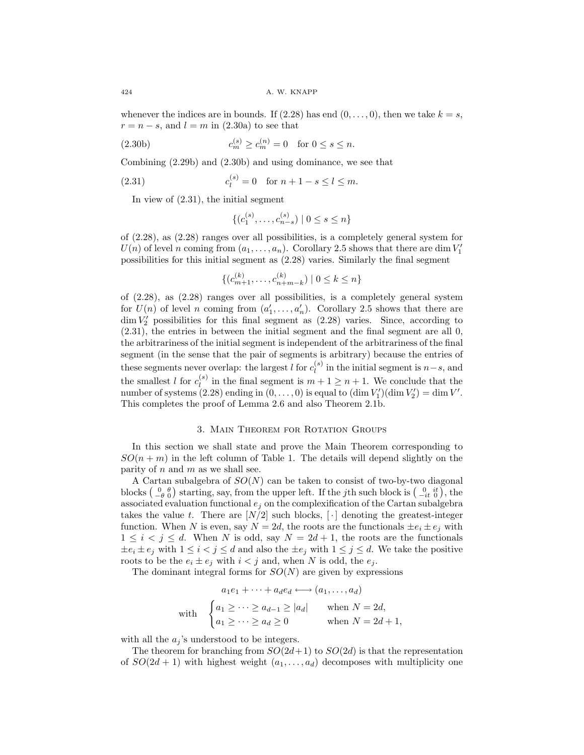whenever the indices are in bounds. If (2.28) has end $(0, \ldots, 0)$, then we take $k = s$, $r = n - s$, and $l = m$ in (2.30a) to see that

$$c_m^{(s)} \geq c_m^{(n)} = 0 \quad \text{for } 0 \leq s \leq n. \tag{2.30b}$$

Combining (2.29b) and (2.30b) and using dominance, we see that

$$c_l^{(s)} = 0 \quad \text{for } n + 1 - s \leq l \leq m. \tag{2.31}$$

In view of (2.31), the initial segment

$$\{(c_1^{(s)}, \ldots, c_{n-s}^{(s)}) \mid 0 \leq s \leq n\}$$

of (2.28), as (2.28) ranges over all possibilities, is a completely general system for $U(n)$ of level $n$ coming from $(a_1, \ldots, a_n)$. Corollary 2.5 shows that there are $\dim V_1'$ possibilities for this initial segment as (2.28) varies. Similarly the final segment

$$\{(c_{m+1}^{(k)}, \ldots, c_{n+m-k}^{(k)}) \mid 0 \leq k \leq n\}$$

of (2.28), as (2.28) ranges over all possibilities, is a completely general system for $U(n)$ of level $n$ coming from $(a_1', \ldots, a_n')$. Corollary 2.5 shows that there are $\dim V_2'$ possibilities for this final segment as (2.28) varies. Since, according to (2.31), the entries in between the initial segment and the final segment are all 0, the arbitrariness of the initial segment is independent of the arbitrariness of the final segment (in the sense that the pair of segments is arbitrary) because the entries of these segments never overlap: the largest $l$ for $c_l^{(s)}$ in the initial segment is $n - s$, and the smallest $l$ for $c_l^{(s)}$ in the final segment is $m + 1 \geq n + 1$. We conclude that the number of systems (2.28) ending in $(0, \ldots, 0)$ is equal to $(\dim V_1')(\dim V_2') = \dim V'$. This completes the proof of Lemma 2.6 and also Theorem 2.1b.

## 3. Main Theorem for Rotation Groups

In this section we shall state and prove the Main Theorem corresponding to $SO(n + m)$ in the left column of Table 1. The details will depend slightly on the parity of $n$ and $m$ as we shall see.

A Cartan subalgebra of $SO(N)$ can be taken to consist of two-by-two diagonal blocks $\left(\begin{smallmatrix} 0 & \theta \\ -\theta & 0 \end{smallmatrix}\right)$ starting, say, from the upper left. If the $j$th such block is $\left(\begin{smallmatrix} 0 & it \\ -it & 0 \end{smallmatrix}\right)$, the associated evaluation functional $e_j$ on the complexification of the Cartan subalgebra takes the value $t$. There are $[N/2]$ such blocks, $[\,\cdot\,]$ denoting the greatest-integer function. When $N$ is even, say $N = 2d$, the roots are the functionals $\pm e_i \pm e_j$ with $1 \leq i < j \leq d$. When $N$ is odd, say $N = 2d + 1$, the roots are the functionals $\pm e_i \pm e_j$ with $1 \leq i < j \leq d$ and also the $\pm e_j$ with $1 \leq j \leq d$. We take the positive roots to be the $e_i \pm e_j$ with $i < j$ and, when $N$ is odd, the $e_j$.

The dominant integral forms for $SO(N)$ are given by expressions

$$a_1 e_1 + \cdots + a_d e_d \longleftrightarrow (a_1, \ldots, a_d)$$

$$\text{with} \quad \begin{cases} a_1 \geq \cdots \geq a_{d-1} \geq |a_d| & \text{when } N = 2d, \\ a_1 \geq \cdots \geq a_d \geq 0 & \text{when } N = 2d + 1, \end{cases}$$

with all the $a_j$'s understood to be integers.

The theorem for branching from $SO(2d+1)$ to $SO(2d)$ is that the representation of $SO(2d + 1)$ with highest weight $(a_1, \ldots, a_d)$ decomposes with multiplicity one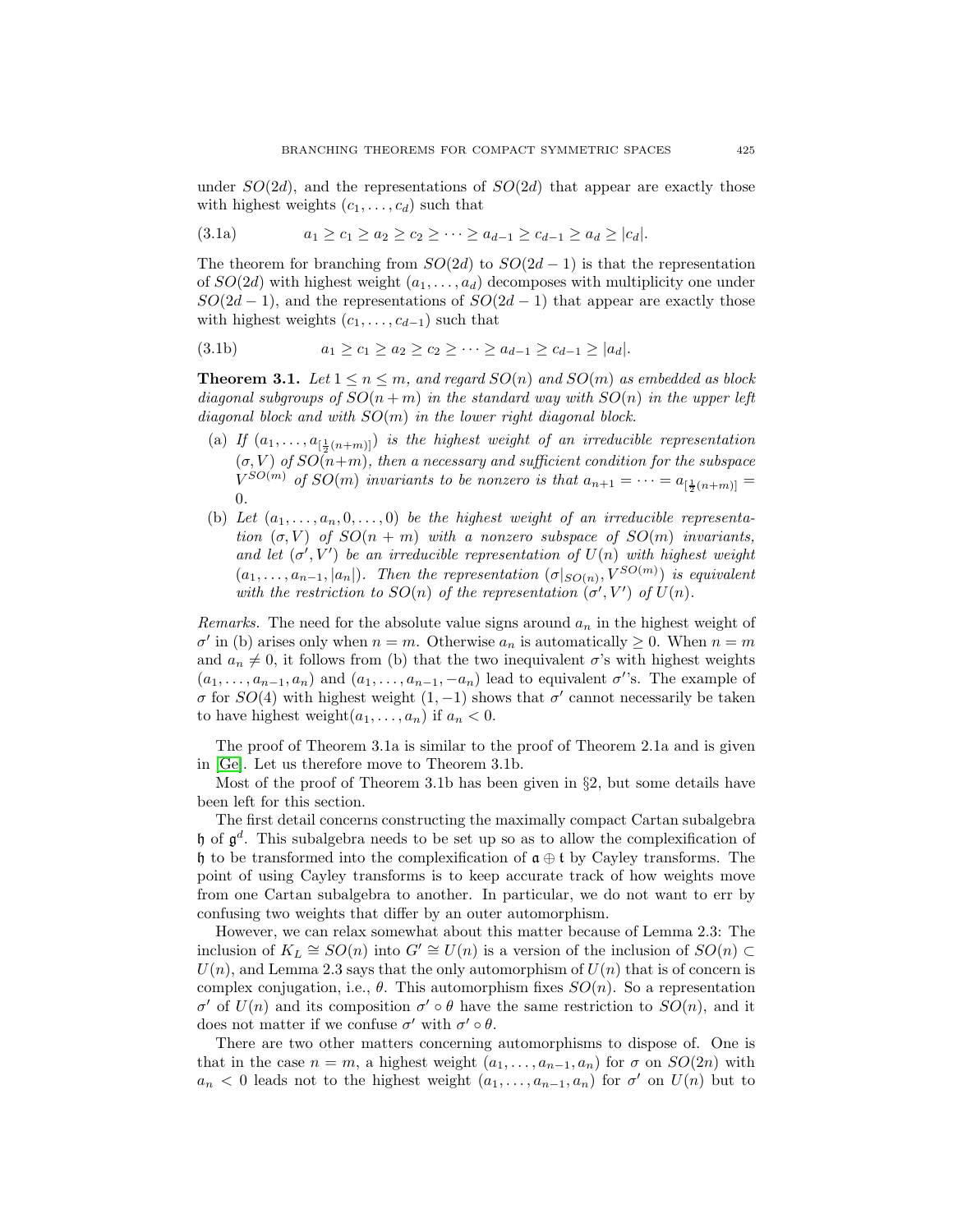under $SO(2d)$, and the representations of $SO(2d)$ that appear are exactly those with highest weights $(c_1, \ldots, c_d)$ such that

$$a_1 \geq c_1 \geq a_2 \geq c_2 \geq \cdots \geq a_{d-1} \geq c_{d-1} \geq a_d \geq |c_d|. \tag{3.1a}$$

The theorem for branching from $SO(2d)$ to $SO(2d-1)$ is that the representation of $SO(2d)$ with highest weight $(a_1, \ldots, a_d)$ decomposes with multiplicity one under $SO(2d-1)$, and the representations of $SO(2d-1)$ that appear are exactly those with highest weights $(c_1, \ldots, c_{d-1})$ such that

$$a_1 \geq c_1 \geq a_2 \geq c_2 \geq \cdots \geq a_{d-1} \geq c_{d-1} \geq |a_d|. \tag{3.1b}$$

**Theorem 3.1.** *Let $1 \leq n \leq m$, and regard $SO(n)$ and $SO(m)$ as embedded as block diagonal subgroups of $SO(n+m)$ in the standard way with $SO(n)$ in the upper left diagonal block and with $SO(m)$ in the lower right diagonal block.*

- (a) *If $(a_1, \ldots, a_{[\frac{1}{2}(n+m)]})$ is the highest weight of an irreducible representation $(\sigma, V)$ of $SO(n+m)$, then a necessary and sufficient condition for the subspace $V^{SO(m)}$ of $SO(m)$ invariants to be nonzero is that $a_{n+1} = \cdots = a_{[\frac{1}{2}(n+m)]} = 0$.*
- (b) *Let $(a_1, \ldots, a_n, 0, \ldots, 0)$ be the highest weight of an irreducible representation $(\sigma, V)$ of $SO(n+m)$ with a nonzero subspace of $SO(m)$ invariants, and let $(\sigma', V')$ be an irreducible representation of $U(n)$ with highest weight $(a_1, \ldots, a_{n-1}, |a_n|)$. Then the representation $(\sigma|_{SO(n)}, V^{SO(m)})$ is equivalent with the restriction to $SO(n)$ of the representation $(\sigma', V')$ of $U(n)$.*

*Remarks.* The need for the absolute value signs around $a_n$ in the highest weight of $\sigma'$ in (b) arises only when $n = m$. Otherwise $a_n$ is automatically $\geq 0$. When $n = m$ and $a_n \neq 0$, it follows from (b) that the two inequivalent $\sigma$'s with highest weights $(a_1, \ldots, a_{n-1}, a_n)$ and $(a_1, \ldots, a_{n-1}, -a_n)$ lead to equivalent $\sigma'$'s. The example of $\sigma$ for $SO(4)$ with highest weight $(1, -1)$ shows that $\sigma'$ cannot necessarily be taken to have highest weight$(a_1, \ldots, a_n)$ if $a_n < 0$.

The proof of Theorem 3.1a is similar to the proof of Theorem 2.1a and is given in [Ge]. Let us therefore move to Theorem 3.1b.

Most of the proof of Theorem 3.1b has been given in §2, but some details have been left for this section.

The first detail concerns constructing the maximally compact Cartan subalgebra $\mathfrak{h}$ of $\mathfrak{g}^d$. This subalgebra needs to be set up so as to allow the complexification of $\mathfrak{h}$ to be transformed into the complexification of $\mathfrak{a} \oplus \mathfrak{t}$ by Cayley transforms. The point of using Cayley transforms is to keep accurate track of how weights move from one Cartan subalgebra to another. In particular, we do not want to err by confusing two weights that differ by an outer automorphism.

However, we can relax somewhat about this matter because of Lemma 2.3: The inclusion of $K_L \cong SO(n)$ into $G' \cong U(n)$ is a version of the inclusion of $SO(n) \subset U(n)$, and Lemma 2.3 says that the only automorphism of $U(n)$ that is of concern is complex conjugation, i.e., $\theta$. This automorphism fixes $SO(n)$. So a representation $\sigma'$ of $U(n)$ and its composition $\sigma' \circ \theta$ have the same restriction to $SO(n)$, and it does not matter if we confuse $\sigma'$ with $\sigma' \circ \theta$.

There are two other matters concerning automorphisms to dispose of. One is that in the case $n = m$, a highest weight $(a_1, \ldots, a_{n-1}, a_n)$ for $\sigma$ on $SO(2n)$ with $a_n < 0$ leads not to the highest weight $(a_1, \ldots, a_{n-1}, a_n)$ for $\sigma'$ on $U(n)$ but to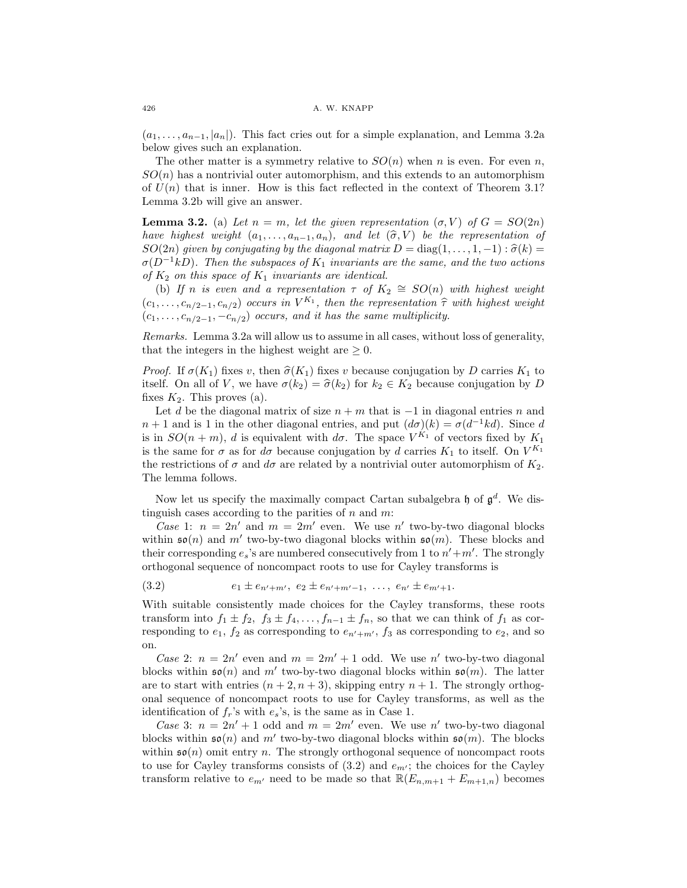$(a_1, \ldots, a_{n-1}, |a_n|)$. This fact cries out for a simple explanation, and Lemma 3.2a below gives such an explanation.

The other matter is a symmetry relative to $SO(n)$ when $n$ is even. For even $n$, $SO(n)$ has a nontrivial outer automorphism, and this extends to an automorphism of $U(n)$ that is inner. How is this fact reflected in the context of Theorem 3.1? Lemma 3.2b will give an answer.

**Lemma 3.2.** (a) *Let $n = m$, let the given representation $(\sigma, V)$ of $G = SO(2n)$ have highest weight $(a_1, \ldots, a_{n-1}, a_n)$, and let $(\widehat{\sigma}, V)$ be the representation of $SO(2n)$ given by conjugating by the diagonal matrix $D = \operatorname{diag}(1, \ldots, 1, -1) : \widehat{\sigma}(k) = \sigma(D^{-1}kD)$. Then the subspaces of $K_1$ invariants are the same, and the two actions of $K_2$ on this space of $K_1$ invariants are identical.*

(b) *If $n$ is even and a representation $\tau$ of $K_2 \cong SO(n)$ with highest weight $(c_1, \ldots, c_{n/2-1}, c_{n/2})$ occurs in $V^{K_1}$, then the representation $\widehat{\tau}$ with highest weight $(c_1, \ldots, c_{n/2-1}, -c_{n/2})$ occurs, and it has the same multiplicity.*

*Remarks.* Lemma 3.2a will allow us to assume in all cases, without loss of generality, that the integers in the highest weight are $\geq 0$.

*Proof.* If $\sigma(K_1)$ fixes $v$, then $\widehat{\sigma}(K_1)$ fixes $v$ because conjugation by $D$ carries $K_1$ to itself. On all of $V$, we have $\sigma(k_2) = \widehat{\sigma}(k_2)$ for $k_2 \in K_2$ because conjugation by $D$ fixes $K_2$. This proves (a).

Let $d$ be the diagonal matrix of size $n + m$ that is $-1$ in diagonal entries $n$ and $n+1$ and is 1 in the other diagonal entries, and put $(d\sigma)(k) = \sigma(d^{-1}kd)$. Since $d$ is in $SO(n+m)$, $d$ is equivalent with $d\sigma$. The space $V^{K_1}$ of vectors fixed by $K_1$ is the same for $\sigma$ as for $d\sigma$ because conjugation by $d$ carries $K_1$ to itself. On $V^{K_1}$ the restrictions of $\sigma$ and $d\sigma$ are related by a nontrivial outer automorphism of $K_2$. The lemma follows.

Now let us specify the maximally compact Cartan subalgebra $\mathfrak{h}$ of $\mathfrak{g}^d$. We distinguish cases according to the parities of $n$ and $m$:

*Case* 1: $n = 2n'$ and $m = 2m'$ even. We use $n'$ two-by-two diagonal blocks within $\mathfrak{so}(n)$ and $m'$ two-by-two diagonal blocks within $\mathfrak{so}(m)$. These blocks and their corresponding $e_s$'s are numbered consecutively from 1 to $n'+m'$. The strongly orthogonal sequence of noncompact roots to use for Cayley transforms is

$$e_1 \pm e_{n'+m'},\ e_2 \pm e_{n'+m'-1},\ \ldots,\ e_{n'} \pm e_{m'+1}. \tag{3.2}$$

With suitable consistently made choices for the Cayley transforms, these roots transform into $f_1 \pm f_2,\ f_3 \pm f_4, \ldots, f_{n-1} \pm f_n$, so that we can think of $f_1$ as corresponding to $e_1$, $f_2$ as corresponding to $e_{n'+m'}$, $f_3$ as corresponding to $e_2$, and so on.

*Case* 2: $n = 2n'$ even and $m = 2m' + 1$ odd. We use $n'$ two-by-two diagonal blocks within $\mathfrak{so}(n)$ and $m'$ two-by-two diagonal blocks within $\mathfrak{so}(m)$. The latter are to start with entries $(n+2, n+3)$, skipping entry $n+1$. The strongly orthogonal sequence of noncompact roots to use for Cayley transforms, as well as the identification of $f_r$'s with $e_s$'s, is the same as in Case 1.

*Case* 3: $n = 2n' + 1$ odd and $m = 2m'$ even. We use $n'$ two-by-two diagonal blocks within $\mathfrak{so}(n)$ and $m'$ two-by-two diagonal blocks within $\mathfrak{so}(m)$. The blocks within $\mathfrak{so}(n)$ omit entry $n$. The strongly orthogonal sequence of noncompact roots to use for Cayley transforms consists of (3.2) and $e_{m'}$; the choices for the Cayley transform relative to $e_{m'}$ need to be made so that $\mathbb{R}(E_{n,m+1} + E_{m+1,n})$ becomes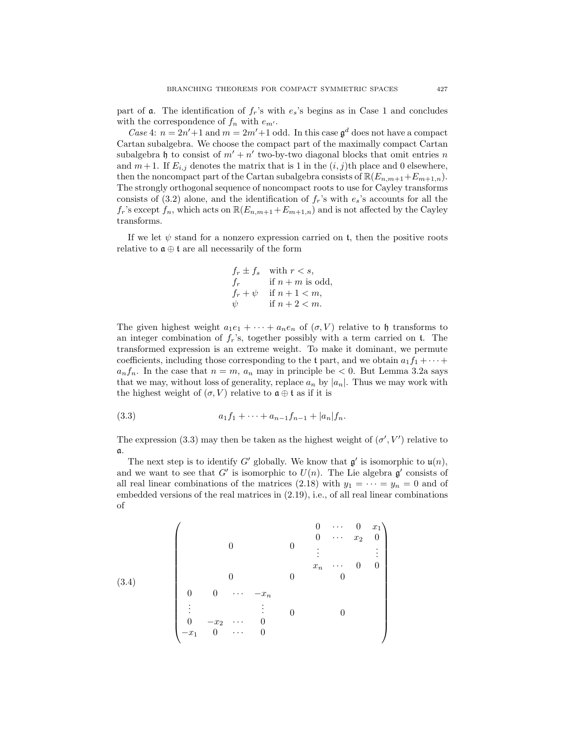part of $\mathfrak{a}$. The identification of $f_r$'s with $e_s$'s begins as in Case 1 and concludes with the correspondence of $f_n$ with $e_{m'}$.

*Case* 4: $n = 2n'+1$ and $m = 2m'+1$ odd. In this case $\mathfrak{g}^d$ does not have a compact Cartan subalgebra. We choose the compact part of the maximally compact Cartan subalgebra $\mathfrak{h}$ to consist of $m'+n'$ two-by-two diagonal blocks that omit entries $n$ and $m+1$. If $E_{i,j}$ denotes the matrix that is 1 in the $(i,j)$th place and 0 elsewhere, then the noncompact part of the Cartan subalgebra consists of $\mathbb{R}(E_{n,m+1}+E_{m+1,n})$. The strongly orthogonal sequence of noncompact roots to use for Cayley transforms consists of (3.2) alone, and the identification of $f_r$'s with $e_s$'s accounts for all the $f_r$'s except $f_n$, which acts on $\mathbb{R}(E_{n,m+1}+E_{m+1,n})$ and is not affected by the Cayley transforms.

If we let $\psi$ stand for a nonzero expression carried on $\mathfrak{t}$, then the positive roots relative to $\mathfrak{a} \oplus \mathfrak{t}$ are all necessarily of the form

$$
\begin{array}{ll}
f_r \pm f_s & \text{with } r < s, \\
f_r & \text{if } n+m \text{ is odd}, \\
f_r + \psi & \text{if } n+1 < m, \\
\psi & \text{if } n+2 < m.
\end{array}
$$

The given highest weight $a_1 e_1 + \cdots + a_n e_n$ of $(\sigma, V)$ relative to $\mathfrak{h}$ transforms to an integer combination of $f_r$'s, together possibly with a term carried on $\mathfrak{t}$. The transformed expression is an extreme weight. To make it dominant, we permute coefficients, including those corresponding to the $\mathfrak{t}$ part, and we obtain $a_1 f_1 + \cdots + a_n f_n$. In the case that $n = m$, $a_n$ may in principle be $< 0$. But Lemma 3.2a says that we may, without loss of generality, replace $a_n$ by $|a_n|$. Thus we may work with the highest weight of $(\sigma, V)$ relative to $\mathfrak{a} \oplus \mathfrak{t}$ as if it is

$$
a_1 f_1 + \cdots + a_{n-1} f_{n-1} + |a_n| f_n. \tag{3.3}
$$

The expression (3.3) may then be taken as the highest weight of $(\sigma', V')$ relative to $\mathfrak{a}$.

The next step is to identify $G'$ globally. We know that $\mathfrak{g}'$ is isomorphic to $\mathfrak{u}(n)$, and we want to see that $G'$ is isomorphic to $U(n)$. The Lie algebra $\mathfrak{g}'$ consists of all real linear combinations of the matrices (2.18) with $y_1 = \cdots = y_n = 0$ and of embedded versions of the real matrices in (2.19), i.e., of all real linear combinations of

$$
\left(\begin{array}{cccc|c|cccc}
 & & & & & 0 & \cdots & 0 & x_1 \\
 & & 0 & & 0 & 0 & \cdots & x_2 & 0 \\
 & & & & & \vdots & & & \vdots \\
 & & & & & x_n & \cdots & 0 & 0 \\
 & & 0 & & 0 & & 0 & & \\
0 & 0 & \cdots & -x_n & & & & & \\
\vdots & & & \vdots & 0 & & 0 & & \\
0 & -x_2 & \cdots & 0 & & & & & \\
-x_1 & 0 & \cdots & 0 & & & & &
\end{array}\right) \tag{3.4}
$$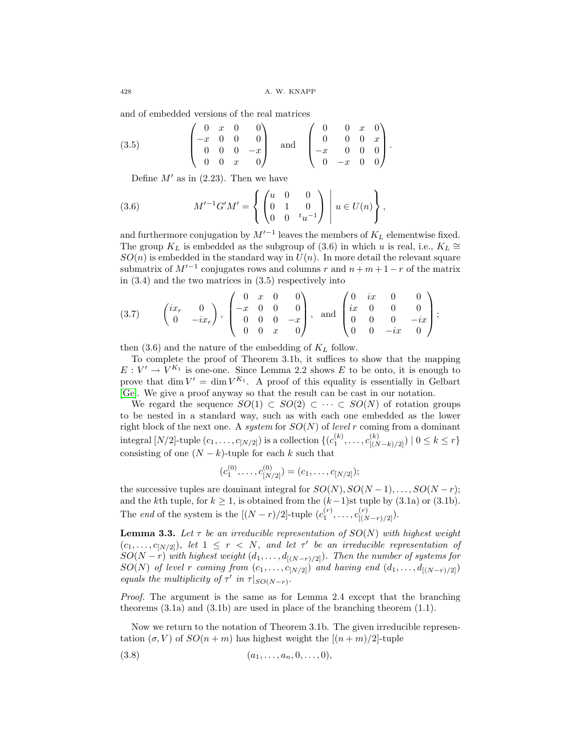and of embedded versions of the real matrices

$$
\begin{pmatrix} 0 & x & 0 & 0 \\ -x & 0 & 0 & 0 \\ 0 & 0 & 0 & -x \\ 0 & 0 & x & 0 \end{pmatrix} \quad \text{and} \quad \begin{pmatrix} 0 & 0 & x & 0 \\ 0 & 0 & 0 & x \\ -x & 0 & 0 & 0 \\ 0 & -x & 0 & 0 \end{pmatrix}. \tag{3.5}
$$

Define $M'$ as in (2.23). Then we have

$$
M'^{-1}G'M' = \left\{ \begin{pmatrix} u & 0 & 0 \\ 0 & 1 & 0 \\ 0 & 0 & {}^t u^{-1} \end{pmatrix} \;\middle|\; u \in U(n) \right\}, \tag{3.6}
$$

and furthermore conjugation by $M'^{-1}$ leaves the members of $K_L$ elementwise fixed. The group $K_L$ is embedded as the subgroup of (3.6) in which $u$ is real, i.e., $K_L \cong SO(n)$ is embedded in the standard way in $U(n)$. In more detail the relevant square submatrix of $M'^{-1}$ conjugates rows and columns $r$ and $n+m+1-r$ of the matrix in (3.4) and the two matrices in (3.5) respectively into

$$
\begin{pmatrix} ix_r & 0 \\ 0 & -ix_r \end{pmatrix}, \quad \begin{pmatrix} 0 & x & 0 & 0 \\ -x & 0 & 0 & 0 \\ 0 & 0 & 0 & -x \\ 0 & 0 & x & 0 \end{pmatrix}, \quad \text{and} \quad \begin{pmatrix} 0 & ix & 0 & 0 \\ ix & 0 & 0 & 0 \\ 0 & 0 & 0 & -ix \\ 0 & 0 & -ix & 0 \end{pmatrix}; \tag{3.7}
$$

then (3.6) and the nature of the embedding of $K_L$ follow.

To complete the proof of Theorem 3.1b, it suffices to show that the mapping $E : V' \to V^{K_1}$ is one-one. Since Lemma 2.2 shows $E$ to be onto, it is enough to prove that $\dim V' = \dim V^{K_1}$. A proof of this equality is essentially in Gelbart [Ge]. We give a proof anyway so that the result can be cast in our notation.

We regard the sequence $SO(1) \subset SO(2) \subset \cdots \subset SO(N)$ of rotation groups to be nested in a standard way, such as with each one embedded as the lower right block of the next one. A *system* for $SO(N)$ of *level* $r$ coming from a dominant integral $[N/2]$-tuple $(c_1, \ldots, c_{[N/2]})$ is a collection $\{(c_1^{(k)}, \ldots, c_{[(N-k)/2]}^{(k)}) \mid 0 \le k \le r\}$ consisting of one $(N-k)$-tuple for each $k$ such that

$$
(c_1^{(0)}, \ldots, c_{[N/2]}^{(0)}) = (c_1, \ldots, c_{[N/2]});
$$

the successive tuples are dominant integral for $SO(N), SO(N-1), \ldots, SO(N-r)$; and the $k$th tuple, for $k \ge 1$, is obtained from the $(k-1)$st tuple by (3.1a) or (3.1b). The *end* of the system is the $[(N-r)/2]$-tuple $(c_1^{(r)}, \ldots, c_{[(N-r)/2]}^{(r)})$.

**Lemma 3.3.** *Let $\tau$ be an irreducible representation of $SO(N)$ with highest weight $(c_1, \ldots, c_{[N/2]})$, let $1 \le r < N$, and let $\tau'$ be an irreducible representation of $SO(N-r)$ with highest weight $(d_1, \ldots, d_{[(N-r)/2]})$. Then the number of systems for $SO(N)$ of level $r$ coming from $(c_1, \ldots, c_{[N/2]})$ and having end $(d_1, \ldots, d_{[(N-r)/2]})$ equals the multiplicity of $\tau'$ in $\tau|_{SO(N-r)}$.*

*Proof.* The argument is the same as for Lemma 2.4 except that the branching theorems (3.1a) and (3.1b) are used in place of the branching theorem (1.1).

Now we return to the notation of Theorem 3.1b. The given irreducible representation $(\sigma, V)$ of $SO(n+m)$ has highest weight the $[(n+m)/2]$-tuple

$$
(a_1, \ldots, a_n, 0, \ldots, 0), \tag{3.8}
$$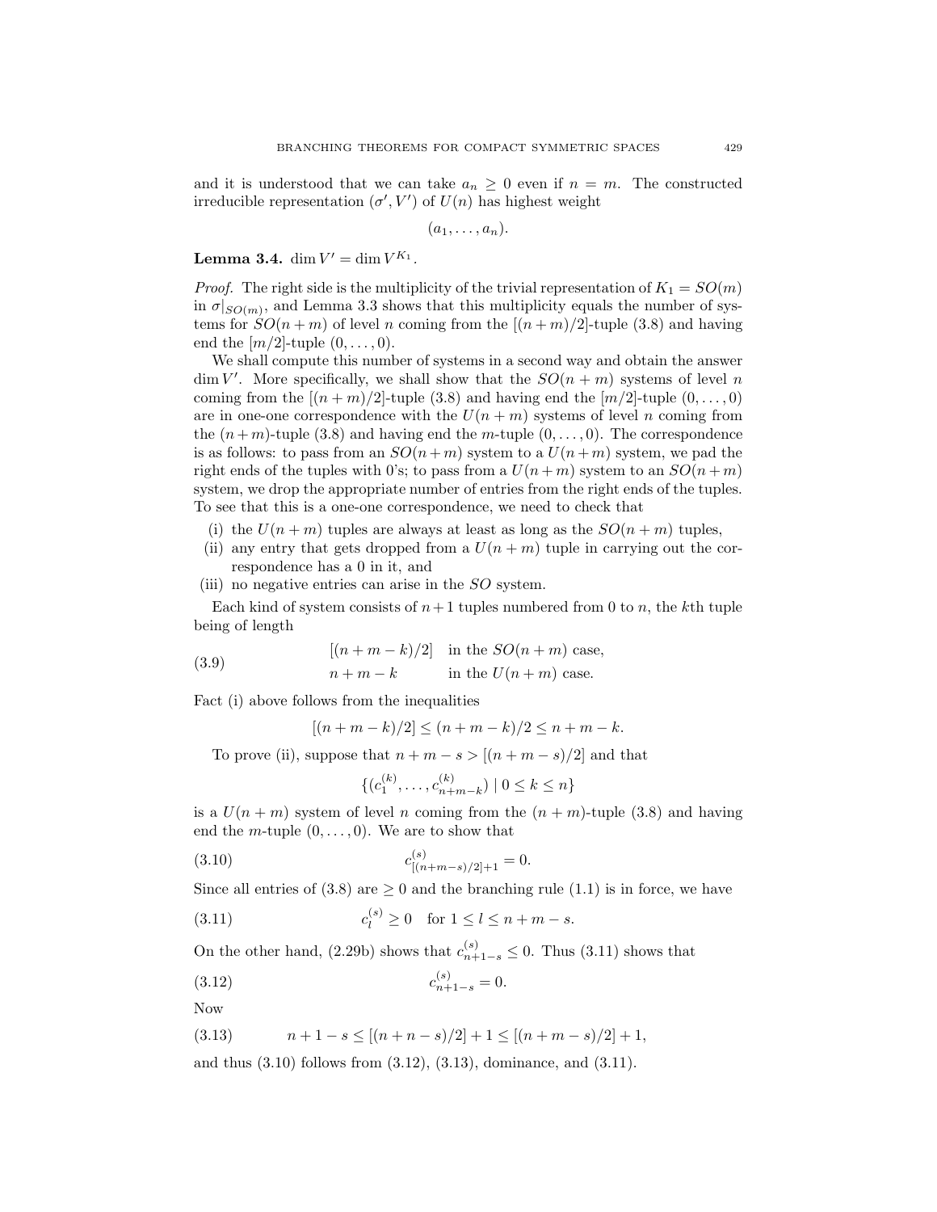and it is understood that we can take $a_n \geq 0$ even if $n = m$. The constructed irreducible representation $(\sigma', V')$ of $U(n)$ has highest weight

$$(a_1, \ldots, a_n).$$

**Lemma 3.4.** $\dim V' = \dim V^{K_1}$.

*Proof.* The right side is the multiplicity of the trivial representation of $K_1 = SO(m)$ in $\sigma|_{SO(m)}$, and Lemma 3.3 shows that this multiplicity equals the number of systems for $SO(n+m)$ of level $n$ coming from the $[(n+m)/2]$-tuple (3.8) and having end the $[m/2]$-tuple $(0, \ldots, 0)$.

We shall compute this number of systems in a second way and obtain the answer $\dim V'$. More specifically, we shall show that the $SO(n+m)$ systems of level $n$ coming from the $[(n+m)/2]$-tuple (3.8) and having end the $[m/2]$-tuple $(0, \ldots, 0)$ are in one-one correspondence with the $U(n+m)$ systems of level $n$ coming from the $(n+m)$-tuple (3.8) and having end the $m$-tuple $(0, \ldots, 0)$. The correspondence is as follows: to pass from an $SO(n+m)$ system to a $U(n+m)$ system, we pad the right ends of the tuples with 0's; to pass from a $U(n+m)$ system to an $SO(n+m)$ system, we drop the appropriate number of entries from the right ends of the tuples. To see that this is a one-one correspondence, we need to check that

(i) the $U(n+m)$ tuples are always at least as long as the $SO(n+m)$ tuples,
(ii) any entry that gets dropped from a $U(n+m)$ tuple in carrying out the correspondence has a 0 in it, and
(iii) no negative entries can arise in the $SO$ system.

Each kind of system consists of $n+1$ tuples numbered from 0 to $n$, the $k$th tuple being of length

$$\begin{aligned} &[(n+m-k)/2] \quad \text{in the } SO(n+m) \text{ case,} \\ &n+m-k \qquad\quad \text{in the } U(n+m) \text{ case.} \end{aligned} \tag{3.9}$$

Fact (i) above follows from the inequalities

$$[(n+m-k)/2] \leq (n+m-k)/2 \leq n+m-k.$$

To prove (ii), suppose that $n+m-s > [(n+m-s)/2]$ and that

$$\{(c_1^{(k)}, \ldots, c_{n+m-k}^{(k)}) \mid 0 \leq k \leq n\}$$

is a $U(n+m)$ system of level $n$ coming from the $(n+m)$-tuple (3.8) and having end the $m$-tuple $(0, \ldots, 0)$. We are to show that

$$c_{[(n+m-s)/2]+1}^{(s)} = 0. \tag{3.10}$$

Since all entries of (3.8) are $\geq 0$ and the branching rule (1.1) is in force, we have

$$c_l^{(s)} \geq 0 \quad \text{for } 1 \leq l \leq n+m-s. \tag{3.11}$$

On the other hand, (2.29b) shows that $c_{n+1-s}^{(s)} \leq 0$. Thus (3.11) shows that

$$c_{n+1-s}^{(s)} = 0. \tag{3.12}$$

Now

$$n+1-s \leq [(n+n-s)/2] + 1 \leq [(n+m-s)/2] + 1, \tag{3.13}$$

and thus (3.10) follows from (3.12), (3.13), dominance, and (3.11).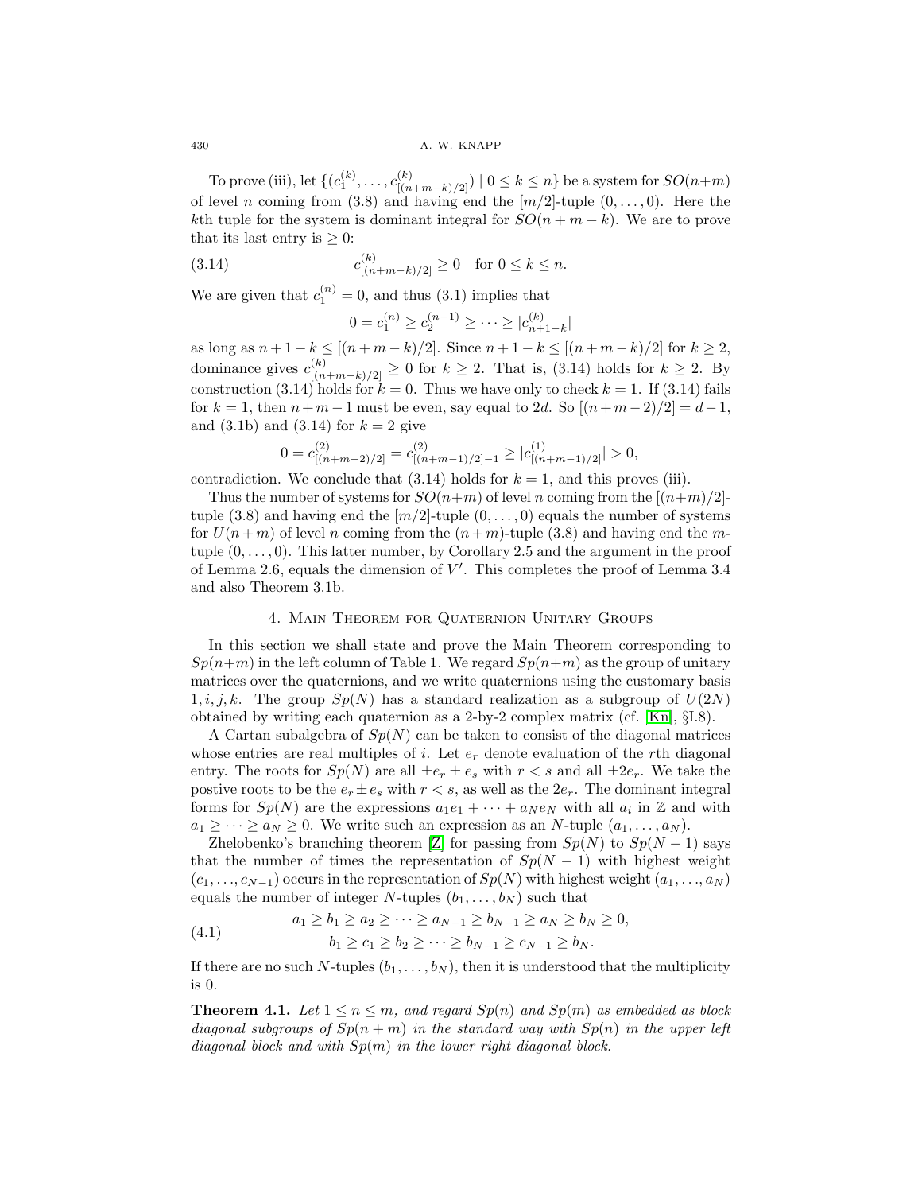To prove (iii), let $\{(c_1^{(k)}, \ldots, c_{[(n+m-k)/2]}^{(k)}) \mid 0 \le k \le n\}$ be a system for $SO(n+m)$ of level $n$ coming from (3.8) and having end the $[m/2]$-tuple $(0, \ldots, 0)$. Here the $k$th tuple for the system is dominant integral for $SO(n+m-k)$. We are to prove that its last entry is $\ge 0$:

$$c_{[(n+m-k)/2]}^{(k)} \ge 0 \quad \text{for } 0 \le k \le n. \tag{3.14}$$

We are given that $c_1^{(n)} = 0$, and thus (3.1) implies that

$$0 = c_1^{(n)} \ge c_2^{(n-1)} \ge \cdots \ge |c_{n+1-k}^{(k)}|$$

as long as $n+1-k \le [(n+m-k)/2]$. Since $n+1-k \le [(n+m-k)/2]$ for $k \ge 2$, dominance gives $c_{[(n+m-k)/2]}^{(k)} \ge 0$ for $k \ge 2$. That is, (3.14) holds for $k \ge 2$. By construction (3.14) holds for $k = 0$. Thus we have only to check $k = 1$. If (3.14) fails for $k = 1$, then $n+m-1$ must be even, say equal to $2d$. So $[(n+m-2)/2] = d-1$, and (3.1b) and (3.14) for $k = 2$ give

$$0 = c_{[(n+m-2)/2]}^{(2)} = c_{[(n+m-1)/2]-1}^{(2)} \ge |c_{[(n+m-1)/2]}^{(1)}| > 0,$$

contradiction. We conclude that (3.14) holds for $k = 1$, and this proves (iii).

Thus the number of systems for $SO(n+m)$ of level $n$ coming from the $[(n+m)/2]$-tuple (3.8) and having end the $[m/2]$-tuple $(0, \ldots, 0)$ equals the number of systems for $U(n+m)$ of level $n$ coming from the $(n+m)$-tuple (3.8) and having end the $m$-tuple $(0, \ldots, 0)$. This latter number, by Corollary 2.5 and the argument in the proof of Lemma 2.6, equals the dimension of $V'$. This completes the proof of Lemma 3.4 and also Theorem 3.1b.

## 4. Main Theorem for Quaternion Unitary Groups

In this section we shall state and prove the Main Theorem corresponding to $Sp(n+m)$ in the left column of Table 1. We regard $Sp(n+m)$ as the group of unitary matrices over the quaternions, and we write quaternions using the customary basis $1, i, j, k$. The group $Sp(N)$ has a standard realization as a subgroup of $U(2N)$ obtained by writing each quaternion as a 2-by-2 complex matrix (cf. [Kn], §I.8).

A Cartan subalgebra of $Sp(N)$ can be taken to consist of the diagonal matrices whose entries are real multiples of $i$. Let $e_r$ denote evaluation of the $r$th diagonal entry. The roots for $Sp(N)$ are all $\pm e_r \pm e_s$ with $r < s$ and all $\pm 2e_r$. We take the postive roots to be the $e_r \pm e_s$ with $r < s$, as well as the $2e_r$. The dominant integral forms for $Sp(N)$ are the expressions $a_1 e_1 + \cdots + a_N e_N$ with all $a_i$ in $\mathbb{Z}$ and with $a_1 \ge \cdots \ge a_N \ge 0$. We write such an expression as an $N$-tuple $(a_1, \ldots, a_N)$.

Zhelobenko's branching theorem [Z] for passing from $Sp(N)$ to $Sp(N-1)$ says that the number of times the representation of $Sp(N-1)$ with highest weight $(c_1, \ldots, c_{N-1})$ occurs in the representation of $Sp(N)$ with highest weight $(a_1, \ldots, a_N)$ equals the number of integer $N$-tuples $(b_1, \ldots, b_N)$ such that

$$\begin{aligned} a_1 \ge b_1 \ge a_2 \ge \cdots \ge a_{N-1} \ge b_{N-1} \ge a_N \ge b_N \ge 0, \\ b_1 \ge c_1 \ge b_2 \ge \cdots \ge b_{N-1} \ge c_{N-1} \ge b_N. \end{aligned} \tag{4.1}$$

If there are no such $N$-tuples $(b_1, \ldots, b_N)$, then it is understood that the multiplicity is 0.

**Theorem 4.1.** *Let $1 \le n \le m$, and regard $Sp(n)$ and $Sp(m)$ as embedded as block diagonal subgroups of $Sp(n+m)$ in the standard way with $Sp(n)$ in the upper left diagonal block and with $Sp(m)$ in the lower right diagonal block.*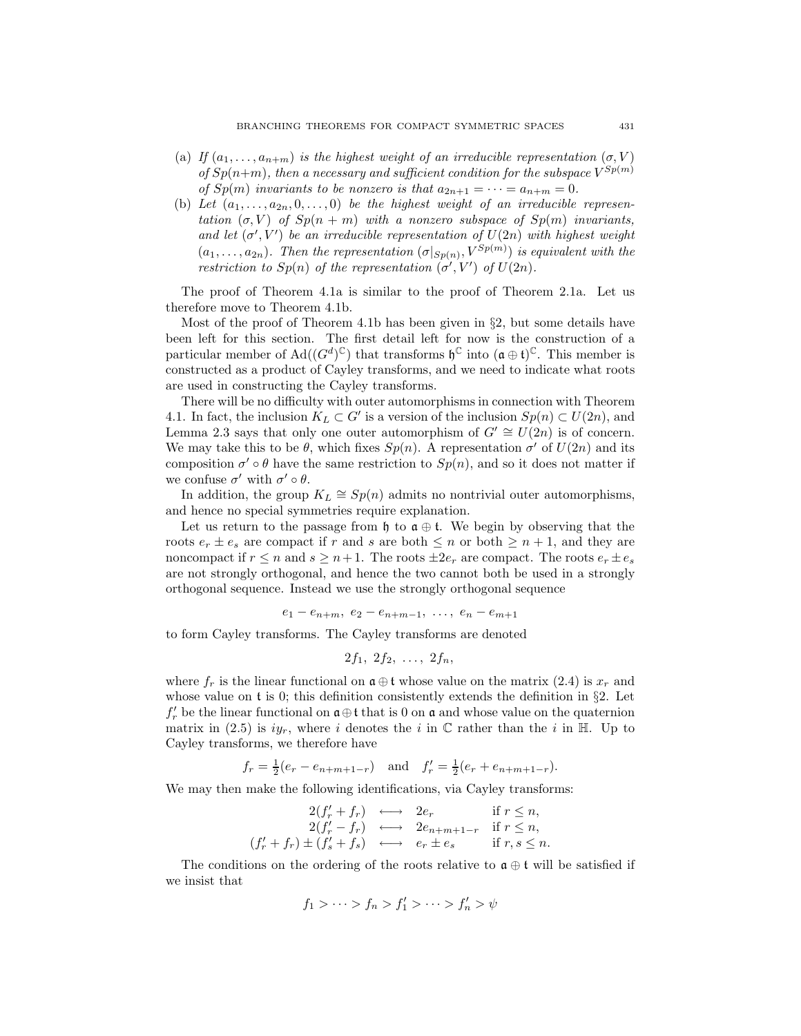(a) *If* $(a_1, \ldots, a_{n+m})$ *is the highest weight of an irreducible representation* $(\sigma, V)$ *of* $Sp(n+m)$*, then a necessary and sufficient condition for the subspace* $V^{Sp(m)}$ *of* $Sp(m)$ *invariants to be nonzero is that* $a_{2n+1} = \cdots = a_{n+m} = 0$.

(b) *Let* $(a_1, \ldots, a_{2n}, 0, \ldots, 0)$ *be the highest weight of an irreducible representation* $(\sigma, V)$ *of* $Sp(n+m)$ *with a nonzero subspace of* $Sp(m)$ *invariants, and let* $(\sigma', V')$ *be an irreducible representation of* $U(2n)$ *with highest weight* $(a_1, \ldots, a_{2n})$*. Then the representation* $(\sigma|_{Sp(n)}, V^{Sp(m)})$ *is equivalent with the restriction to* $Sp(n)$ *of the representation* $(\sigma', V')$ *of* $U(2n)$.

The proof of Theorem 4.1a is similar to the proof of Theorem 2.1a. Let us therefore move to Theorem 4.1b.

Most of the proof of Theorem 4.1b has been given in §2, but some details have been left for this section. The first detail left for now is the construction of a particular member of $\mathrm{Ad}((G^d)^{\mathbb{C}})$ that transforms $\mathfrak{h}^{\mathbb{C}}$ into $(\mathfrak{a} \oplus \mathfrak{t})^{\mathbb{C}}$. This member is constructed as a product of Cayley transforms, and we need to indicate what roots are used in constructing the Cayley transforms.

There will be no difficulty with outer automorphisms in connection with Theorem 4.1. In fact, the inclusion $K_L \subset G'$ is a version of the inclusion $Sp(n) \subset U(2n)$, and Lemma 2.3 says that only one outer automorphism of $G' \cong U(2n)$ is of concern. We may take this to be $\theta$, which fixes $Sp(n)$. A representation $\sigma'$ of $U(2n)$ and its composition $\sigma' \circ \theta$ have the same restriction to $Sp(n)$, and so it does not matter if we confuse $\sigma'$ with $\sigma' \circ \theta$.

In addition, the group $K_L \cong Sp(n)$ admits no nontrivial outer automorphisms, and hence no special symmetries require explanation.

Let us return to the passage from $\mathfrak{h}$ to $\mathfrak{a} \oplus \mathfrak{t}$. We begin by observing that the roots $e_r \pm e_s$ are compact if $r$ and $s$ are both $\leq n$ or both $\geq n+1$, and they are noncompact if $r \leq n$ and $s \geq n+1$. The roots $\pm 2e_r$ are compact. The roots $e_r \pm e_s$ are not strongly orthogonal, and hence the two cannot both be used in a strongly orthogonal sequence. Instead we use the strongly orthogonal sequence

$$e_1 - e_{n+m},\ e_2 - e_{n+m-1},\ \ldots,\ e_n - e_{m+1}$$

to form Cayley transforms. The Cayley transforms are denoted

$$2f_1,\ 2f_2,\ \ldots,\ 2f_n,$$

where $f_r$ is the linear functional on $\mathfrak{a} \oplus \mathfrak{t}$ whose value on the matrix (2.4) is $x_r$ and whose value on $\mathfrak{t}$ is 0; this definition consistently extends the definition in §2. Let $f'_r$ be the linear functional on $\mathfrak{a} \oplus \mathfrak{t}$ that is 0 on $\mathfrak{a}$ and whose value on the quaternion matrix in (2.5) is $iy_r$, where $i$ denotes the $i$ in $\mathbb{C}$ rather than the $i$ in $\mathbb{H}$. Up to Cayley transforms, we therefore have

$$f_r = \tfrac{1}{2}(e_r - e_{n+m+1-r}) \quad \text{and} \quad f'_r = \tfrac{1}{2}(e_r + e_{n+m+1-r}).$$

We may then make the following identifications, via Cayley transforms:

$$\begin{aligned}
2(f'_r + f_r) &\quad\longleftrightarrow\quad 2e_r &&\text{if } r \leq n,\\
2(f'_r - f_r) &\quad\longleftrightarrow\quad 2e_{n+m+1-r} &&\text{if } r \leq n,\\
(f'_r + f_r) \pm (f'_s + f_s) &\quad\longleftrightarrow\quad e_r \pm e_s &&\text{if } r, s \leq n.
\end{aligned}$$

The conditions on the ordering of the roots relative to $\mathfrak{a} \oplus \mathfrak{t}$ will be satisfied if we insist that

$$f_1 > \cdots > f_n > f'_1 > \cdots > f'_n > \psi$$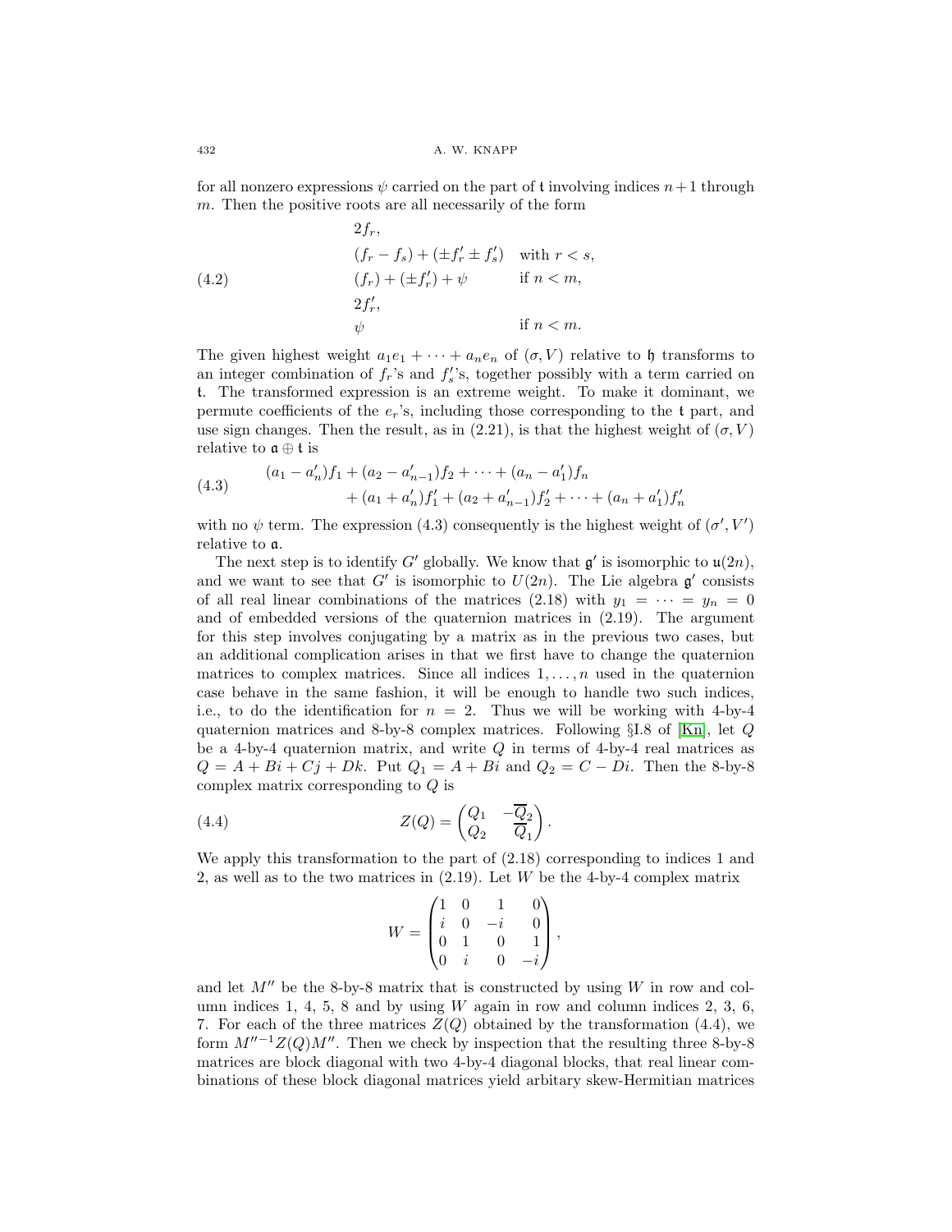for all nonzero expressions $\psi$ carried on the part of $\mathfrak{t}$ involving indices $n+1$ through $m$. Then the positive roots are all necessarily of the form

$$
(4.2)\qquad
\begin{array}{ll}
2f_r, & \\
(f_r - f_s) + (\pm f'_r \pm f'_s) & \text{with } r < s, \\
(f_r) + (\pm f'_r) + \psi & \text{if } n < m, \\
2f'_r, & \\
\psi & \text{if } n < m.
\end{array}
$$

The given highest weight $a_1 e_1 + \cdots + a_n e_n$ of $(\sigma, V)$ relative to $\mathfrak{h}$ transforms to an integer combination of $f_r$'s and $f'_s$'s, together possibly with a term carried on $\mathfrak{t}$. The transformed expression is an extreme weight. To make it dominant, we permute coefficients of the $e_r$'s, including those corresponding to the $\mathfrak{t}$ part, and use sign changes. Then the result, as in (2.21), is that the highest weight of $(\sigma, V)$ relative to $\mathfrak{a} \oplus \mathfrak{t}$ is

$$
(4.3)\qquad
\begin{aligned}
&(a_1 - a'_n) f_1 + (a_2 - a'_{n-1}) f_2 + \cdots + (a_n - a'_1) f_n \\
&\qquad + (a_1 + a'_n) f'_1 + (a_2 + a'_{n-1}) f'_2 + \cdots + (a_n + a'_1) f'_n
\end{aligned}
$$

with no $\psi$ term. The expression (4.3) consequently is the highest weight of $(\sigma', V')$ relative to $\mathfrak{a}$.

The next step is to identify $G'$ globally. We know that $\mathfrak{g}'$ is isomorphic to $\mathfrak{u}(2n)$, and we want to see that $G'$ is isomorphic to $U(2n)$. The Lie algebra $\mathfrak{g}'$ consists of all real linear combinations of the matrices (2.18) with $y_1 = \cdots = y_n = 0$ and of embedded versions of the quaternion matrices in (2.19). The argument for this step involves conjugating by a matrix as in the previous two cases, but an additional complication arises in that we first have to change the quaternion matrices to complex matrices. Since all indices $1, \ldots, n$ used in the quaternion case behave in the same fashion, it will be enough to handle two such indices, i.e., to do the identification for $n = 2$. Thus we will be working with 4-by-4 quaternion matrices and 8-by-8 complex matrices. Following §I.8 of [Kn], let $Q$ be a 4-by-4 quaternion matrix, and write $Q$ in terms of 4-by-4 real matrices as $Q = A + Bi + Cj + Dk$. Put $Q_1 = A + Bi$ and $Q_2 = C - Di$. Then the 8-by-8 complex matrix corresponding to $Q$ is

$$
(4.4)\qquad Z(Q) = \begin{pmatrix} Q_1 & -\overline{Q}_2 \\ Q_2 & \overline{Q}_1 \end{pmatrix}.
$$

We apply this transformation to the part of (2.18) corresponding to indices 1 and 2, as well as to the two matrices in (2.19). Let $W$ be the 4-by-4 complex matrix

$$
W = \begin{pmatrix} 1 & 0 & 1 & 0 \\ i & 0 & -i & 0 \\ 0 & 1 & 0 & 1 \\ 0 & i & 0 & -i \end{pmatrix},
$$

and let $M''$ be the 8-by-8 matrix that is constructed by using $W$ in row and column indices 1, 4, 5, 8 and by using $W$ again in row and column indices 2, 3, 6, 7. For each of the three matrices $Z(Q)$ obtained by the transformation (4.4), we form $M''^{-1} Z(Q) M''$. Then we check by inspection that the resulting three 8-by-8 matrices are block diagonal with two 4-by-4 diagonal blocks, that real linear combinations of these block diagonal matrices yield arbitary skew-Hermitian matrices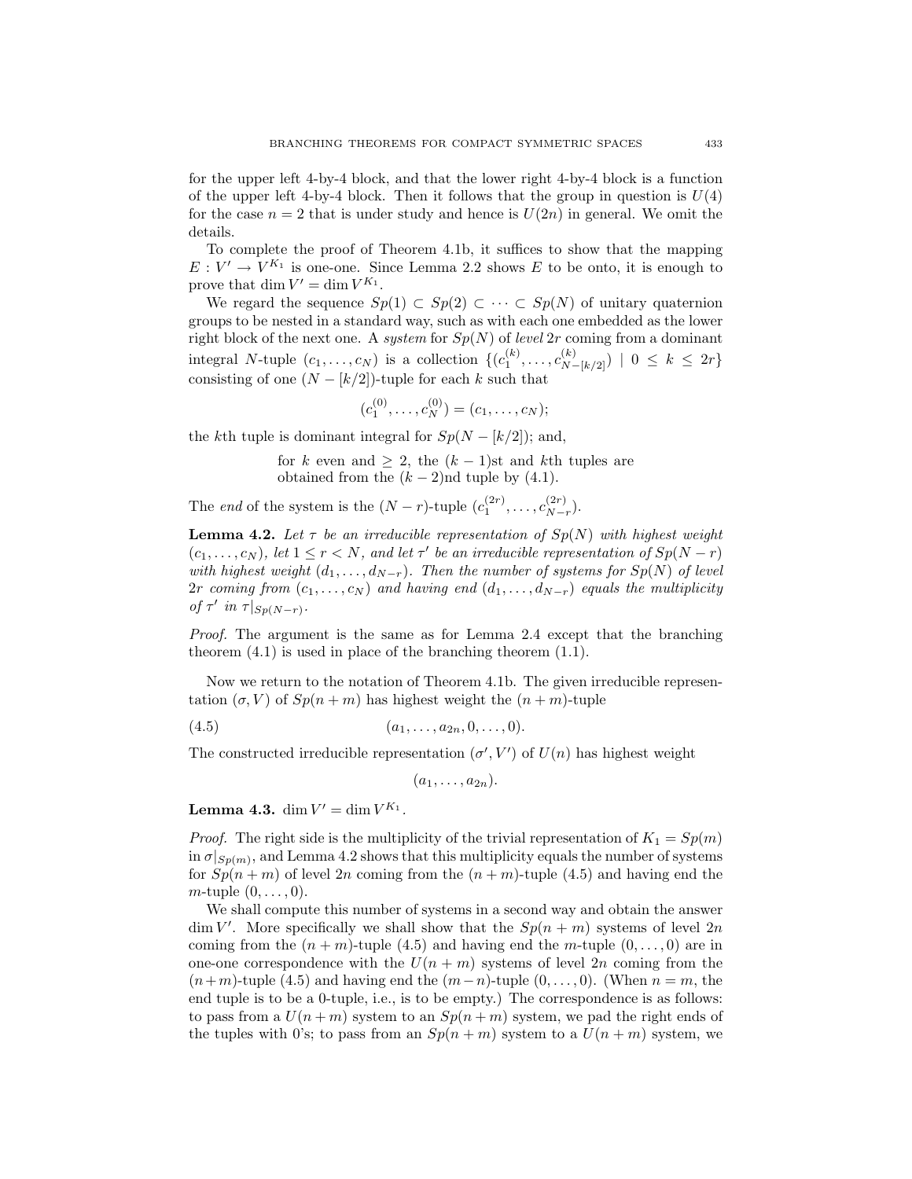for the upper left 4-by-4 block, and that the lower right 4-by-4 block is a function of the upper left 4-by-4 block. Then it follows that the group in question is $U(4)$ for the case $n = 2$ that is under study and hence is $U(2n)$ in general. We omit the details.

To complete the proof of Theorem 4.1b, it suffices to show that the mapping $E : V' \to V^{K_1}$ is one-one. Since Lemma 2.2 shows $E$ to be onto, it is enough to prove that $\dim V' = \dim V^{K_1}$.

We regard the sequence $Sp(1) \subset Sp(2) \subset \cdots \subset Sp(N)$ of unitary quaternion groups to be nested in a standard way, such as with each one embedded as the lower right block of the next one. A *system* for $Sp(N)$ of *level* $2r$ coming from a dominant integral $N$-tuple $(c_1, \ldots, c_N)$ is a collection $\{(c_1^{(k)}, \ldots, c_{N-[k/2]}^{(k)}) \mid 0 \leq k \leq 2r\}$ consisting of one $(N - [k/2])$-tuple for each $k$ such that

$$(c_1^{(0)}, \ldots, c_N^{(0)}) = (c_1, \ldots, c_N);$$

the $k$th tuple is dominant integral for $Sp(N - [k/2])$; and,

> for $k$ even and $\geq 2$, the $(k-1)$st and $k$th tuples are obtained from the $(k-2)$nd tuple by (4.1).

The *end* of the system is the $(N - r)$-tuple $(c_1^{(2r)}, \ldots, c_{N-r}^{(2r)})$.

**Lemma 4.2.** *Let $\tau$ be an irreducible representation of $Sp(N)$ with highest weight $(c_1, \ldots, c_N)$, let $1 \leq r < N$, and let $\tau'$ be an irreducible representation of $Sp(N - r)$ with highest weight $(d_1, \ldots, d_{N-r})$. Then the number of systems for $Sp(N)$ of level $2r$ coming from $(c_1, \ldots, c_N)$ and having end $(d_1, \ldots, d_{N-r})$ equals the multiplicity of $\tau'$ in $\tau|_{Sp(N-r)}$.*

*Proof.* The argument is the same as for Lemma 2.4 except that the branching theorem (4.1) is used in place of the branching theorem (1.1).

Now we return to the notation of Theorem 4.1b. The given irreducible representation $(\sigma, V)$ of $Sp(n + m)$ has highest weight the $(n + m)$-tuple

$$(a_1, \ldots, a_{2n}, 0, \ldots, 0). \tag{4.5}$$

The constructed irreducible representation $(\sigma', V')$ of $U(n)$ has highest weight

$$(a_1, \ldots, a_{2n}).$$

**Lemma 4.3.** $\dim V' = \dim V^{K_1}$.

*Proof.* The right side is the multiplicity of the trivial representation of $K_1 = Sp(m)$ in $\sigma|_{Sp(m)}$, and Lemma 4.2 shows that this multiplicity equals the number of systems for $Sp(n + m)$ of level $2n$ coming from the $(n + m)$-tuple (4.5) and having end the $m$-tuple $(0, \ldots, 0)$.

We shall compute this number of systems in a second way and obtain the answer $\dim V'$. More specifically we shall show that the $Sp(n + m)$ systems of level $2n$ coming from the $(n + m)$-tuple (4.5) and having end the $m$-tuple $(0, \ldots, 0)$ are in one-one correspondence with the $U(n + m)$ systems of level $2n$ coming from the $(n+m)$-tuple (4.5) and having end the $(m-n)$-tuple $(0, \ldots, 0)$. (When $n = m$, the end tuple is to be a 0-tuple, i.e., is to be empty.) The correspondence is as follows: to pass from a $U(n + m)$ system to an $Sp(n + m)$ system, we pad the right ends of the tuples with 0's; to pass from an $Sp(n + m)$ system to a $U(n + m)$ system, we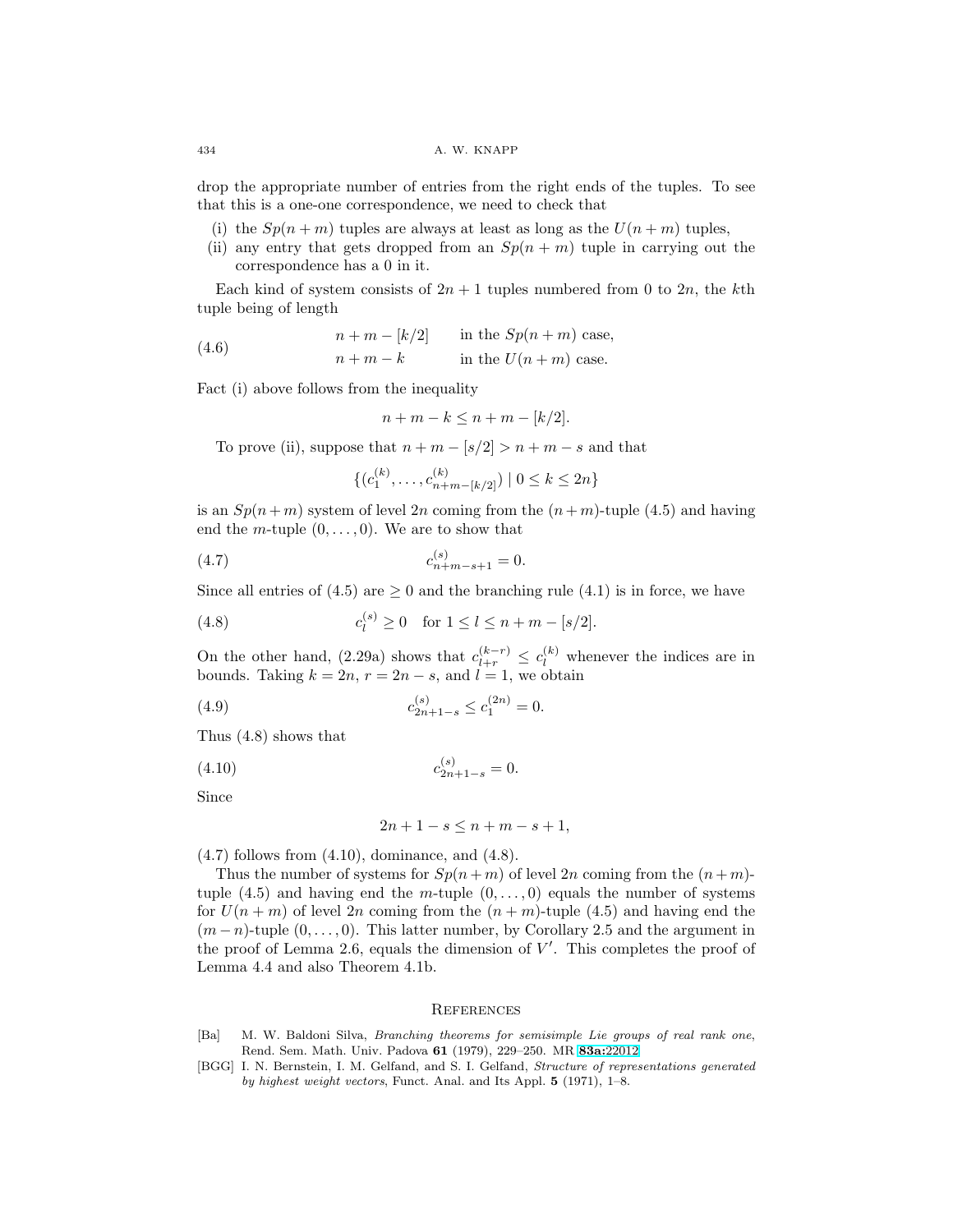drop the appropriate number of entries from the right ends of the tuples. To see that this is a one-one correspondence, we need to check that

(i) the $Sp(n+m)$ tuples are always at least as long as the $U(n+m)$ tuples,
(ii) any entry that gets dropped from an $Sp(n+m)$ tuple in carrying out the correspondence has a 0 in it.

Each kind of system consists of $2n+1$ tuples numbered from 0 to $2n$, the $k$th tuple being of length

$$\begin{aligned} &n+m-[k/2] && \text{in the } Sp(n+m) \text{ case,} \\ &n+m-k && \text{in the } U(n+m) \text{ case.} \end{aligned} \tag{4.6}$$

Fact (i) above follows from the inequality

$$n+m-k \leq n+m-[k/2].$$

To prove (ii), suppose that $n+m-[s/2] > n+m-s$ and that

$$\{(c_1^{(k)}, \ldots, c_{n+m-[k/2]}^{(k)}) \mid 0 \leq k \leq 2n\}$$

is an $Sp(n+m)$ system of level $2n$ coming from the $(n+m)$-tuple (4.5) and having end the $m$-tuple $(0, \ldots, 0)$. We are to show that

$$c_{n+m-s+1}^{(s)} = 0. \tag{4.7}$$

Since all entries of (4.5) are $\geq 0$ and the branching rule (4.1) is in force, we have

$$c_l^{(s)} \geq 0 \quad \text{for } 1 \leq l \leq n+m-[s/2]. \tag{4.8}$$

On the other hand, (2.29a) shows that $c_{l+r}^{(k-r)} \leq c_l^{(k)}$ whenever the indices are in bounds. Taking $k = 2n$, $r = 2n-s$, and $l = 1$, we obtain

$$c_{2n+1-s}^{(s)} \leq c_1^{(2n)} = 0. \tag{4.9}$$

Thus (4.8) shows that

$$c_{2n+1-s}^{(s)} = 0. \tag{4.10}$$

Since

$$2n+1-s \leq n+m-s+1,$$

(4.7) follows from (4.10), dominance, and (4.8).

Thus the number of systems for $Sp(n+m)$ of level $2n$ coming from the $(n+m)$-tuple (4.5) and having end the $m$-tuple $(0, \ldots, 0)$ equals the number of systems for $U(n+m)$ of level $2n$ coming from the $(n+m)$-tuple (4.5) and having end the $(m-n)$-tuple $(0, \ldots, 0)$. This latter number, by Corollary 2.5 and the argument in the proof of Lemma 2.6, equals the dimension of $V'$. This completes the proof of Lemma 4.4 and also Theorem 4.1b.

## References

[Ba] M. W. Baldoni Silva, *Branching theorems for semisimple Lie groups of real rank one*, Rend. Sem. Math. Univ. Padova **61** (1979), 229–250. MR **83a:**22012

[BGG] I. N. Bernstein, I. M. Gelfand, and S. I. Gelfand, *Structure of representations generated by highest weight vectors*, Funct. Anal. and Its Appl. **5** (1971), 1–8.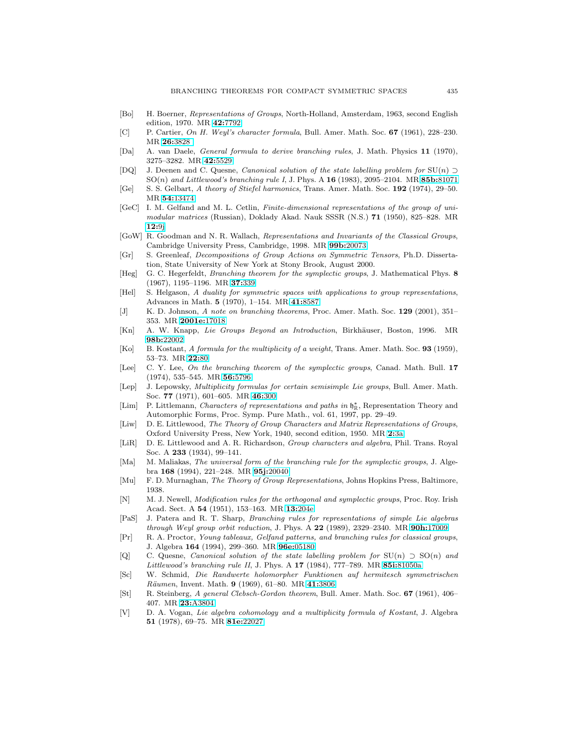[Bo] H. Boerner, *Representations of Groups*, North-Holland, Amsterdam, 1963, second English edition, 1970. MR **42:**7792

[C] P. Cartier, *On H. Weyl's character formula*, Bull. Amer. Math. Soc. **67** (1961), 228–230. MR **26:**3828

[Da] A. van Daele, *General formula to derive branching rules*, J. Math. Physics **11** (1970), 3275–3282. MR **42:**5529

[DQ] J. Deenen and C. Quesne, *Canonical solution of the state labelling problem for* $\mathrm{SU}(n) \supset \mathrm{SO}(n)$ *and Littlewood's branching rule I*, J. Phys. A **16** (1983), 2095–2104. MR **85b:**81071

[Ge] S. S. Gelbart, *A theory of Stiefel harmonics*, Trans. Amer. Math. Soc. **192** (1974), 29–50. MR **54:**13474

[GeC] I. M. Gelfand and M. L. Cetlin, *Finite-dimensional representations of the group of unimodular matrices* (Russian), Doklady Akad. Nauk SSSR (N.S.) **71** (1950), 825–828. MR **12:**9j

[GoW] R. Goodman and N. R. Wallach, *Representations and Invariants of the Classical Groups*, Cambridge University Press, Cambridge, 1998. MR **99b:**20073

[Gr] S. Greenleaf, *Decompositions of Group Actions on Symmetric Tensors*, Ph.D. Dissertation, State University of New York at Stony Brook, August 2000.

[Heg] G. C. Hegerfeldt, *Branching theorem for the symplectic groups*, J. Mathematical Phys. **8** (1967), 1195–1196. MR **37:**339

[Hel] S. Helgason, *A duality for symmetric spaces with applications to group representations*, Advances in Math. **5** (1970), 1–154. MR **41:**8587

[J] K. D. Johnson, *A note on branching theorems*, Proc. Amer. Math. Soc. **129** (2001), 351–353. MR **2001e:**17018

[Kn] A. W. Knapp, *Lie Groups Beyond an Introduction*, Birkhäuser, Boston, 1996. MR **98b:**22002

[Ko] B. Kostant, *A formula for the multiplicity of a weight*, Trans. Amer. Math. Soc. **93** (1959), 53–73. MR **22:**80

[Lee] C. Y. Lee, *On the branching theorem of the symplectic groups*, Canad. Math. Bull. **17** (1974), 535–545. MR **56:**5796

[Lep] J. Lepowsky, *Multiplicity formulas for certain semisimple Lie groups*, Bull. Amer. Math. Soc. **77** (1971), 601–605. MR **46:**300

[Lim] P. Littlemann, *Characters of representations and paths in* $\mathfrak{h}^*_{\mathbb{R}}$, Representation Theory and Automorphic Forms, Proc. Symp. Pure Math., vol. 61, 1997, pp. 29–49.

[Liw] D. E. Littlewood, *The Theory of Group Characters and Matrix Representations of Groups*, Oxford University Press, New York, 1940, second edition, 1950. MR **2:**3a

[LiR] D. E. Littlewood and A. R. Richardson, *Group characters and algebra*, Phil. Trans. Royal Soc. A **233** (1934), 99–141.

[Ma] M. Maliakas, *The universal form of the branching rule for the symplectic groups*, J. Algebra **168** (1994), 221–248. MR **95j:**20040

[Mu] F. D. Murnaghan, *The Theory of Group Representations*, Johns Hopkins Press, Baltimore, 1938.

[N] M. J. Newell, *Modification rules for the orthogonal and symplectic groups*, Proc. Roy. Irish Acad. Sect. A **54** (1951), 153–163. MR **13:**204e

[PaS] J. Patera and R. T. Sharp, *Branching rules for representations of simple Lie algebras through Weyl group orbit reduction*, J. Phys. A **22** (1989), 2329–2340. MR **90h:**17009

[Pr] R. A. Proctor, *Young tableaux, Gelfand patterns, and branching rules for classical groups*, J. Algebra **164** (1994), 299–360. MR **96e:**05180

[Q] C. Quesne, *Canonical solution of the state labelling problem for* $\mathrm{SU}(n) \supset \mathrm{SO}(n)$ *and Littlewood's branching rule II*, J. Phys. A **17** (1984), 777–789. MR **85i:**81050a

[Sc] W. Schmid, *Die Randwerte holomorpher Funktionen auf hermitesch symmetrischen Räumen*, Invent. Math. **9** (1969), 61–80. MR **41:**3806

[St] R. Steinberg, *A general Clebsch-Gordon theorem*, Bull. Amer. Math. Soc. **67** (1961), 406–407. MR **23:**A3804

[V] D. A. Vogan, *Lie algebra cohomology and a multiplicity formula of Kostant*, J. Algebra **51** (1978), 69–75. MR **81e:**22027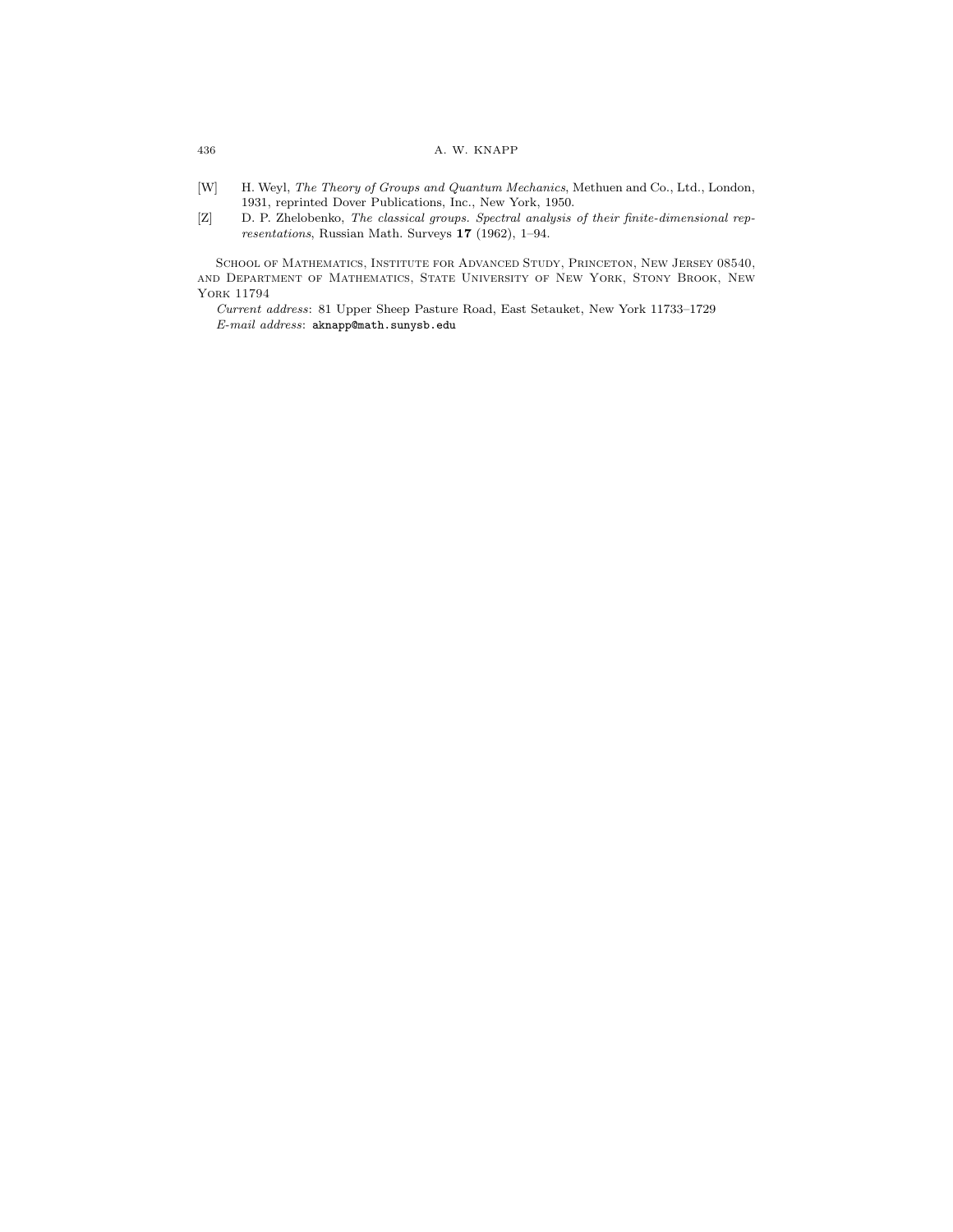[W] H. Weyl, *The Theory of Groups and Quantum Mechanics*, Methuen and Co., Ltd., London, 1931, reprinted Dover Publications, Inc., New York, 1950.

[Z] D. P. Zhelobenko, *The classical groups. Spectral analysis of their finite-dimensional representations*, Russian Math. Surveys **17** (1962), 1–94.

School of Mathematics, Institute for Advanced Study, Princeton, New Jersey 08540, and Department of Mathematics, State University of New York, Stony Brook, New York 11794

*Current address*: 81 Upper Sheep Pasture Road, East Setauket, New York 11733–1729

*E-mail address*: aknapp@math.sunysb.edu